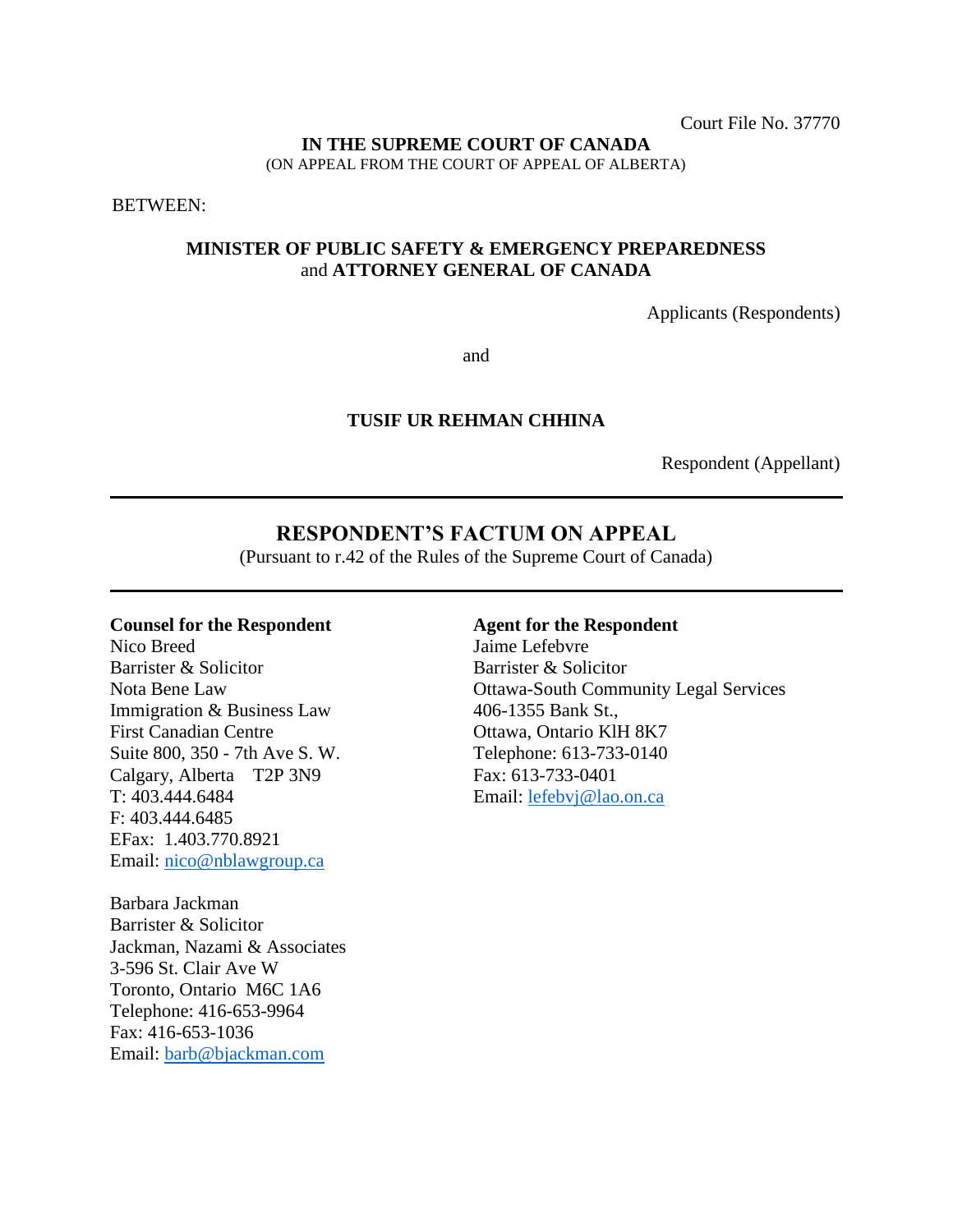Court File No. 37770

**IN THE SUPREME COURT OF CANADA**
(ON APPEAL FROM THE COURT OF APPEAL OF ALBERTA)

BETWEEN:

**MINISTER OF PUBLIC SAFETY & EMERGENCY PREPAREDNESS**
and **ATTORNEY GENERAL OF CANADA**

Applicants (Respondents)

and

**TUSIF UR REHMAN CHHINA**

Respondent (Appellant)

---

# RESPONDENT'S FACTUM ON APPEAL

(Pursuant to r.42 of the Rules of the Supreme Court of Canada)

---

**Counsel for the Respondent**
Nico Breed
Barrister & Solicitor
Nota Bene Law
Immigration & Business Law
First Canadian Centre
Suite 800, 350 - 7th Ave S. W.
Calgary, Alberta T2P 3N9
T: 403.444.6484
F: 403.444.6485
EFax: 1.403.770.8921
Email: nico@nblawgroup.ca

Barbara Jackman
Barrister & Solicitor
Jackman, Nazami & Associates
3-596 St. Clair Ave W
Toronto, Ontario M6C 1A6
Telephone: 416-653-9964
Fax: 416-653-1036
Email: barb@bjackman.com

**Agent for the Respondent**
Jaime Lefebvre
Barrister & Solicitor
Ottawa-South Community Legal Services
406-1355 Bank St.,
Ottawa, Ontario KlH 8K7
Telephone: 613-733-0140
Fax: 613-733-0401
Email: lefebvj@lao.on.ca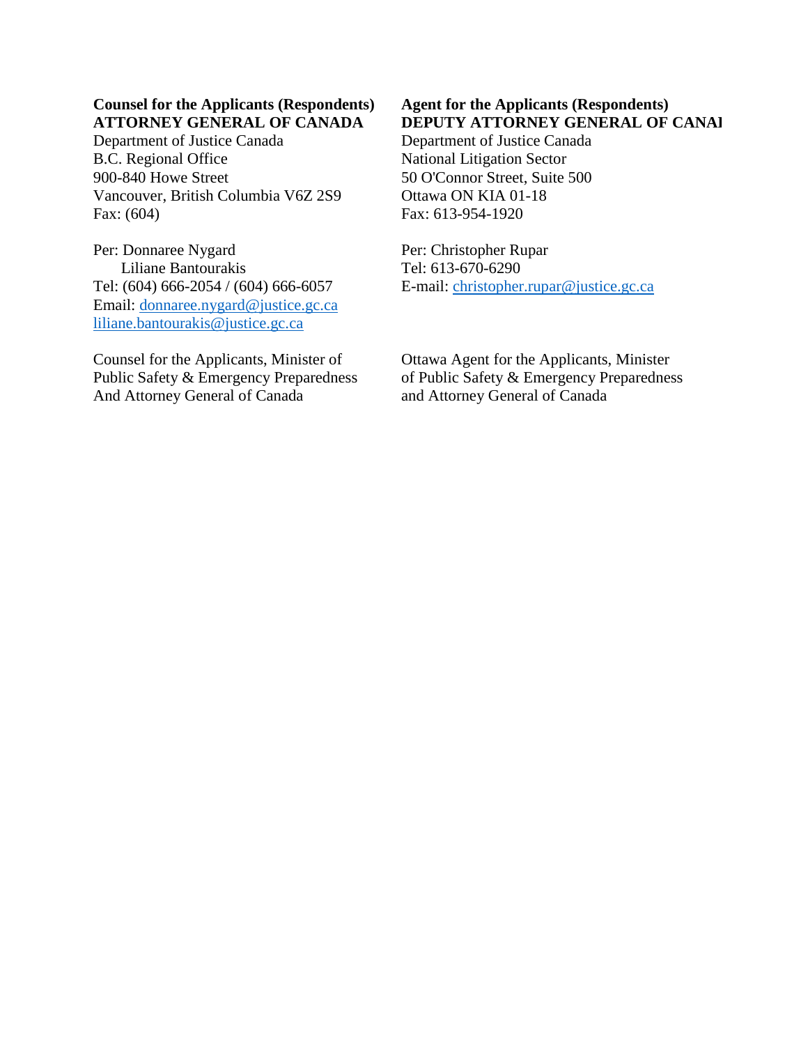**Counsel for the Applicants (Respondents)**
**ATTORNEY GENERAL OF CANADA**
Department of Justice Canada
B.C. Regional Office
900-840 Howe Street
Vancouver, British Columbia V6Z 2S9
Fax: (604)

Per: Donnaree Nygard
Liliane Bantourakis
Tel: (604) 666-2054 / (604) 666-6057
Email: donnaree.nygard@justice.gc.ca
liliane.bantourakis@justice.gc.ca

Counsel for the Applicants, Minister of Public Safety & Emergency Preparedness And Attorney General of Canada

**Agent for the Applicants (Respondents)**
**DEPUTY ATTORNEY GENERAL OF CANAI**
Department of Justice Canada
National Litigation Sector
50 O'Connor Street, Suite 500
Ottawa ON KIA 01-18
Fax: 613-954-1920

Per: Christopher Rupar
Tel: 613-670-6290
E-mail: christopher.rupar@justice.gc.ca

Ottawa Agent for the Applicants, Minister of Public Safety & Emergency Preparedness and Attorney General of Canada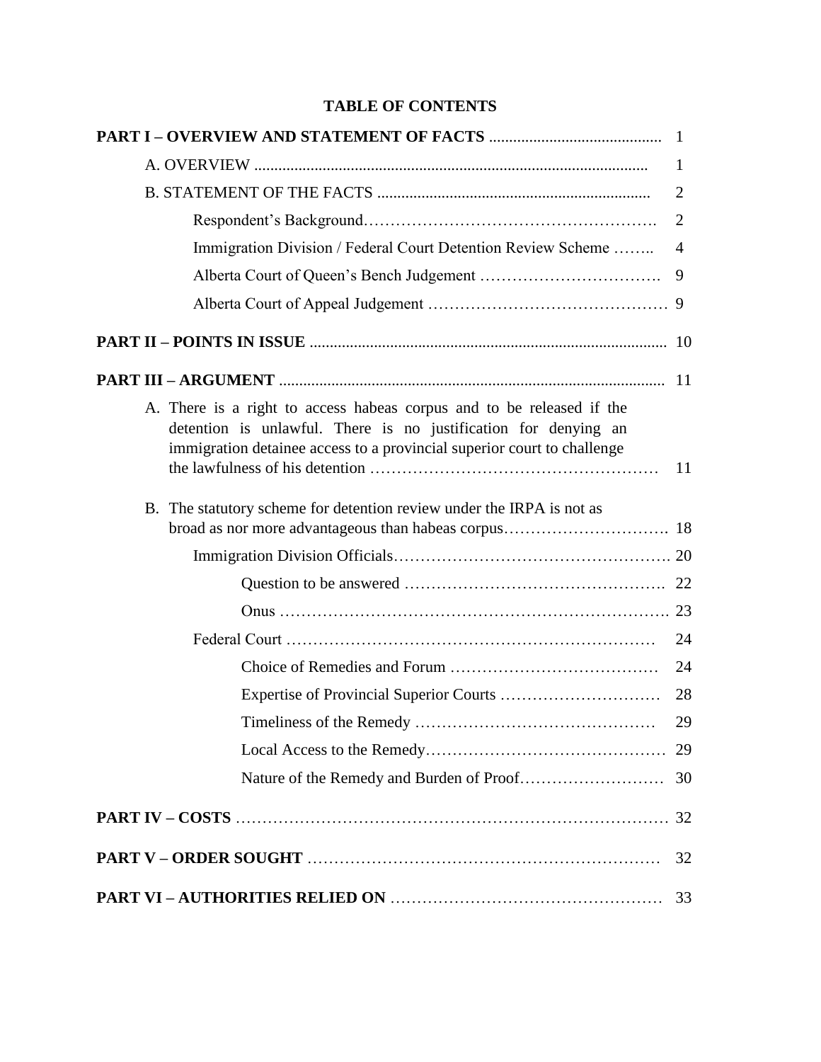# TABLE OF CONTENTS

**PART I – OVERVIEW AND STATEMENT OF FACTS** .......... 1

A. OVERVIEW .......... 1

B. STATEMENT OF THE FACTS .......... 2

Respondent's Background .......... 2

Immigration Division / Federal Court Detention Review Scheme .......... 4

Alberta Court of Queen's Bench Judgement .......... 9

Alberta Court of Appeal Judgement .......... 9

**PART II – POINTS IN ISSUE** .......... 10

**PART III – ARGUMENT** .......... 11

A. There is a right to access habeas corpus and to be released if the detention is unlawful. There is no justification for denying an immigration detainee access to a provincial superior court to challenge the lawfulness of his detention .......... 11

B. The statutory scheme for detention review under the IRPA is not as broad as nor more advantageous than habeas corpus .......... 18

Immigration Division Officials .......... 20

Question to be answered .......... 22

Onus .......... 23

Federal Court .......... 24

Choice of Remedies and Forum .......... 24

Expertise of Provincial Superior Courts .......... 28

Timeliness of the Remedy .......... 29

Local Access to the Remedy .......... 29

Nature of the Remedy and Burden of Proof .......... 30

**PART IV – COSTS** .......... 32

**PART V – ORDER SOUGHT** .......... 32

**PART VI – AUTHORITIES RELIED ON** .......... 33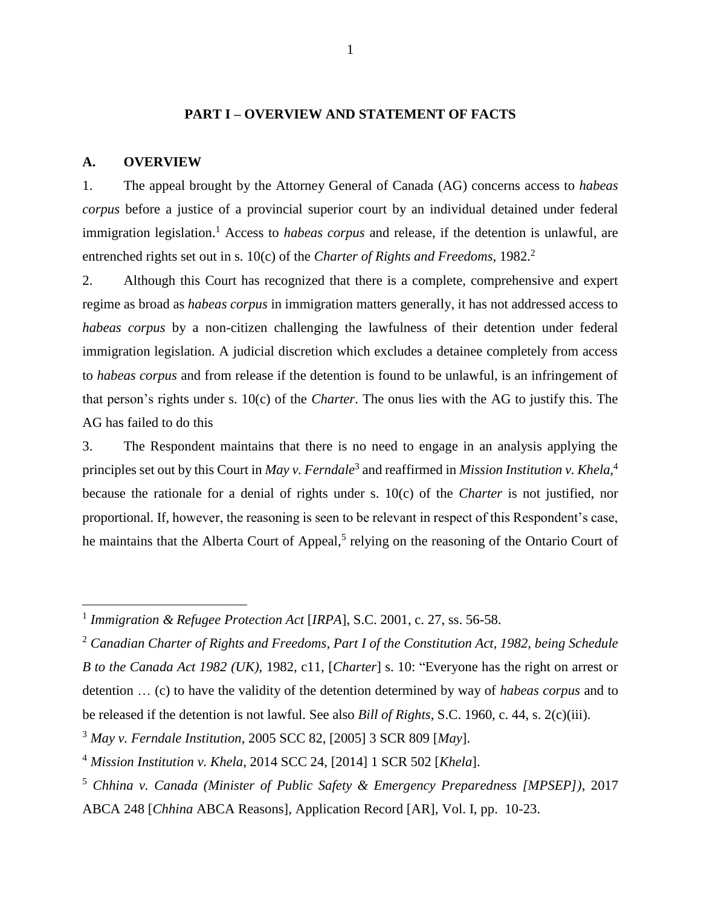## PART I – OVERVIEW AND STATEMENT OF FACTS

### A. OVERVIEW

1. The appeal brought by the Attorney General of Canada (AG) concerns access to *habeas corpus* before a justice of a provincial superior court by an individual detained under federal immigration legislation.[1] Access to *habeas corpus* and release, if the detention is unlawful, are entrenched rights set out in s. 10(c) of the *Charter of Rights and Freedoms*, 1982.[2]

2. Although this Court has recognized that there is a complete, comprehensive and expert regime as broad as *habeas corpus* in immigration matters generally, it has not addressed access to *habeas corpus* by a non-citizen challenging the lawfulness of their detention under federal immigration legislation. A judicial discretion which excludes a detainee completely from access to *habeas corpus* and from release if the detention is found to be unlawful, is an infringement of that person's rights under s. 10(c) of the *Charter*. The onus lies with the AG to justify this. The AG has failed to do this

3. The Respondent maintains that there is no need to engage in an analysis applying the principles set out by this Court in *May v. Ferndale*[3] and reaffirmed in *Mission Institution v. Khela*,[4] because the rationale for a denial of rights under s. 10(c) of the *Charter* is not justified, nor proportional. If, however, the reasoning is seen to be relevant in respect of this Respondent's case, he maintains that the Alberta Court of Appeal,[5] relying on the reasoning of the Ontario Court of

---

[1] *Immigration & Refugee Protection Act* [*IRPA*], S.C. 2001, c. 27, ss. 56-58.

[2] *Canadian Charter of Rights and Freedoms, Part I of the Constitution Act, 1982, being Schedule B to the Canada Act 1982 (UK)*, 1982, c11, [*Charter*] s. 10: "Everyone has the right on arrest or detention … (c) to have the validity of the detention determined by way of *habeas corpus* and to be released if the detention is not lawful. See also *Bill of Rights*, S.C. 1960, c. 44, s. 2(c)(iii).

[3] *May v. Ferndale Institution*, 2005 SCC 82, [2005] 3 SCR 809 [*May*].

[4] *Mission Institution v. Khela*, 2014 SCC 24, [2014] 1 SCR 502 [*Khela*].

[5] *Chhina v. Canada (Minister of Public Safety & Emergency Preparedness [MPSEP])*, 2017 ABCA 248 [*Chhina* ABCA Reasons], Application Record [AR], Vol. I, pp. 10-23.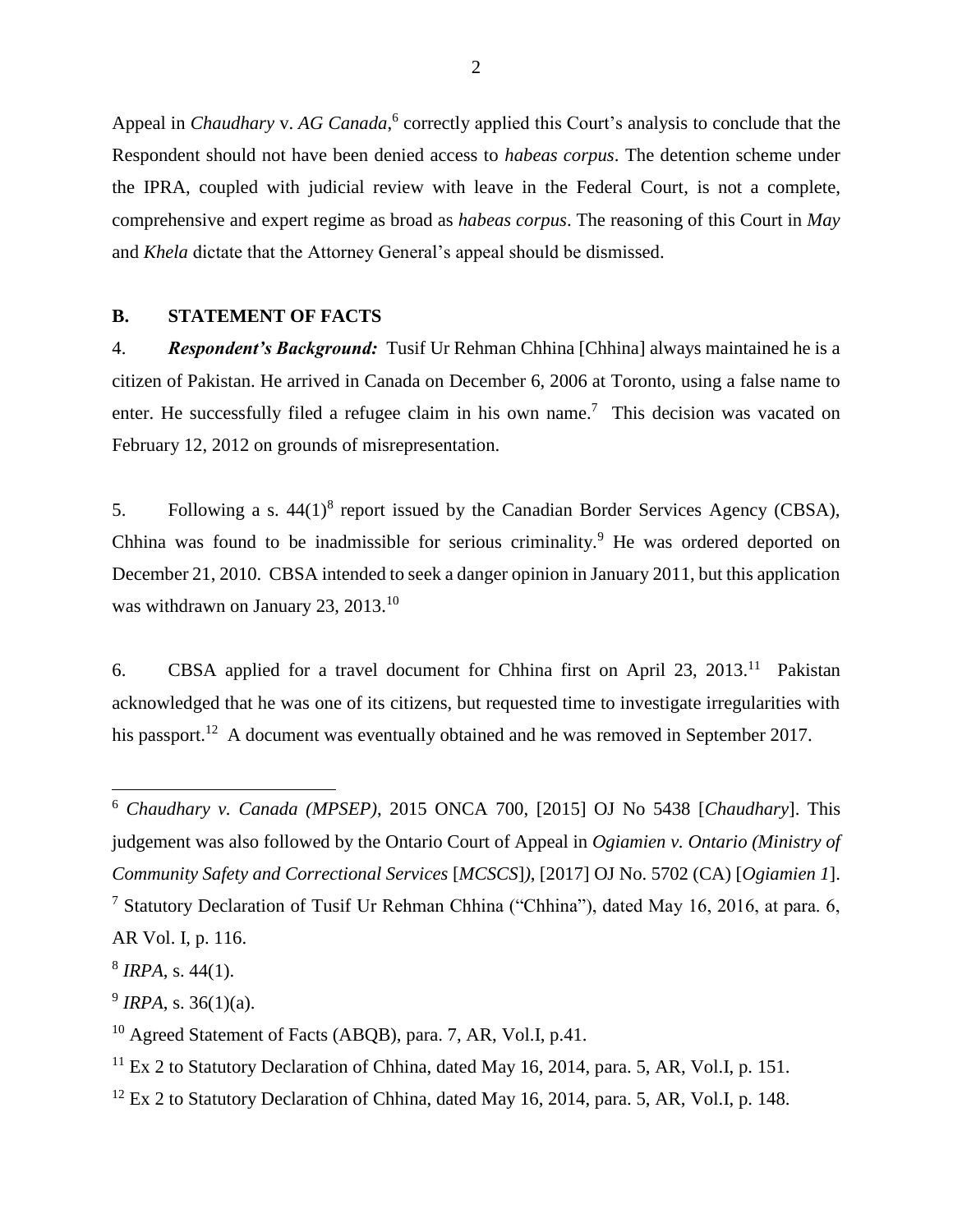Appeal in *Chaudhary* v. *AG Canada*,[6] correctly applied this Court's analysis to conclude that the Respondent should not have been denied access to *habeas corpus*. The detention scheme under the IPRA, coupled with judicial review with leave in the Federal Court, is not a complete, comprehensive and expert regime as broad as *habeas corpus*. The reasoning of this Court in *May* and *Khela* dictate that the Attorney General's appeal should be dismissed.

## B. STATEMENT OF FACTS

4. ***Respondent's Background:*** Tusif Ur Rehman Chhina [Chhina] always maintained he is a citizen of Pakistan. He arrived in Canada on December 6, 2006 at Toronto, using a false name to enter. He successfully filed a refugee claim in his own name.[7] This decision was vacated on February 12, 2012 on grounds of misrepresentation.

5. Following a s. 44(1)[8] report issued by the Canadian Border Services Agency (CBSA), Chhina was found to be inadmissible for serious criminality.[9] He was ordered deported on December 21, 2010. CBSA intended to seek a danger opinion in January 2011, but this application was withdrawn on January 23, 2013.[10]

6. CBSA applied for a travel document for Chhina first on April 23, 2013.[11] Pakistan acknowledged that he was one of its citizens, but requested time to investigate irregularities with his passport.[12] A document was eventually obtained and he was removed in September 2017.

---

[6] *Chaudhary v. Canada (MPSEP)*, 2015 ONCA 700, [2015] OJ No 5438 [*Chaudhary*]. This judgement was also followed by the Ontario Court of Appeal in *Ogiamien v. Ontario (Ministry of Community Safety and Correctional Services* [*MCSCS*]*)*, [2017] OJ No. 5702 (CA) [*Ogiamien 1*].

[7] Statutory Declaration of Tusif Ur Rehman Chhina ("Chhina"), dated May 16, 2016, at para. 6, AR Vol. I, p. 116.

[8] *IRPA*, s. 44(1).

[9] *IRPA*, s. 36(1)(a).

[10] Agreed Statement of Facts (ABQB), para. 7, AR, Vol.I, p.41.

[11] Ex 2 to Statutory Declaration of Chhina, dated May 16, 2014, para. 5, AR, Vol.I, p. 151.

[12] Ex 2 to Statutory Declaration of Chhina, dated May 16, 2014, para. 5, AR, Vol.I, p. 148.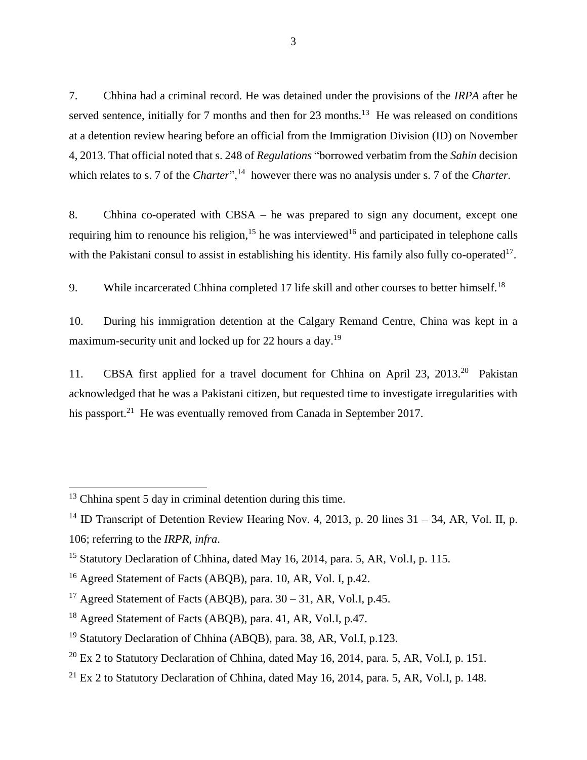7. Chhina had a criminal record. He was detained under the provisions of the *IRPA* after he served sentence, initially for 7 months and then for 23 months.[13] He was released on conditions at a detention review hearing before an official from the Immigration Division (ID) on November 4, 2013. That official noted that s. 248 of *Regulations* "borrowed verbatim from the *Sahin* decision which relates to s. 7 of the *Charter*",[14] however there was no analysis under s. 7 of the *Charter.*

8. Chhina co-operated with CBSA – he was prepared to sign any document, except one requiring him to renounce his religion,[15] he was interviewed[16] and participated in telephone calls with the Pakistani consul to assist in establishing his identity. His family also fully co-operated[17].

9. While incarcerated Chhina completed 17 life skill and other courses to better himself.[18]

10. During his immigration detention at the Calgary Remand Centre, China was kept in a maximum-security unit and locked up for 22 hours a day.[19]

11. CBSA first applied for a travel document for Chhina on April 23, 2013.[20] Pakistan acknowledged that he was a Pakistani citizen, but requested time to investigate irregularities with his passport.[21] He was eventually removed from Canada in September 2017.

---

[13] Chhina spent 5 day in criminal detention during this time.

[14] ID Transcript of Detention Review Hearing Nov. 4, 2013, p. 20 lines 31 – 34, AR, Vol. II, p. 106; referring to the *IRPR*, *infra*.

[15] Statutory Declaration of Chhina, dated May 16, 2014, para. 5, AR, Vol.I, p. 115.

[16] Agreed Statement of Facts (ABQB), para. 10, AR, Vol. I, p.42.

[17] Agreed Statement of Facts (ABQB), para. 30 – 31, AR, Vol.I, p.45.

[18] Agreed Statement of Facts (ABQB), para. 41, AR, Vol.I, p.47.

[19] Statutory Declaration of Chhina (ABQB), para. 38, AR, Vol.I, p.123.

[20] Ex 2 to Statutory Declaration of Chhina, dated May 16, 2014, para. 5, AR, Vol.I, p. 151.

[21] Ex 2 to Statutory Declaration of Chhina, dated May 16, 2014, para. 5, AR, Vol.I, p. 148.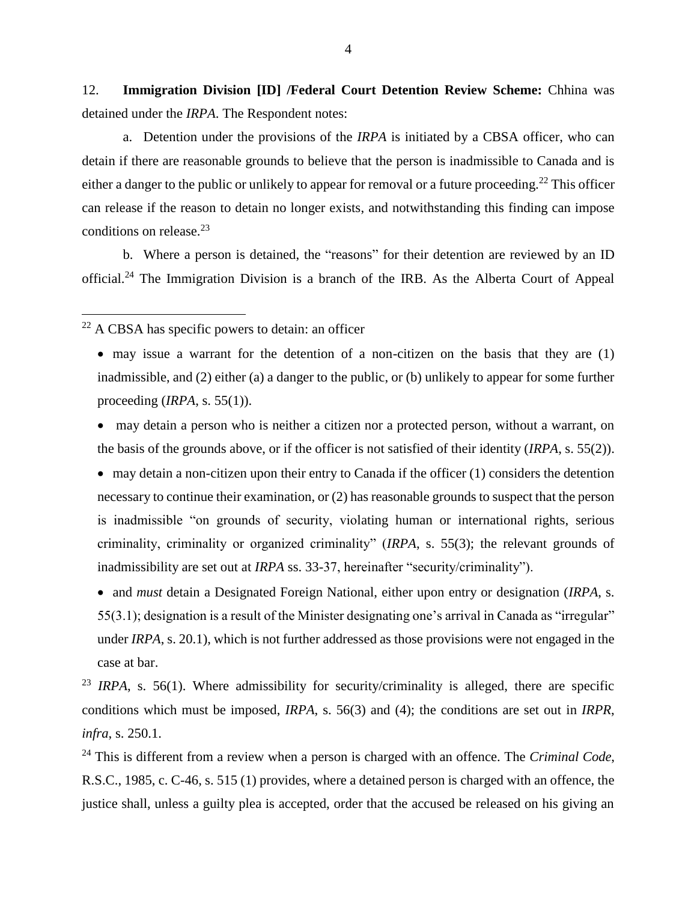12. **Immigration Division [ID] /Federal Court Detention Review Scheme:** Chhina was detained under the *IRPA*. The Respondent notes:

a. Detention under the provisions of the *IRPA* is initiated by a CBSA officer, who can detain if there are reasonable grounds to believe that the person is inadmissible to Canada and is either a danger to the public or unlikely to appear for removal or a future proceeding.[22] This officer can release if the reason to detain no longer exists, and notwithstanding this finding can impose conditions on release.[23]

b. Where a person is detained, the "reasons" for their detention are reviewed by an ID official.[24] The Immigration Division is a branch of the IRB. As the Alberta Court of Appeal

---

[22] A CBSA has specific powers to detain: an officer

- may issue a warrant for the detention of a non-citizen on the basis that they are (1) inadmissible, and (2) either (a) a danger to the public, or (b) unlikely to appear for some further proceeding (*IRPA*, s. 55(1)).
- may detain a person who is neither a citizen nor a protected person, without a warrant, on the basis of the grounds above, or if the officer is not satisfied of their identity (*IRPA*, s. 55(2)).
- may detain a non-citizen upon their entry to Canada if the officer (1) considers the detention necessary to continue their examination, or (2) has reasonable grounds to suspect that the person is inadmissible "on grounds of security, violating human or international rights, serious criminality, criminality or organized criminality" (*IRPA*, s. 55(3); the relevant grounds of inadmissibility are set out at *IRPA* ss. 33-37, hereinafter "security/criminality").
- and *must* detain a Designated Foreign National, either upon entry or designation (*IRPA*, s. 55(3.1); designation is a result of the Minister designating one's arrival in Canada as "irregular" under *IRPA*, s. 20.1), which is not further addressed as those provisions were not engaged in the case at bar.

[23] *IRPA*, s. 56(1). Where admissibility for security/criminality is alleged, there are specific conditions which must be imposed, *IRPA*, s. 56(3) and (4); the conditions are set out in *IRPR*, *infra*, s. 250.1.

[24] This is different from a review when a person is charged with an offence. The *Criminal Code*, R.S.C., 1985, c. C-46, s. 515 (1) provides, where a detained person is charged with an offence, the justice shall, unless a guilty plea is accepted, order that the accused be released on his giving an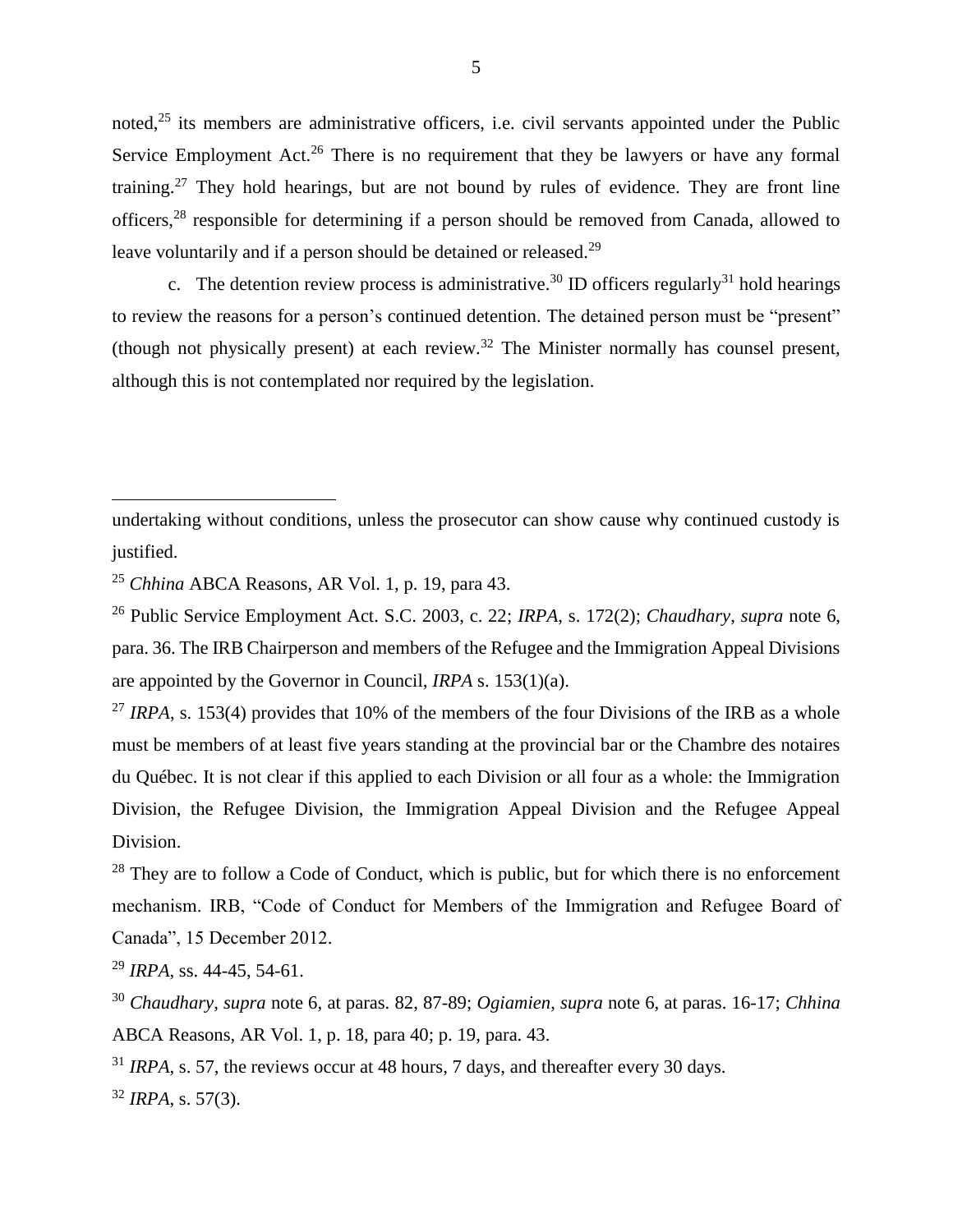noted,[25] its members are administrative officers, i.e. civil servants appointed under the Public Service Employment Act.[26] There is no requirement that they be lawyers or have any formal training.[27] They hold hearings, but are not bound by rules of evidence. They are front line officers,[28] responsible for determining if a person should be removed from Canada, allowed to leave voluntarily and if a person should be detained or released.[29]

c. The detention review process is administrative.[30] ID officers regularly[31] hold hearings to review the reasons for a person's continued detention. The detained person must be "present" (though not physically present) at each review.[32] The Minister normally has counsel present, although this is not contemplated nor required by the legislation.

---

undertaking without conditions, unless the prosecutor can show cause why continued custody is justified.

[25] *Chhina* ABCA Reasons, AR Vol. 1, p. 19, para 43.

[26] Public Service Employment Act. S.C. 2003, c. 22; *IRPA*, s. 172(2); *Chaudhary*, *supra* note 6, para. 36. The IRB Chairperson and members of the Refugee and the Immigration Appeal Divisions are appointed by the Governor in Council, *IRPA* s. 153(1)(a).

[27] *IRPA*, s. 153(4) provides that 10% of the members of the four Divisions of the IRB as a whole must be members of at least five years standing at the provincial bar or the Chambre des notaires du Québec. It is not clear if this applied to each Division or all four as a whole: the Immigration Division, the Refugee Division, the Immigration Appeal Division and the Refugee Appeal Division.

[28] They are to follow a Code of Conduct, which is public, but for which there is no enforcement mechanism. IRB, "Code of Conduct for Members of the Immigration and Refugee Board of Canada", 15 December 2012.

[29] *IRPA*, ss. 44-45, 54-61.

[30] *Chaudhary*, *supra* note 6, at paras. 82, 87-89; *Ogiamien*, *supra* note 6, at paras. 16-17; *Chhina* ABCA Reasons, AR Vol. 1, p. 18, para 40; p. 19, para. 43.

[31] *IRPA*, s. 57, the reviews occur at 48 hours, 7 days, and thereafter every 30 days.

[32] *IRPA*, s. 57(3).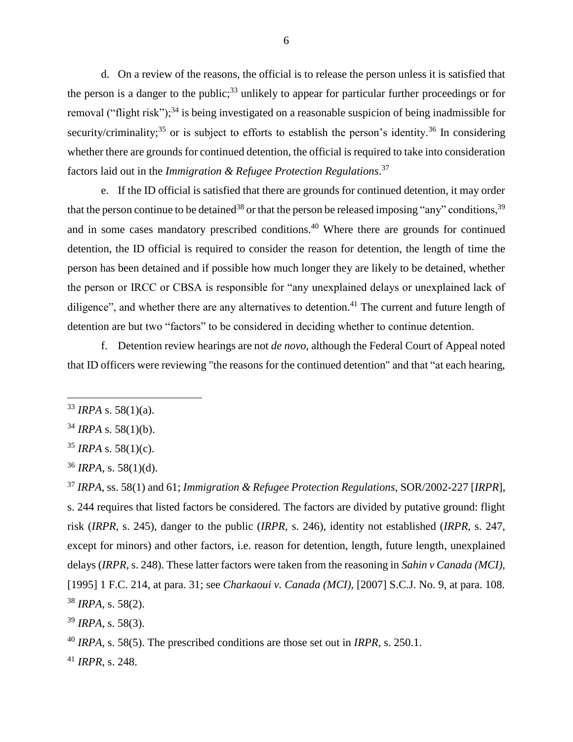d. On a review of the reasons, the official is to release the person unless it is satisfied that the person is a danger to the public;[33] unlikely to appear for particular further proceedings or for removal ("flight risk");[34] is being investigated on a reasonable suspicion of being inadmissible for security/criminality;[35] or is subject to efforts to establish the person's identity.[36] In considering whether there are grounds for continued detention, the official is required to take into consideration factors laid out in the *Immigration & Refugee Protection Regulations*.[37]

e. If the ID official is satisfied that there are grounds for continued detention, it may order that the person continue to be detained[38] or that the person be released imposing "any" conditions,[39] and in some cases mandatory prescribed conditions.[40] Where there are grounds for continued detention, the ID official is required to consider the reason for detention, the length of time the person has been detained and if possible how much longer they are likely to be detained, whether the person or IRCC or CBSA is responsible for "any unexplained delays or unexplained lack of diligence", and whether there are any alternatives to detention.[41] The current and future length of detention are but two "factors" to be considered in deciding whether to continue detention.

f. Detention review hearings are not *de novo*, although the Federal Court of Appeal noted that ID officers were reviewing "the reasons for the continued detention" and that "at each hearing,

---

[33] *IRPA* s. 58(1)(a).

[34] *IRPA* s. 58(1)(b).

[35] *IRPA* s. 58(1)(c).

[36] *IRPA*, s. 58(1)(d).

[37] *IRPA*, ss. 58(1) and 61; *Immigration & Refugee Protection Regulations*, SOR/2002-227 [*IRPR*], s. 244 requires that listed factors be considered. The factors are divided by putative ground: flight risk (*IRPR*, s. 245), danger to the public (*IRPR*, s. 246), identity not established (*IRPR*, s. 247, except for minors) and other factors, i.e. reason for detention, length, future length, unexplained delays (*IRPR*, s. 248). These latter factors were taken from the reasoning in *Sahin v Canada (MCI)*, [1995] 1 F.C. 214, at para. 31; see *Charkaoui v. Canada (MCI)*, [2007] S.C.J. No. 9, at para. 108.

[38] *IRPA*, s. 58(2).

[39] *IRPA*, s. 58(3).

[40] *IRPA*, s. 58(5). The prescribed conditions are those set out in *IRPR*, s. 250.1.

[41] *IRPR*, s. 248.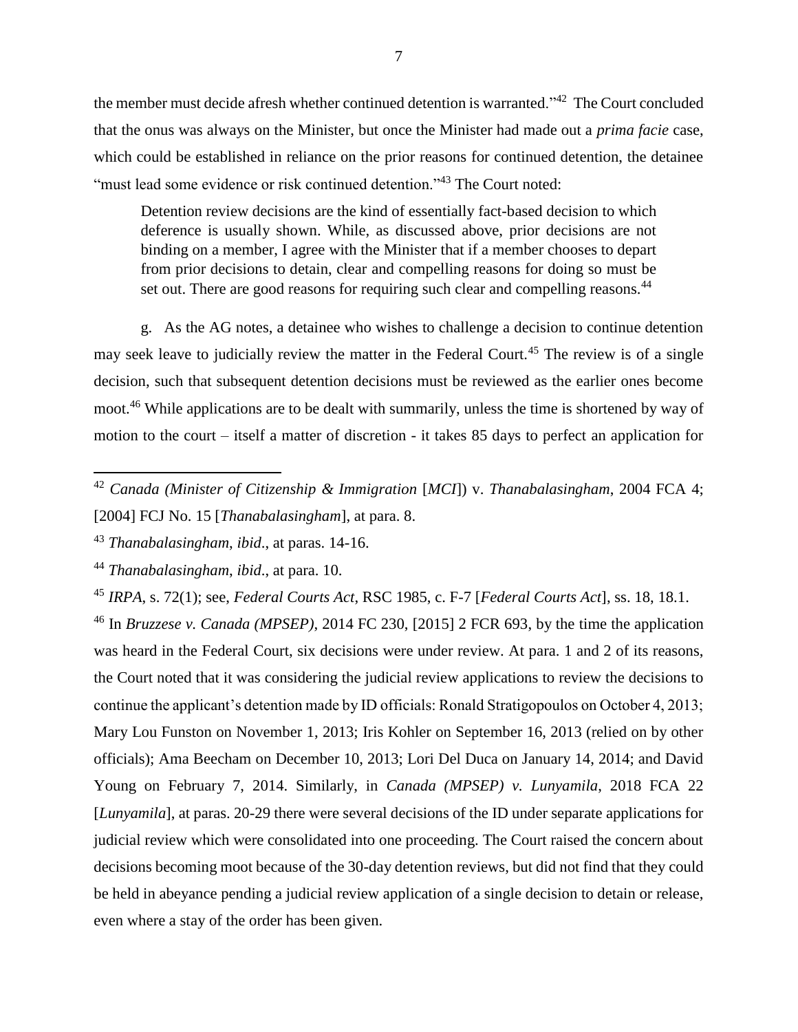the member must decide afresh whether continued detention is warranted."[42] The Court concluded that the onus was always on the Minister, but once the Minister had made out a *prima facie* case, which could be established in reliance on the prior reasons for continued detention, the detainee "must lead some evidence or risk continued detention."[43] The Court noted:

> Detention review decisions are the kind of essentially fact-based decision to which deference is usually shown. While, as discussed above, prior decisions are not binding on a member, I agree with the Minister that if a member chooses to depart from prior decisions to detain, clear and compelling reasons for doing so must be set out. There are good reasons for requiring such clear and compelling reasons.[44]

g. As the AG notes, a detainee who wishes to challenge a decision to continue detention may seek leave to judicially review the matter in the Federal Court.[45] The review is of a single decision, such that subsequent detention decisions must be reviewed as the earlier ones become moot.[46] While applications are to be dealt with summarily, unless the time is shortened by way of motion to the court – itself a matter of discretion - it takes 85 days to perfect an application for

---

[42] *Canada (Minister of Citizenship & Immigration* [*MCI*]) v. *Thanabalasingham*, 2004 FCA 4; [2004] FCJ No. 15 [*Thanabalasingham*], at para. 8.

[43] *Thanabalasingham, ibid*., at paras. 14-16.

[44] *Thanabalasingham, ibid*., at para. 10.

[45] *IRPA*, s. 72(1); see, *Federal Courts Act*, RSC 1985, c. F-7 [*Federal Courts Act*], ss. 18, 18.1.

[46] In *Bruzzese v. Canada (MPSEP)*, 2014 FC 230, [2015] 2 FCR 693, by the time the application was heard in the Federal Court, six decisions were under review. At para. 1 and 2 of its reasons, the Court noted that it was considering the judicial review applications to review the decisions to continue the applicant's detention made by ID officials: Ronald Stratigopoulos on October 4, 2013; Mary Lou Funston on November 1, 2013; Iris Kohler on September 16, 2013 (relied on by other officials); Ama Beecham on December 10, 2013; Lori Del Duca on January 14, 2014; and David Young on February 7, 2014. Similarly, in *Canada (MPSEP) v. Lunyamila*, 2018 FCA 22 [*Lunyamila*], at paras. 20-29 there were several decisions of the ID under separate applications for judicial review which were consolidated into one proceeding. The Court raised the concern about decisions becoming moot because of the 30-day detention reviews, but did not find that they could be held in abeyance pending a judicial review application of a single decision to detain or release, even where a stay of the order has been given.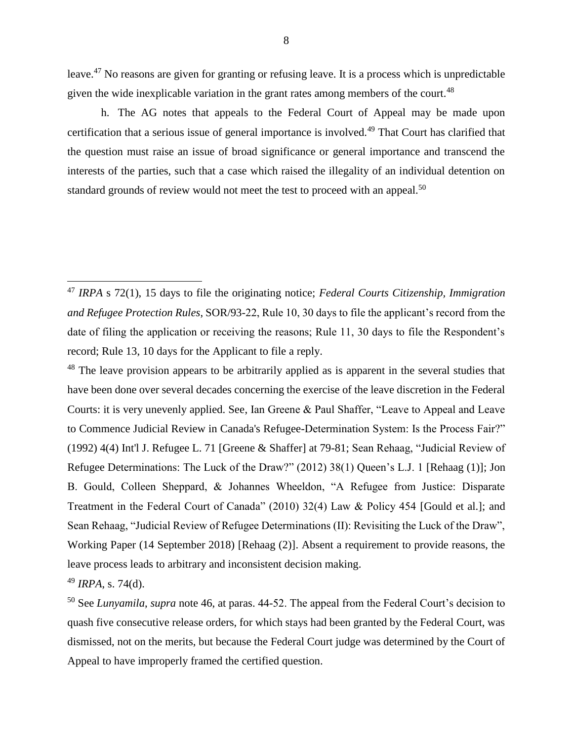leave.[47] No reasons are given for granting or refusing leave. It is a process which is unpredictable given the wide inexplicable variation in the grant rates among members of the court.[48]

h. The AG notes that appeals to the Federal Court of Appeal may be made upon certification that a serious issue of general importance is involved.[49] That Court has clarified that the question must raise an issue of broad significance or general importance and transcend the interests of the parties, such that a case which raised the illegality of an individual detention on standard grounds of review would not meet the test to proceed with an appeal.[50]

---

[47] *IRPA* s 72(1), 15 days to file the originating notice; *Federal Courts Citizenship, Immigration and Refugee Protection Rules*, SOR/93-22, Rule 10, 30 days to file the applicant's record from the date of filing the application or receiving the reasons; Rule 11, 30 days to file the Respondent's record; Rule 13, 10 days for the Applicant to file a reply.

[48] The leave provision appears to be arbitrarily applied as is apparent in the several studies that have been done over several decades concerning the exercise of the leave discretion in the Federal Courts: it is very unevenly applied. See, Ian Greene & Paul Shaffer, "Leave to Appeal and Leave to Commence Judicial Review in Canada's Refugee-Determination System: Is the Process Fair?" (1992) 4(4) Int'l J. Refugee L. 71 [Greene & Shaffer] at 79-81; Sean Rehaag, "Judicial Review of Refugee Determinations: The Luck of the Draw?" (2012) 38(1) Queen's L.J. 1 [Rehaag (1)]; Jon B. Gould, Colleen Sheppard, & Johannes Wheeldon, "A Refugee from Justice: Disparate Treatment in the Federal Court of Canada" (2010) 32(4) Law & Policy 454 [Gould et al.]; and Sean Rehaag, "Judicial Review of Refugee Determinations (II): Revisiting the Luck of the Draw", Working Paper (14 September 2018) [Rehaag (2)]. Absent a requirement to provide reasons, the leave process leads to arbitrary and inconsistent decision making.

[49] *IRPA*, s. 74(d).

[50] See *Lunyamila*, *supra* note 46, at paras. 44-52. The appeal from the Federal Court's decision to quash five consecutive release orders, for which stays had been granted by the Federal Court, was dismissed, not on the merits, but because the Federal Court judge was determined by the Court of Appeal to have improperly framed the certified question.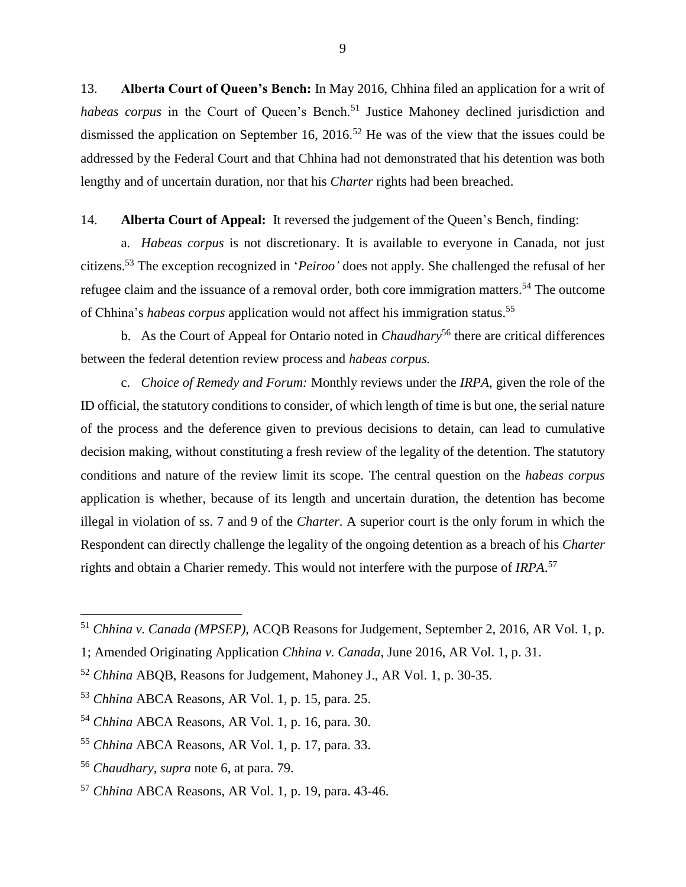13. **Alberta Court of Queen's Bench:** In May 2016, Chhina filed an application for a writ of *habeas corpus* in the Court of Queen's Bench.[51] Justice Mahoney declined jurisdiction and dismissed the application on September 16, 2016.[52] He was of the view that the issues could be addressed by the Federal Court and that Chhina had not demonstrated that his detention was both lengthy and of uncertain duration, nor that his *Charter* rights had been breached.

14. **Alberta Court of Appeal:** It reversed the judgement of the Queen's Bench, finding:

a. *Habeas corpus* is not discretionary. It is available to everyone in Canada, not just citizens.[53] The exception recognized in '*Peiroo'* does not apply. She challenged the refusal of her refugee claim and the issuance of a removal order, both core immigration matters.[54] The outcome of Chhina's *habeas corpus* application would not affect his immigration status.[55]

b. As the Court of Appeal for Ontario noted in *Chaudhary*[56] there are critical differences between the federal detention review process and *habeas corpus.*

c. *Choice of Remedy and Forum:* Monthly reviews under the *IRPA*, given the role of the ID official, the statutory conditions to consider, of which length of time is but one, the serial nature of the process and the deference given to previous decisions to detain, can lead to cumulative decision making, without constituting a fresh review of the legality of the detention. The statutory conditions and nature of the review limit its scope. The central question on the *habeas corpus* application is whether, because of its length and uncertain duration, the detention has become illegal in violation of ss. 7 and 9 of the *Charter*. A superior court is the only forum in which the Respondent can directly challenge the legality of the ongoing detention as a breach of his *Charter* rights and obtain a Charier remedy. This would not interfere with the purpose of *IRPA*.[57]

---

[51] *Chhina v. Canada (MPSEP)*, ACQB Reasons for Judgement, September 2, 2016, AR Vol. 1, p. 1; Amended Originating Application *Chhina v. Canada*, June 2016, AR Vol. 1, p. 31.

[52] *Chhina* ABQB, Reasons for Judgement, Mahoney J., AR Vol. 1, p. 30-35.

[53] *Chhina* ABCA Reasons, AR Vol. 1, p. 15, para. 25.

[54] *Chhina* ABCA Reasons, AR Vol. 1, p. 16, para. 30.

[55] *Chhina* ABCA Reasons, AR Vol. 1, p. 17, para. 33.

[56] *Chaudhary*, *supra* note 6, at para. 79.

[57] *Chhina* ABCA Reasons, AR Vol. 1, p. 19, para. 43-46.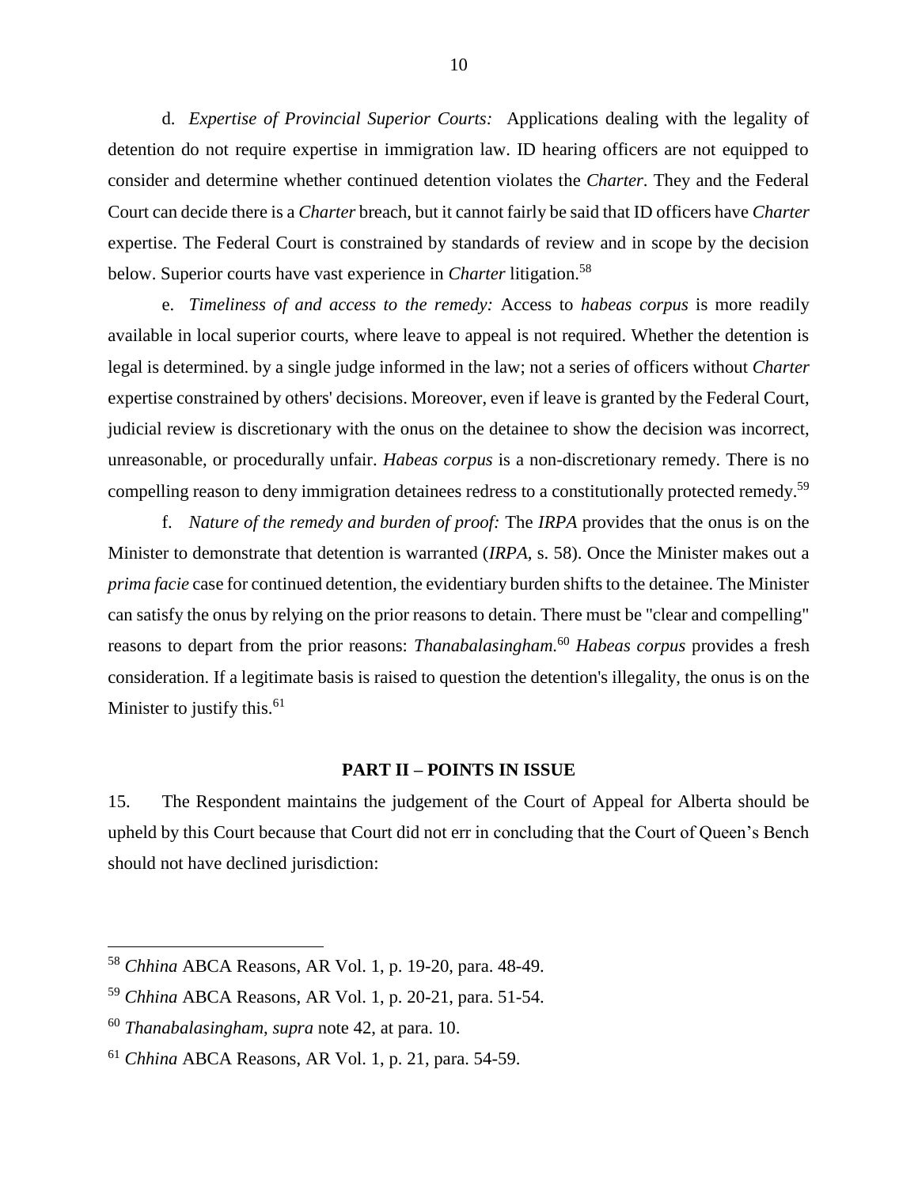d. *Expertise of Provincial Superior Courts:* Applications dealing with the legality of detention do not require expertise in immigration law. ID hearing officers are not equipped to consider and determine whether continued detention violates the *Charter*. They and the Federal Court can decide there is a *Charter* breach, but it cannot fairly be said that ID officers have *Charter* expertise. The Federal Court is constrained by standards of review and in scope by the decision below. Superior courts have vast experience in *Charter* litigation.[58]

e. *Timeliness of and access to the remedy:* Access to *habeas corpus* is more readily available in local superior courts, where leave to appeal is not required. Whether the detention is legal is determined. by a single judge informed in the law; not a series of officers without *Charter* expertise constrained by others' decisions. Moreover, even if leave is granted by the Federal Court, judicial review is discretionary with the onus on the detainee to show the decision was incorrect, unreasonable, or procedurally unfair. *Habeas corpus* is a non-discretionary remedy. There is no compelling reason to deny immigration detainees redress to a constitutionally protected remedy.[59]

f. *Nature of the remedy and burden of proof:* The *IRPA* provides that the onus is on the Minister to demonstrate that detention is warranted (*IRPA*, s. 58). Once the Minister makes out a *prima facie* case for continued detention, the evidentiary burden shifts to the detainee. The Minister can satisfy the onus by relying on the prior reasons to detain. There must be "clear and compelling" reasons to depart from the prior reasons: *Thanabalasingham.*[60] *Habeas corpus* provides a fresh consideration. If a legitimate basis is raised to question the detention's illegality, the onus is on the Minister to justify this.[61]

## PART II – POINTS IN ISSUE

15. The Respondent maintains the judgement of the Court of Appeal for Alberta should be upheld by this Court because that Court did not err in concluding that the Court of Queen's Bench should not have declined jurisdiction:

---

[58] *Chhina* ABCA Reasons, AR Vol. 1, p. 19-20, para. 48-49.

[59] *Chhina* ABCA Reasons, AR Vol. 1, p. 20-21, para. 51-54.

[60] *Thanabalasingham*, *supra* note 42, at para. 10.

[61] *Chhina* ABCA Reasons, AR Vol. 1, p. 21, para. 54-59.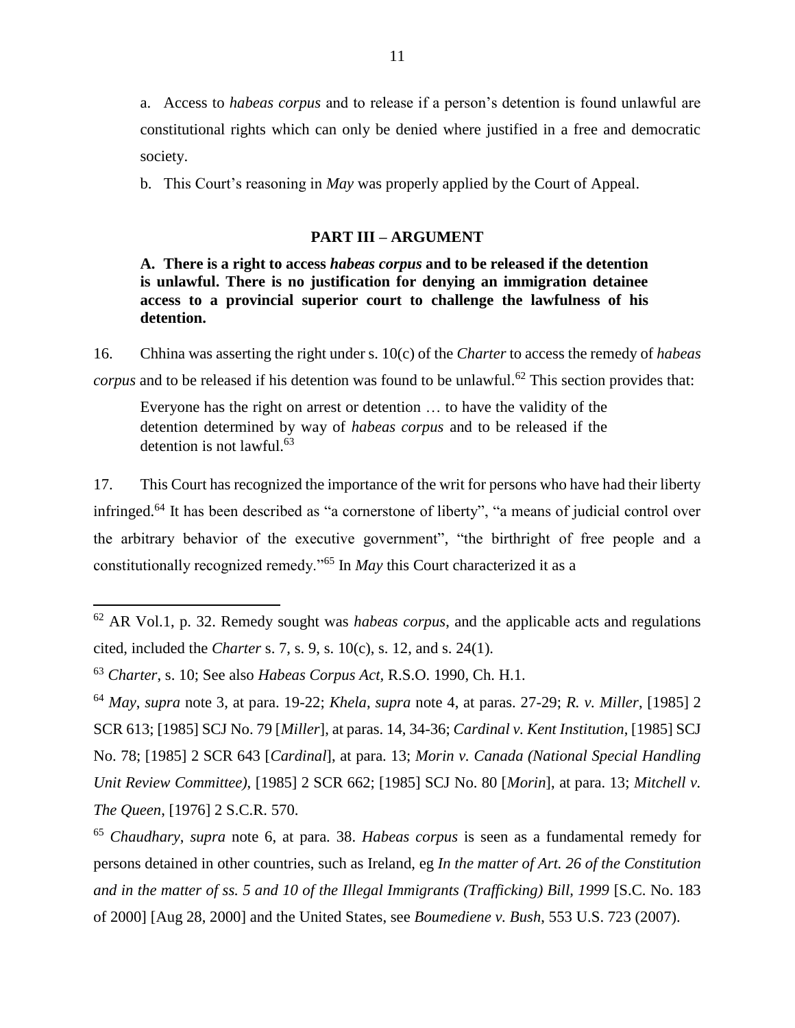a. Access to *habeas corpus* and to release if a person's detention is found unlawful are constitutional rights which can only be denied where justified in a free and democratic society.

b. This Court's reasoning in *May* was properly applied by the Court of Appeal.

## PART III – ARGUMENT

### A. There is a right to access *habeas corpus* and to be released if the detention is unlawful. There is no justification for denying an immigration detainee access to a provincial superior court to challenge the lawfulness of his detention.

16. Chhina was asserting the right under s. 10(c) of the *Charter* to access the remedy of *habeas corpus* and to be released if his detention was found to be unlawful.[62] This section provides that:

> Everyone has the right on arrest or detention … to have the validity of the detention determined by way of *habeas corpus* and to be released if the detention is not lawful.[63]

17. This Court has recognized the importance of the writ for persons who have had their liberty infringed.[64] It has been described as "a cornerstone of liberty", "a means of judicial control over the arbitrary behavior of the executive government", "the birthright of free people and a constitutionally recognized remedy."[65] In *May* this Court characterized it as a

---

[62] AR Vol.1, p. 32. Remedy sought was *habeas corpus*, and the applicable acts and regulations cited, included the *Charter* s. 7, s. 9, s. 10(c), s. 12, and s. 24(1).

[63] *Charter*, s. 10; See also *Habeas Corpus Act*, R.S.O. 1990, Ch. H.1.

[64] *May*, *supra* note 3, at para. 19-22; *Khela*, *supra* note 4, at paras. 27-29; *R. v. Miller*, [1985] 2 SCR 613; [1985] SCJ No. 79 [*Miller*], at paras. 14, 34-36; *Cardinal v. Kent Institution*, [1985] SCJ No. 78; [1985] 2 SCR 643 [*Cardinal*], at para. 13; *Morin v. Canada (National Special Handling Unit Review Committee)*, [1985] 2 SCR 662; [1985] SCJ No. 80 [*Morin*], at para. 13; *Mitchell v. The Queen*, [1976] 2 S.C.R. 570.

[65] *Chaudhary*, *supra* note 6, at para. 38. *Habeas corpus* is seen as a fundamental remedy for persons detained in other countries, such as Ireland, eg *In the matter of Art. 26 of the Constitution and in the matter of ss. 5 and 10 of the Illegal Immigrants (Trafficking) Bill, 1999* [S.C. No. 183 of 2000] [Aug 28, 2000] and the United States, see *Boumediene v. Bush*, 553 U.S. 723 (2007).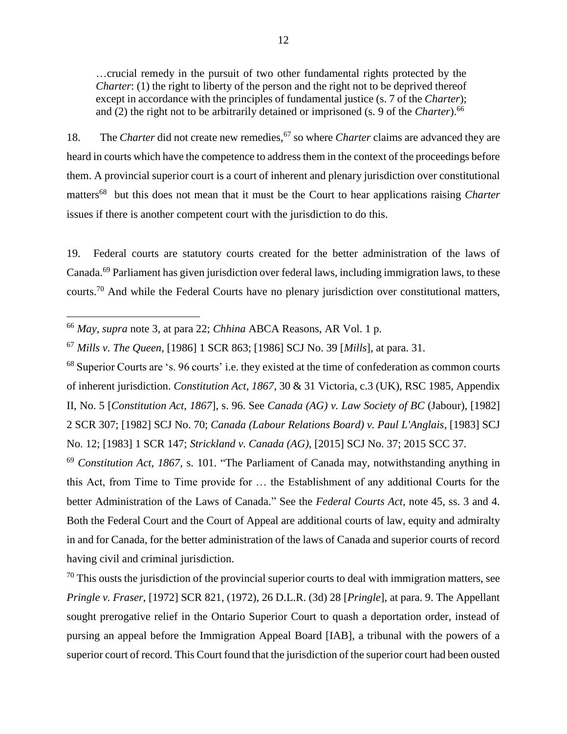> …crucial remedy in the pursuit of two other fundamental rights protected by the *Charter*: (1) the right to liberty of the person and the right not to be deprived thereof except in accordance with the principles of fundamental justice (s. 7 of the *Charter*); and (2) the right not to be arbitrarily detained or imprisoned (s. 9 of the *Charter*).[66]

18. The *Charter* did not create new remedies,[67] so where *Charter* claims are advanced they are heard in courts which have the competence to address them in the context of the proceedings before them. A provincial superior court is a court of inherent and plenary jurisdiction over constitutional matters[68] but this does not mean that it must be the Court to hear applications raising *Charter* issues if there is another competent court with the jurisdiction to do this.

19. Federal courts are statutory courts created for the better administration of the laws of Canada.[69] Parliament has given jurisdiction over federal laws, including immigration laws, to these courts.[70] And while the Federal Courts have no plenary jurisdiction over constitutional matters,

---

[66] *May*, *supra* note 3, at para 22; *Chhina* ABCA Reasons, AR Vol. 1 p.

[67] *Mills v. The Queen*, [1986] 1 SCR 863; [1986] SCJ No. 39 [*Mills*], at para. 31.

[68] Superior Courts are 's. 96 courts' i.e. they existed at the time of confederation as common courts of inherent jurisdiction. *Constitution Act, 1867*, 30 & 31 Victoria, c.3 (UK), RSC 1985, Appendix II, No. 5 [*Constitution Act, 1867*], s. 96. See *Canada (AG) v. Law Society of BC* (Jabour), [1982] 2 SCR 307; [1982] SCJ No. 70; *Canada (Labour Relations Board) v. Paul L'Anglais*, [1983] SCJ No. 12; [1983] 1 SCR 147; *Strickland v. Canada (AG)*, [2015] SCJ No. 37; 2015 SCC 37.

[69] *Constitution Act, 1867*, s. 101. "The Parliament of Canada may, notwithstanding anything in this Act, from Time to Time provide for … the Establishment of any additional Courts for the better Administration of the Laws of Canada." See the *Federal Courts Act*, note 45, ss. 3 and 4. Both the Federal Court and the Court of Appeal are additional courts of law, equity and admiralty in and for Canada, for the better administration of the laws of Canada and superior courts of record having civil and criminal jurisdiction.

[70] This ousts the jurisdiction of the provincial superior courts to deal with immigration matters, see *Pringle v. Fraser*, [1972] SCR 821, (1972), 26 D.L.R. (3d) 28 [*Pringle*], at para. 9. The Appellant sought prerogative relief in the Ontario Superior Court to quash a deportation order, instead of pursing an appeal before the Immigration Appeal Board [IAB], a tribunal with the powers of a superior court of record. This Court found that the jurisdiction of the superior court had been ousted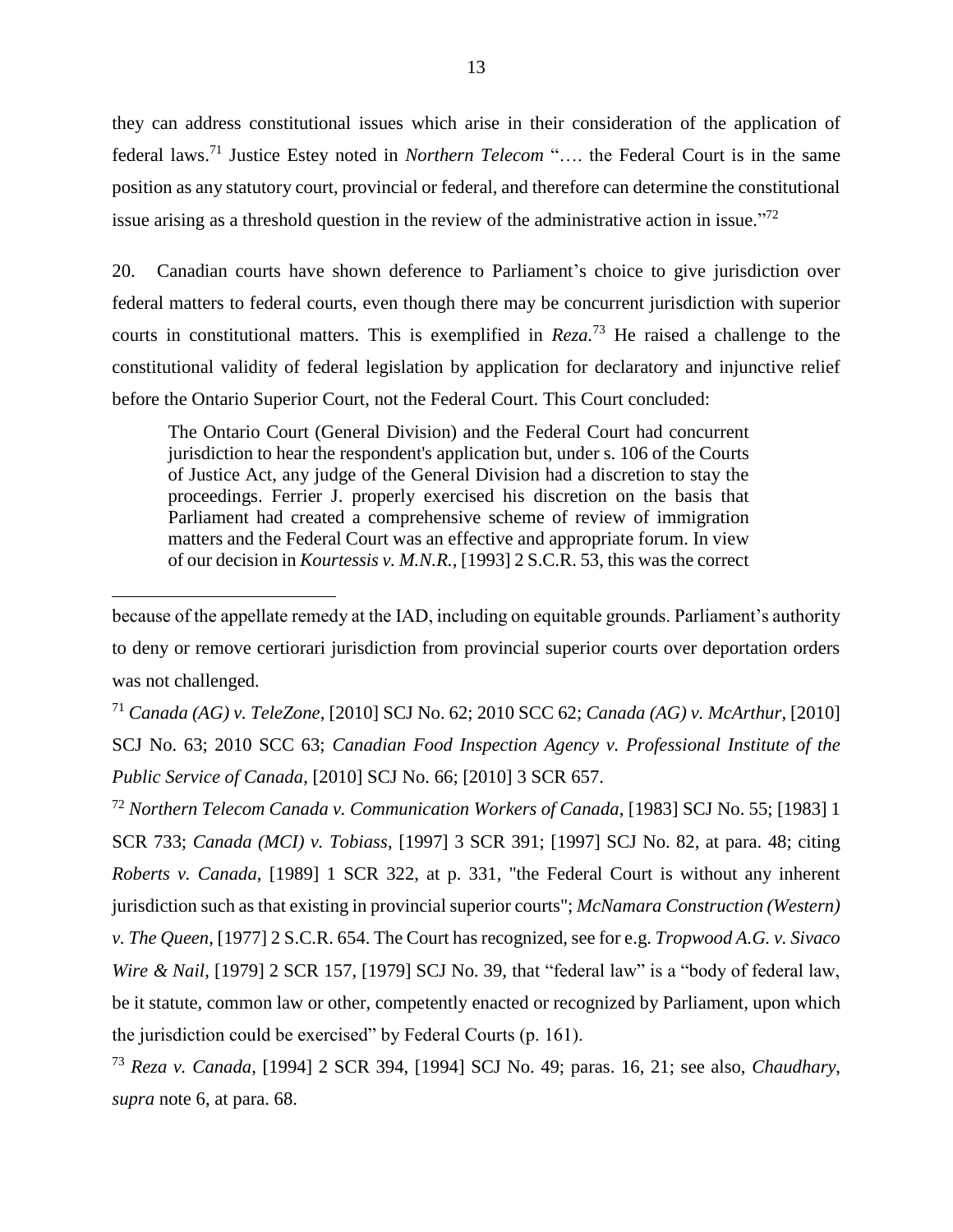they can address constitutional issues which arise in their consideration of the application of federal laws.[71] Justice Estey noted in *Northern Telecom* "…. the Federal Court is in the same position as any statutory court, provincial or federal, and therefore can determine the constitutional issue arising as a threshold question in the review of the administrative action in issue."[72]

20. Canadian courts have shown deference to Parliament's choice to give jurisdiction over federal matters to federal courts, even though there may be concurrent jurisdiction with superior courts in constitutional matters. This is exemplified in *Reza.*[73] He raised a challenge to the constitutional validity of federal legislation by application for declaratory and injunctive relief before the Ontario Superior Court, not the Federal Court. This Court concluded:

> The Ontario Court (General Division) and the Federal Court had concurrent jurisdiction to hear the respondent's application but, under s. 106 of the Courts of Justice Act, any judge of the General Division had a discretion to stay the proceedings. Ferrier J. properly exercised his discretion on the basis that Parliament had created a comprehensive scheme of review of immigration matters and the Federal Court was an effective and appropriate forum. In view of our decision in *Kourtessis v. M.N.R.*, [1993] 2 S.C.R. 53, this was the correct

---

because of the appellate remedy at the IAD, including on equitable grounds. Parliament's authority to deny or remove certiorari jurisdiction from provincial superior courts over deportation orders was not challenged.

[71] *Canada (AG) v. TeleZone*, [2010] SCJ No. 62; 2010 SCC 62; *Canada (AG) v. McArthur*, [2010] SCJ No. 63; 2010 SCC 63; *Canadian Food Inspection Agency v. Professional Institute of the Public Service of Canada*, [2010] SCJ No. 66; [2010] 3 SCR 657.

[72] *Northern Telecom Canada v. Communication Workers of Canada*, [1983] SCJ No. 55; [1983] 1 SCR 733; *Canada (MCI) v. Tobiass*, [1997] 3 SCR 391; [1997] SCJ No. 82, at para. 48; citing *Roberts v. Canada*, [1989] 1 SCR 322, at p. 331, "the Federal Court is without any inherent jurisdiction such as that existing in provincial superior courts"; *McNamara Construction (Western) v. The Queen*, [1977] 2 S.C.R. 654. The Court has recognized, see for e.g. *Tropwood A.G. v. Sivaco Wire & Nail*, [1979] 2 SCR 157, [1979] SCJ No. 39, that "federal law" is a "body of federal law, be it statute, common law or other, competently enacted or recognized by Parliament, upon which the jurisdiction could be exercised" by Federal Courts (p. 161).

[73] *Reza v. Canada*, [1994] 2 SCR 394, [1994] SCJ No. 49; paras. 16, 21; see also, *Chaudhary*, *supra* note 6, at para. 68.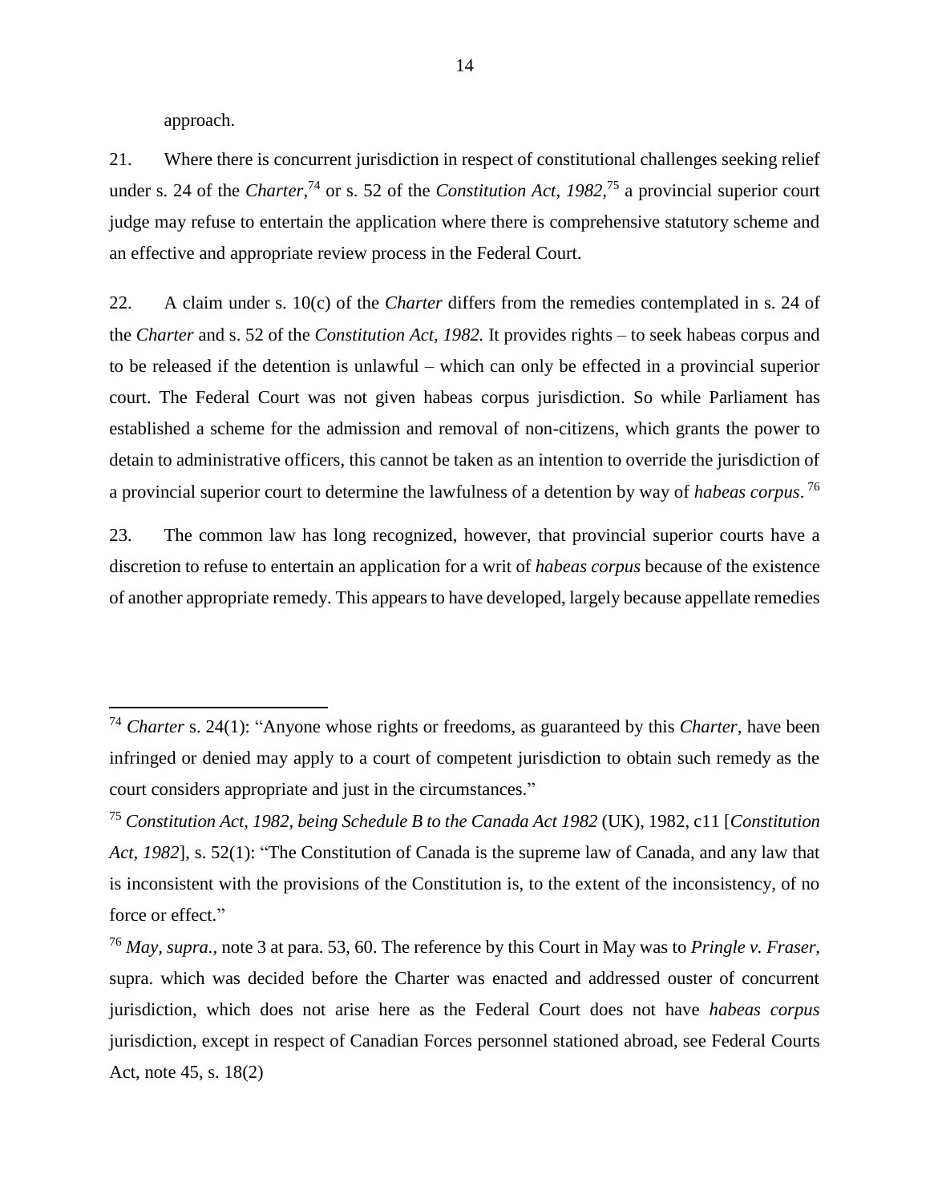approach.

21. Where there is concurrent jurisdiction in respect of constitutional challenges seeking relief under s. 24 of the *Charter*,[74] or s. 52 of the *Constitution Act*, *1982*,[75] a provincial superior court judge may refuse to entertain the application where there is comprehensive statutory scheme and an effective and appropriate review process in the Federal Court.

22. A claim under s. 10(c) of the *Charter* differs from the remedies contemplated in s. 24 of the *Charter* and s. 52 of the *Constitution Act, 1982.* It provides rights – to seek habeas corpus and to be released if the detention is unlawful – which can only be effected in a provincial superior court. The Federal Court was not given habeas corpus jurisdiction. So while Parliament has established a scheme for the admission and removal of non-citizens, which grants the power to detain to administrative officers, this cannot be taken as an intention to override the jurisdiction of a provincial superior court to determine the lawfulness of a detention by way of *habeas corpus*.[76]

23. The common law has long recognized, however, that provincial superior courts have a discretion to refuse to entertain an application for a writ of *habeas corpus* because of the existence of another appropriate remedy. This appears to have developed, largely because appellate remedies

---

[74] *Charter* s. 24(1): "Anyone whose rights or freedoms, as guaranteed by this *Charter*, have been infringed or denied may apply to a court of competent jurisdiction to obtain such remedy as the court considers appropriate and just in the circumstances."

[75] *Constitution Act, 1982, being Schedule B to the Canada Act 1982* (UK), 1982, c11 [*Constitution Act, 1982*], s. 52(1): "The Constitution of Canada is the supreme law of Canada, and any law that is inconsistent with the provisions of the Constitution is, to the extent of the inconsistency, of no force or effect."

[76] *May, supra.*, note 3 at para. 53, 60. The reference by this Court in May was to *Pringle v. Fraser*, supra. which was decided before the Charter was enacted and addressed ouster of concurrent jurisdiction, which does not arise here as the Federal Court does not have *habeas corpus* jurisdiction, except in respect of Canadian Forces personnel stationed abroad, see Federal Courts Act, note 45, s. 18(2)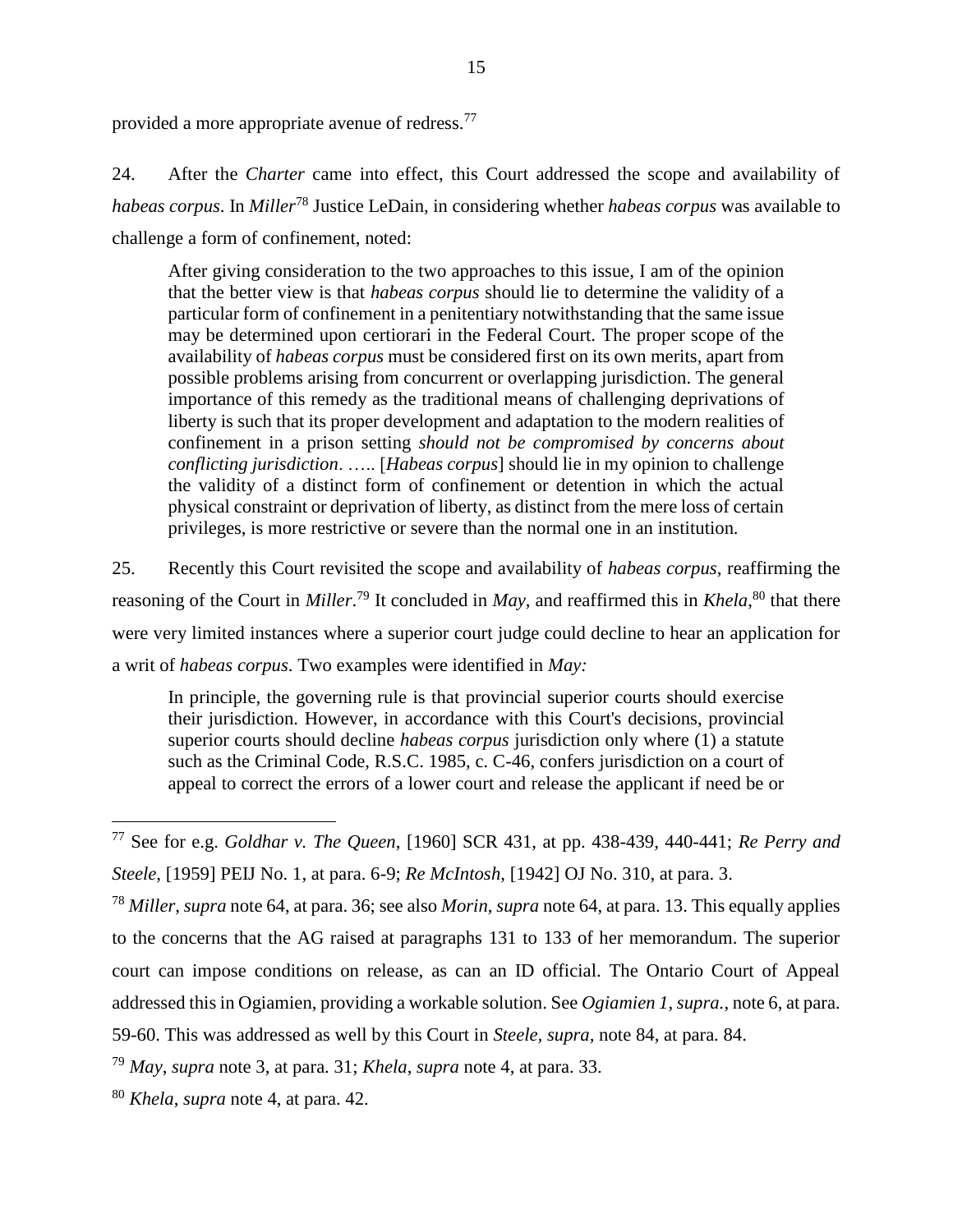provided a more appropriate avenue of redress.[77]

24. After the *Charter* came into effect, this Court addressed the scope and availability of *habeas corpus*. In *Miller*[78] Justice LeDain, in considering whether *habeas corpus* was available to challenge a form of confinement, noted:

> After giving consideration to the two approaches to this issue, I am of the opinion that the better view is that *habeas corpus* should lie to determine the validity of a particular form of confinement in a penitentiary notwithstanding that the same issue may be determined upon certiorari in the Federal Court. The proper scope of the availability of *habeas corpus* must be considered first on its own merits, apart from possible problems arising from concurrent or overlapping jurisdiction. The general importance of this remedy as the traditional means of challenging deprivations of liberty is such that its proper development and adaptation to the modern realities of confinement in a prison setting *should not be compromised by concerns about conflicting jurisdiction*. ….. [*Habeas corpus*] should lie in my opinion to challenge the validity of a distinct form of confinement or detention in which the actual physical constraint or deprivation of liberty, as distinct from the mere loss of certain privileges, is more restrictive or severe than the normal one in an institution.

25. Recently this Court revisited the scope and availability of *habeas corpus*, reaffirming the reasoning of the Court in *Miller*.[79] It concluded in *May*, and reaffirmed this in *Khela*,[80] that there were very limited instances where a superior court judge could decline to hear an application for a writ of *habeas corpus*. Two examples were identified in *May:*

> In principle, the governing rule is that provincial superior courts should exercise their jurisdiction. However, in accordance with this Court's decisions, provincial superior courts should decline *habeas corpus* jurisdiction only where (1) a statute such as the Criminal Code, R.S.C. 1985, c. C-46, confers jurisdiction on a court of appeal to correct the errors of a lower court and release the applicant if need be or

---

[77] See for e.g. *Goldhar v. The Queen*, [1960] SCR 431, at pp. 438-439, 440-441; *Re Perry and Steele*, [1959] PEIJ No. 1, at para. 6-9; *Re McIntosh*, [1942] OJ No. 310, at para. 3.

[78] *Miller*, *supra* note 64, at para. 36; see also *Morin*, *supra* note 64, at para. 13. This equally applies to the concerns that the AG raised at paragraphs 131 to 133 of her memorandum. The superior court can impose conditions on release, as can an ID official. The Ontario Court of Appeal addressed this in Ogiamien, providing a workable solution. See *Ogiamien 1*, *supra.*, note 6, at para. 59-60. This was addressed as well by this Court in *Steele*, *supra*, note 84, at para. 84.

[79] *May*, *supra* note 3, at para. 31; *Khela*, *supra* note 4, at para. 33.

[80] *Khela*, *supra* note 4, at para. 42.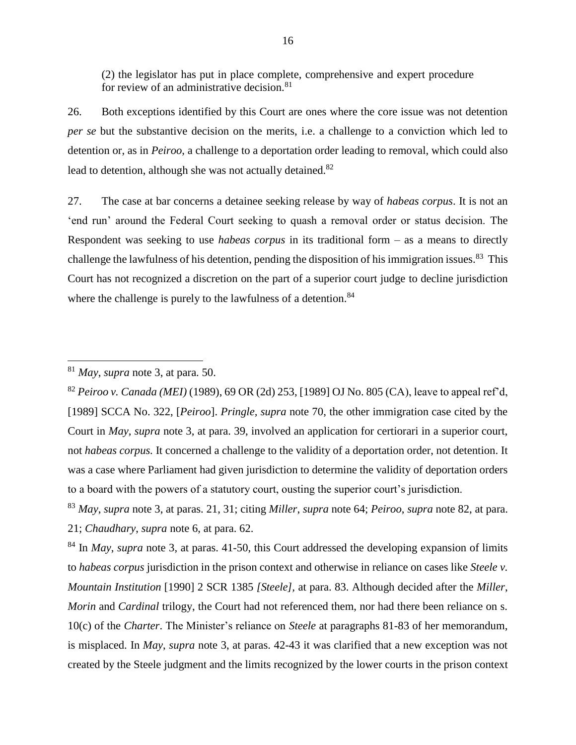(2) the legislator has put in place complete, comprehensive and expert procedure for review of an administrative decision.[81]

26. Both exceptions identified by this Court are ones where the core issue was not detention *per se* but the substantive decision on the merits, i.e. a challenge to a conviction which led to detention or, as in *Peiroo*, a challenge to a deportation order leading to removal, which could also lead to detention, although she was not actually detained.[82]

27. The case at bar concerns a detainee seeking release by way of *habeas corpus*. It is not an 'end run' around the Federal Court seeking to quash a removal order or status decision. The Respondent was seeking to use *habeas corpus* in its traditional form – as a means to directly challenge the lawfulness of his detention, pending the disposition of his immigration issues.[83] This Court has not recognized a discretion on the part of a superior court judge to decline jurisdiction where the challenge is purely to the lawfulness of a detention.[84]

---

[81] *May*, *supra* note 3, at para. 50.

[82] *Peiroo v. Canada (MEI)* (1989), 69 OR (2d) 253, [1989] OJ No. 805 (CA), leave to appeal ref'd, [1989] SCCA No. 322, [*Peiroo*]. *Pringle*, *supra* note 70, the other immigration case cited by the Court in *May*, *supra* note 3, at para. 39, involved an application for certiorari in a superior court, not *habeas corpus.* It concerned a challenge to the validity of a deportation order, not detention. It was a case where Parliament had given jurisdiction to determine the validity of deportation orders to a board with the powers of a statutory court, ousting the superior court's jurisdiction.

[83] *May*, *supra* note 3, at paras. 21, 31; citing *Miller*, *supra* note 64; *Peiroo*, *supra* note 82, at para. 21; *Chaudhary*, *supra* note 6, at para. 62.

[84] In *May*, *supra* note 3, at paras. 41-50, this Court addressed the developing expansion of limits to *habeas corpus* jurisdiction in the prison context and otherwise in reliance on cases like *Steele v. Mountain Institution* [1990] 2 SCR 1385 *[Steele],* at para. 83. Although decided after the *Miller*, *Morin* and *Cardinal* trilogy, the Court had not referenced them, nor had there been reliance on s. 10(c) of the *Charter*. The Minister's reliance on *Steele* at paragraphs 81-83 of her memorandum, is misplaced. In *May*, *supra* note 3, at paras. 42-43 it was clarified that a new exception was not created by the Steele judgment and the limits recognized by the lower courts in the prison context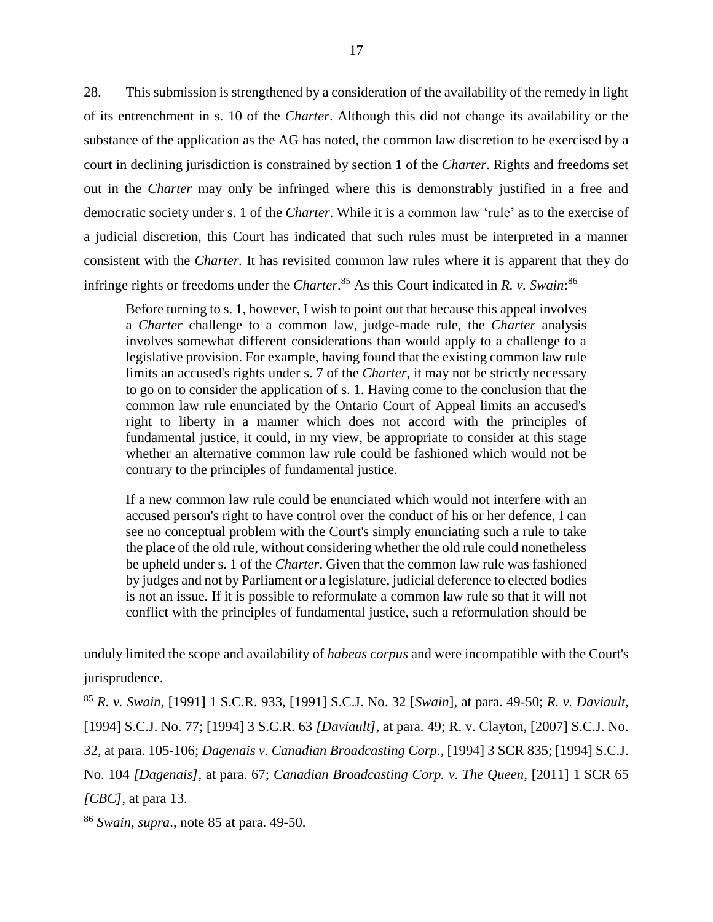28. This submission is strengthened by a consideration of the availability of the remedy in light of its entrenchment in s. 10 of the *Charter*. Although this did not change its availability or the substance of the application as the AG has noted, the common law discretion to be exercised by a court in declining jurisdiction is constrained by section 1 of the *Charter*. Rights and freedoms set out in the *Charter* may only be infringed where this is demonstrably justified in a free and democratic society under s. 1 of the *Charter*. While it is a common law 'rule' as to the exercise of a judicial discretion, this Court has indicated that such rules must be interpreted in a manner consistent with the *Charter.* It has revisited common law rules where it is apparent that they do infringe rights or freedoms under the *Charter*.[85] As this Court indicated in *R. v. Swain*:[86]

> Before turning to s. 1, however, I wish to point out that because this appeal involves a *Charter* challenge to a common law, judge-made rule, the *Charter* analysis involves somewhat different considerations than would apply to a challenge to a legislative provision. For example, having found that the existing common law rule limits an accused's rights under s. 7 of the *Charter*, it may not be strictly necessary to go on to consider the application of s. 1. Having come to the conclusion that the common law rule enunciated by the Ontario Court of Appeal limits an accused's right to liberty in a manner which does not accord with the principles of fundamental justice, it could, in my view, be appropriate to consider at this stage whether an alternative common law rule could be fashioned which would not be contrary to the principles of fundamental justice.
>
> If a new common law rule could be enunciated which would not interfere with an accused person's right to have control over the conduct of his or her defence, I can see no conceptual problem with the Court's simply enunciating such a rule to take the place of the old rule, without considering whether the old rule could nonetheless be upheld under s. 1 of the *Charter*. Given that the common law rule was fashioned by judges and not by Parliament or a legislature, judicial deference to elected bodies is not an issue. If it is possible to reformulate a common law rule so that it will not conflict with the principles of fundamental justice, such a reformulation should be

---

unduly limited the scope and availability of *habeas corpus* and were incompatible with the Court's jurisprudence.

[85] *R. v. Swain*, [1991] 1 S.C.R. 933, [1991] S.C.J. No. 32 [*Swain*], at para. 49-50; *R. v. Daviault*, [1994] S.C.J. No. 77; [1994] 3 S.C.R. 63 *[Daviault]*, at para. 49; R. v. Clayton, [2007] S.C.J. No. 32, at para. 105-106; *Dagenais v. Canadian Broadcasting Corp.*, [1994] 3 SCR 835; [1994] S.C.J. No. 104 *[Dagenais]*, at para. 67; *Canadian Broadcasting Corp. v. The Queen*, [2011] 1 SCR 65 *[CBC]*, at para 13.

[86] *Swain, supra*., note 85 at para. 49-50.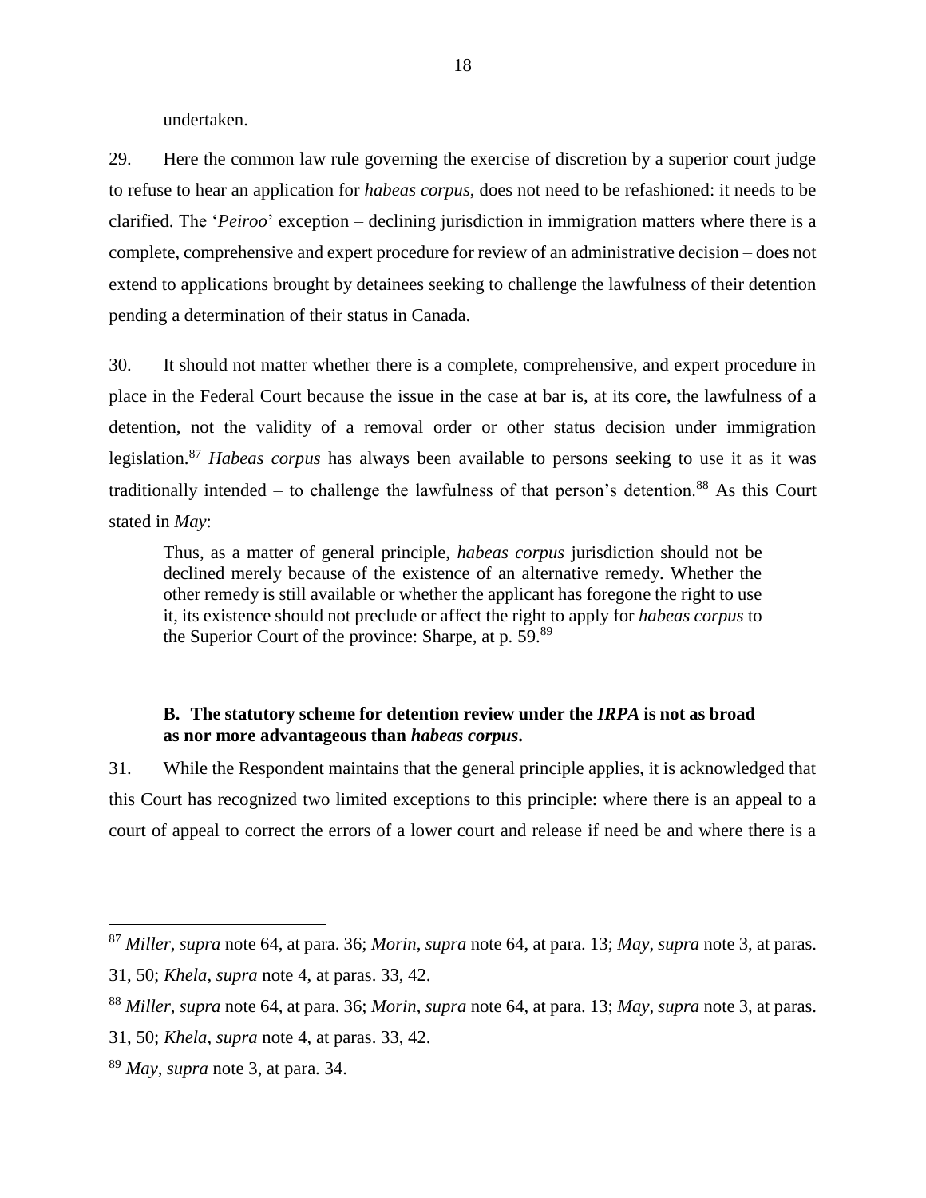undertaken.

29. Here the common law rule governing the exercise of discretion by a superior court judge to refuse to hear an application for *habeas corpus*, does not need to be refashioned: it needs to be clarified. The '*Peiroo*' exception – declining jurisdiction in immigration matters where there is a complete, comprehensive and expert procedure for review of an administrative decision – does not extend to applications brought by detainees seeking to challenge the lawfulness of their detention pending a determination of their status in Canada.

30. It should not matter whether there is a complete, comprehensive, and expert procedure in place in the Federal Court because the issue in the case at bar is, at its core, the lawfulness of a detention, not the validity of a removal order or other status decision under immigration legislation.[87] *Habeas corpus* has always been available to persons seeking to use it as it was traditionally intended – to challenge the lawfulness of that person's detention.[88] As this Court stated in *May*:

> Thus, as a matter of general principle, *habeas corpus* jurisdiction should not be declined merely because of the existence of an alternative remedy. Whether the other remedy is still available or whether the applicant has foregone the right to use it, its existence should not preclude or affect the right to apply for *habeas corpus* to the Superior Court of the province: Sharpe, at p. 59.[89]

### B. The statutory scheme for detention review under the *IRPA* is not as broad as nor more advantageous than *habeas corpus*.

31. While the Respondent maintains that the general principle applies, it is acknowledged that this Court has recognized two limited exceptions to this principle: where there is an appeal to a court of appeal to correct the errors of a lower court and release if need be and where there is a

---

[87] *Miller*, *supra* note 64, at para. 36; *Morin*, *supra* note 64, at para. 13; *May*, *supra* note 3, at paras. 31, 50; *Khela*, *supra* note 4, at paras. 33, 42.

[88] *Miller*, *supra* note 64, at para. 36; *Morin*, *supra* note 64, at para. 13; *May*, *supra* note 3, at paras. 31, 50; *Khela*, *supra* note 4, at paras. 33, 42.

[89] *May*, *supra* note 3, at para. 34.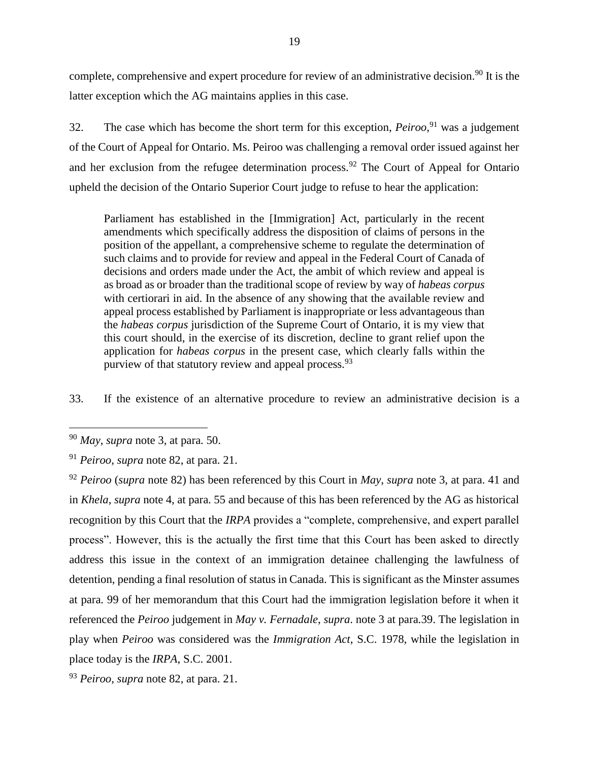complete, comprehensive and expert procedure for review of an administrative decision.[90] It is the latter exception which the AG maintains applies in this case.

32. The case which has become the short term for this exception, *Peiroo*,[91] was a judgement of the Court of Appeal for Ontario. Ms. Peiroo was challenging a removal order issued against her and her exclusion from the refugee determination process.[92] The Court of Appeal for Ontario upheld the decision of the Ontario Superior Court judge to refuse to hear the application:

> Parliament has established in the [Immigration] Act, particularly in the recent amendments which specifically address the disposition of claims of persons in the position of the appellant, a comprehensive scheme to regulate the determination of such claims and to provide for review and appeal in the Federal Court of Canada of decisions and orders made under the Act, the ambit of which review and appeal is as broad as or broader than the traditional scope of review by way of *habeas corpus* with certiorari in aid. In the absence of any showing that the available review and appeal process established by Parliament is inappropriate or less advantageous than the *habeas corpus* jurisdiction of the Supreme Court of Ontario, it is my view that this court should, in the exercise of its discretion, decline to grant relief upon the application for *habeas corpus* in the present case, which clearly falls within the purview of that statutory review and appeal process.[93]

33. If the existence of an alternative procedure to review an administrative decision is a

---

[90] *May*, *supra* note 3, at para. 50.

[91] *Peiroo*, *supra* note 82, at para. 21.

[92] *Peiroo* (*supra* note 82) has been referenced by this Court in *May*, *supra* note 3, at para. 41 and in *Khela*, *supra* note 4, at para. 55 and because of this has been referenced by the AG as historical recognition by this Court that the *IRPA* provides a "complete, comprehensive, and expert parallel process". However, this is the actually the first time that this Court has been asked to directly address this issue in the context of an immigration detainee challenging the lawfulness of detention, pending a final resolution of status in Canada. This is significant as the Minster assumes at para. 99 of her memorandum that this Court had the immigration legislation before it when it referenced the *Peiroo* judgement in *May v. Fernadale*, *supra*. note 3 at para.39. The legislation in play when *Peiroo* was considered was the *Immigration Act*, S.C. 1978, while the legislation in place today is the *IRPA*, S.C. 2001.

[93] *Peiroo*, *supra* note 82, at para. 21.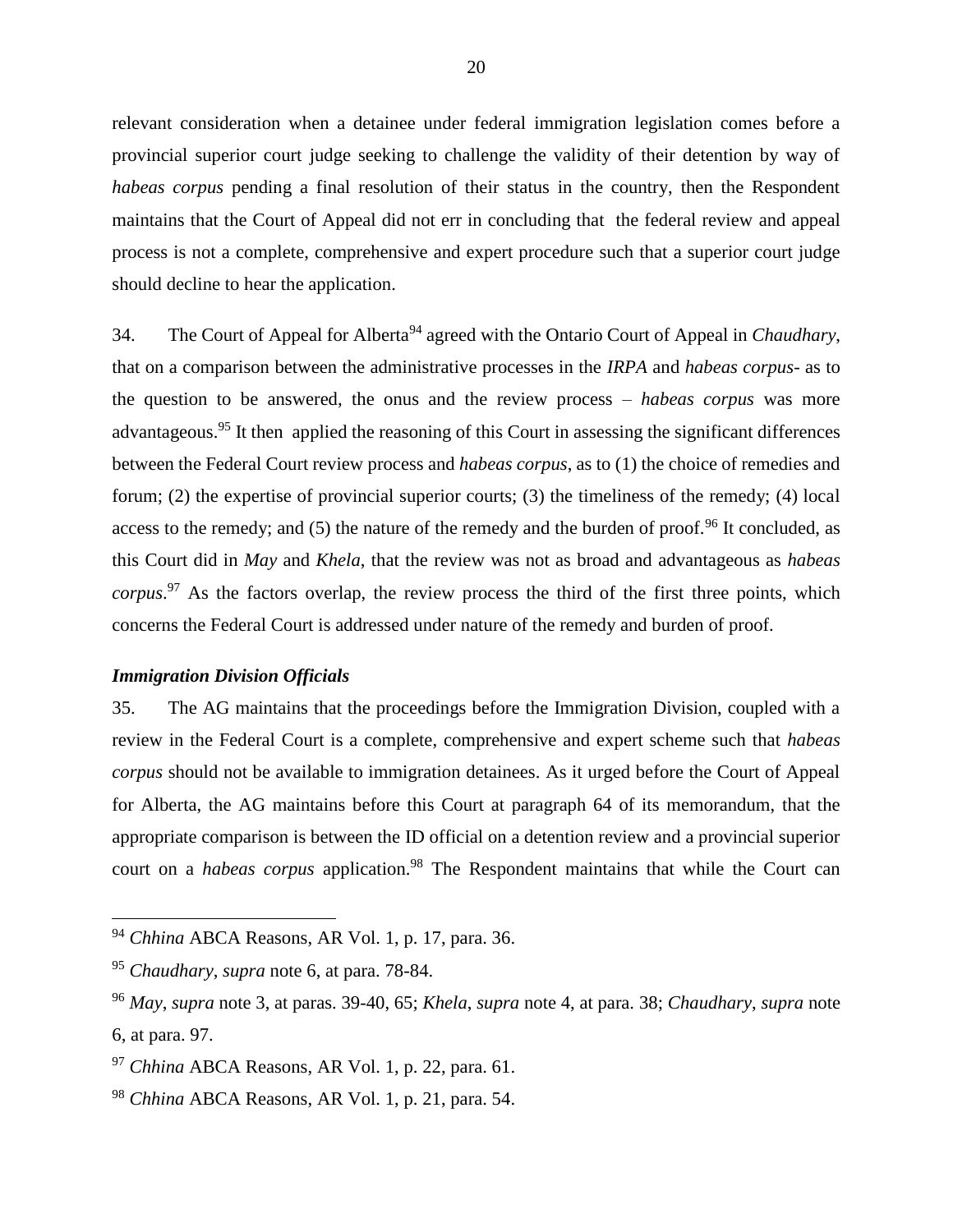relevant consideration when a detainee under federal immigration legislation comes before a provincial superior court judge seeking to challenge the validity of their detention by way of *habeas corpus* pending a final resolution of their status in the country, then the Respondent maintains that the Court of Appeal did not err in concluding that the federal review and appeal process is not a complete, comprehensive and expert procedure such that a superior court judge should decline to hear the application.

34. The Court of Appeal for Alberta[94] agreed with the Ontario Court of Appeal in *Chaudhary*, that on a comparison between the administrative processes in the *IRPA* and *habeas corpus*- as to the question to be answered, the onus and the review process – *habeas corpus* was more advantageous.[95] It then applied the reasoning of this Court in assessing the significant differences between the Federal Court review process and *habeas corpus*, as to (1) the choice of remedies and forum; (2) the expertise of provincial superior courts; (3) the timeliness of the remedy; (4) local access to the remedy; and (5) the nature of the remedy and the burden of proof.[96] It concluded, as this Court did in *May* and *Khela*, that the review was not as broad and advantageous as *habeas corpus*.[97] As the factors overlap, the review process the third of the first three points, which concerns the Federal Court is addressed under nature of the remedy and burden of proof.

### *Immigration Division Officials*

35. The AG maintains that the proceedings before the Immigration Division, coupled with a review in the Federal Court is a complete, comprehensive and expert scheme such that *habeas corpus* should not be available to immigration detainees. As it urged before the Court of Appeal for Alberta, the AG maintains before this Court at paragraph 64 of its memorandum, that the appropriate comparison is between the ID official on a detention review and a provincial superior court on a *habeas corpus* application.[98] The Respondent maintains that while the Court can

---

[94] *Chhina* ABCA Reasons, AR Vol. 1, p. 17, para. 36.

[95] *Chaudhary*, *supra* note 6, at para. 78-84.

[96] *May*, *supra* note 3, at paras. 39-40, 65; *Khela*, *supra* note 4, at para. 38; *Chaudhary*, *supra* note 6, at para. 97.

[97] *Chhina* ABCA Reasons, AR Vol. 1, p. 22, para. 61.

[98] *Chhina* ABCA Reasons, AR Vol. 1, p. 21, para. 54.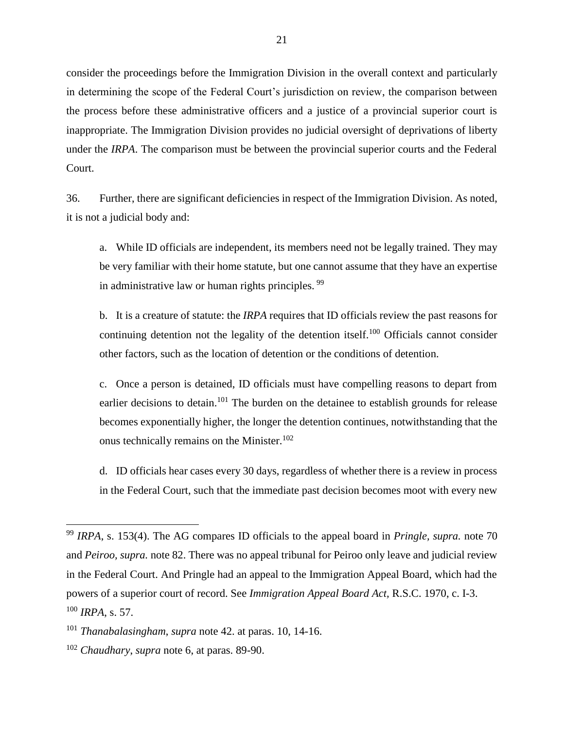consider the proceedings before the Immigration Division in the overall context and particularly in determining the scope of the Federal Court's jurisdiction on review, the comparison between the process before these administrative officers and a justice of a provincial superior court is inappropriate. The Immigration Division provides no judicial oversight of deprivations of liberty under the *IRPA*. The comparison must be between the provincial superior courts and the Federal Court.

36. Further, there are significant deficiencies in respect of the Immigration Division. As noted, it is not a judicial body and:

a. While ID officials are independent, its members need not be legally trained. They may be very familiar with their home statute, but one cannot assume that they have an expertise in administrative law or human rights principles. [99]

b. It is a creature of statute: the *IRPA* requires that ID officials review the past reasons for continuing detention not the legality of the detention itself.[100] Officials cannot consider other factors, such as the location of detention or the conditions of detention.

c. Once a person is detained, ID officials must have compelling reasons to depart from earlier decisions to detain.[101] The burden on the detainee to establish grounds for release becomes exponentially higher, the longer the detention continues, notwithstanding that the onus technically remains on the Minister.[102]

d. ID officials hear cases every 30 days, regardless of whether there is a review in process in the Federal Court, such that the immediate past decision becomes moot with every new

---

[99] *IRPA*, s. 153(4). The AG compares ID officials to the appeal board in *Pringle, supra.* note 70 and *Peiroo, supra.* note 82. There was no appeal tribunal for Peiroo only leave and judicial review in the Federal Court. And Pringle had an appeal to the Immigration Appeal Board, which had the powers of a superior court of record. See *Immigration Appeal Board Act*, R.S.C. 1970, c. I-3.

[100] *IRPA*, s. 57.

[101] *Thanabalasingham*, *supra* note 42. at paras. 10, 14-16.

[102] *Chaudhary, supra* note 6, at paras. 89-90.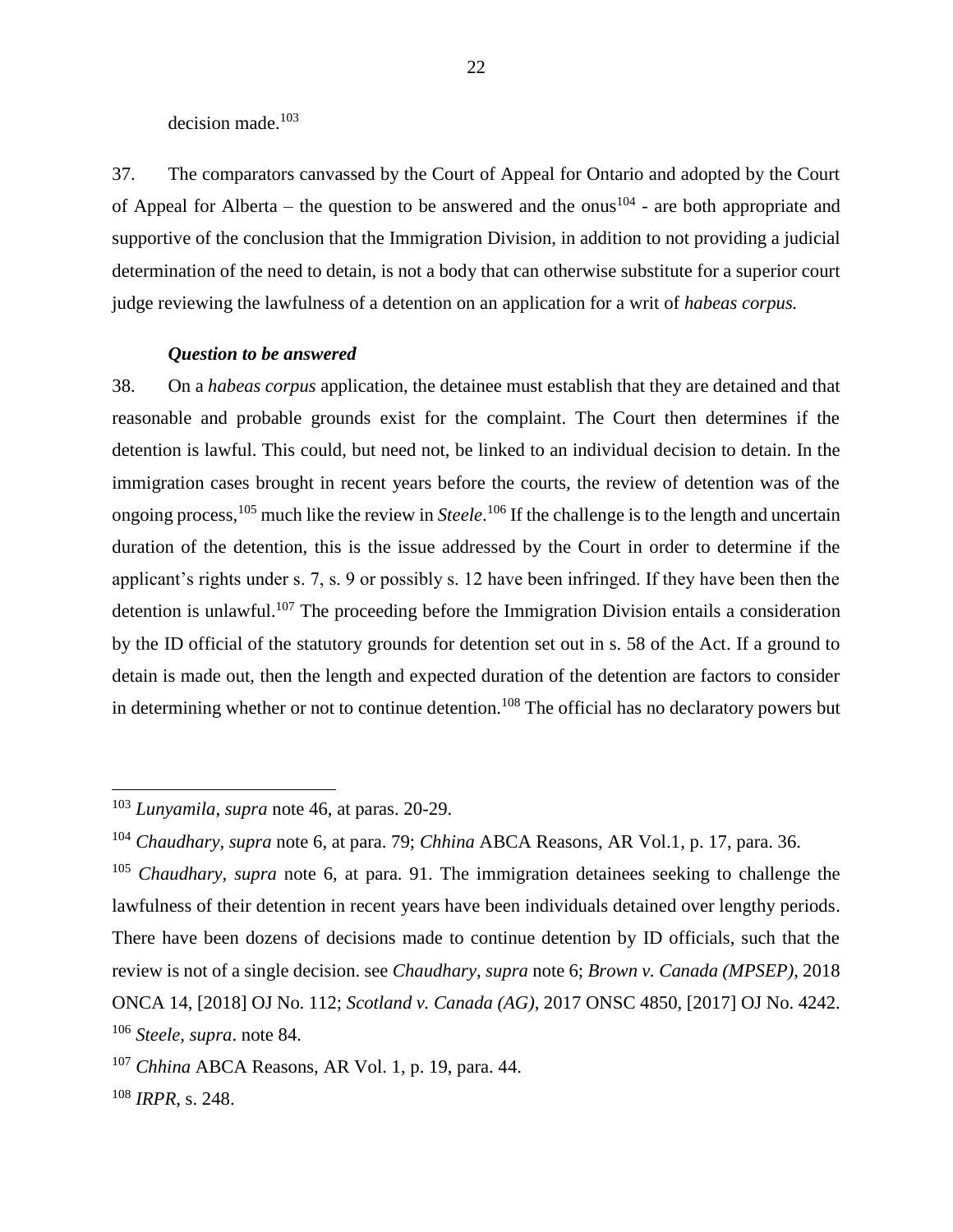decision made.[103]

37. The comparators canvassed by the Court of Appeal for Ontario and adopted by the Court of Appeal for Alberta – the question to be answered and the onus[104] - are both appropriate and supportive of the conclusion that the Immigration Division, in addition to not providing a judicial determination of the need to detain, is not a body that can otherwise substitute for a superior court judge reviewing the lawfulness of a detention on an application for a writ of *habeas corpus.*

***Question to be answered***

38. On a *habeas corpus* application, the detainee must establish that they are detained and that reasonable and probable grounds exist for the complaint. The Court then determines if the detention is lawful. This could, but need not, be linked to an individual decision to detain. In the immigration cases brought in recent years before the courts, the review of detention was of the ongoing process,[105] much like the review in *Steele*.[106] If the challenge is to the length and uncertain duration of the detention, this is the issue addressed by the Court in order to determine if the applicant's rights under s. 7, s. 9 or possibly s. 12 have been infringed. If they have been then the detention is unlawful.[107] The proceeding before the Immigration Division entails a consideration by the ID official of the statutory grounds for detention set out in s. 58 of the Act. If a ground to detain is made out, then the length and expected duration of the detention are factors to consider in determining whether or not to continue detention.[108] The official has no declaratory powers but

---

[103] *Lunyamila*, *supra* note 46, at paras. 20-29.

[104] *Chaudhary*, *supra* note 6, at para. 79; *Chhina* ABCA Reasons, AR Vol.1, p. 17, para. 36.

[105] *Chaudhary*, *supra* note 6, at para. 91. The immigration detainees seeking to challenge the lawfulness of their detention in recent years have been individuals detained over lengthy periods. There have been dozens of decisions made to continue detention by ID officials, such that the review is not of a single decision. see *Chaudhary*, *supra* note 6; *Brown v. Canada (MPSEP)*, 2018 ONCA 14, [2018] OJ No. 112; *Scotland v. Canada (AG)*, 2017 ONSC 4850, [2017] OJ No. 4242.

[106] *Steele*, *supra*. note 84.

[107] *Chhina* ABCA Reasons, AR Vol. 1, p. 19, para. 44.

[108] *IRPR*, s. 248.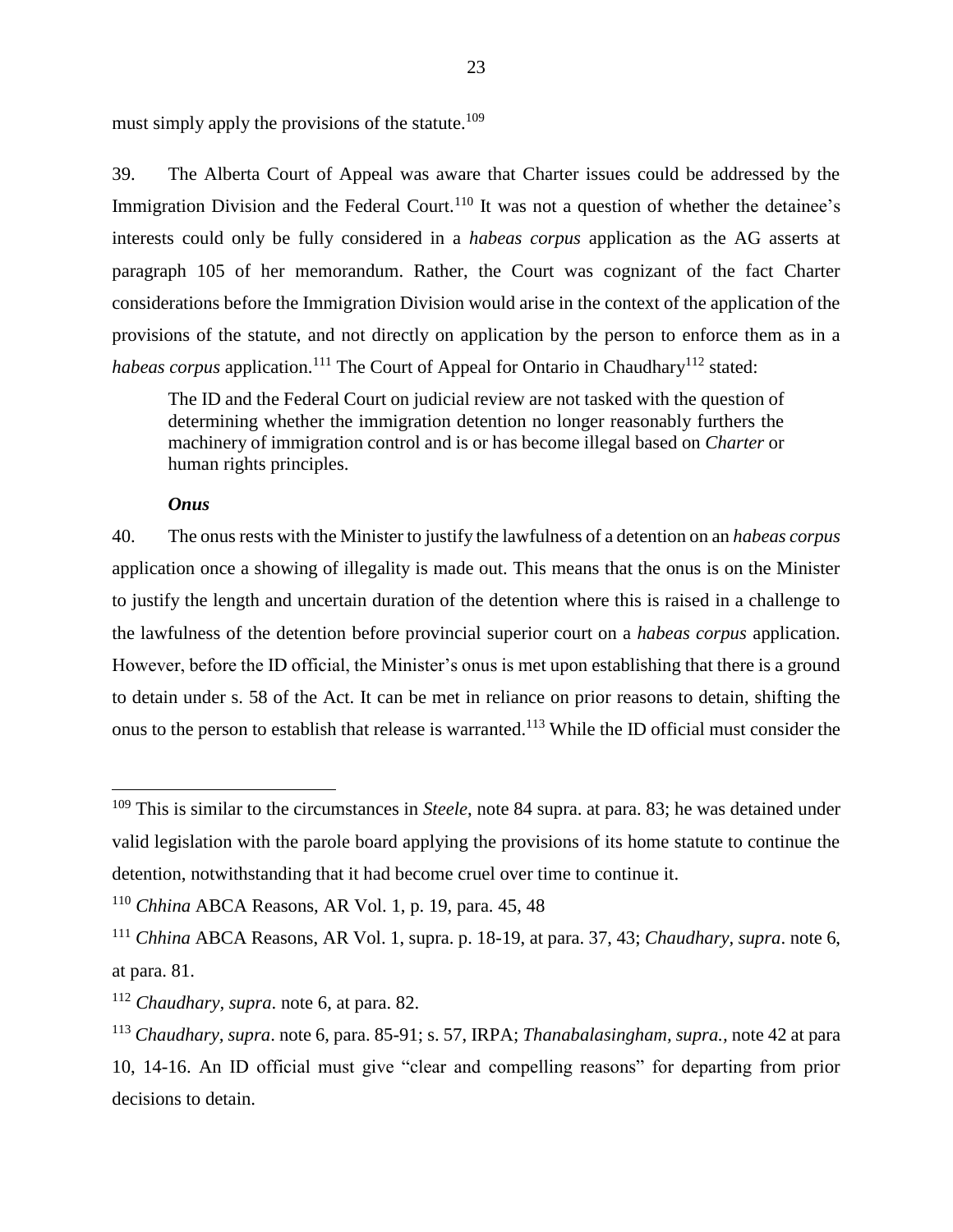must simply apply the provisions of the statute.[109]

39. The Alberta Court of Appeal was aware that Charter issues could be addressed by the Immigration Division and the Federal Court.[110] It was not a question of whether the detainee's interests could only be fully considered in a *habeas corpus* application as the AG asserts at paragraph 105 of her memorandum. Rather, the Court was cognizant of the fact Charter considerations before the Immigration Division would arise in the context of the application of the provisions of the statute, and not directly on application by the person to enforce them as in a *habeas corpus* application.[111] The Court of Appeal for Ontario in Chaudhary[112] stated:

> The ID and the Federal Court on judicial review are not tasked with the question of determining whether the immigration detention no longer reasonably furthers the machinery of immigration control and is or has become illegal based on *Charter* or human rights principles.

***Onus***

40. The onus rests with the Minister to justify the lawfulness of a detention on an *habeas corpus* application once a showing of illegality is made out. This means that the onus is on the Minister to justify the length and uncertain duration of the detention where this is raised in a challenge to the lawfulness of the detention before provincial superior court on a *habeas corpus* application. However, before the ID official, the Minister's onus is met upon establishing that there is a ground to detain under s. 58 of the Act. It can be met in reliance on prior reasons to detain, shifting the onus to the person to establish that release is warranted.[113] While the ID official must consider the

---

[109] This is similar to the circumstances in *Steele*, note 84 supra. at para. 83; he was detained under valid legislation with the parole board applying the provisions of its home statute to continue the detention, notwithstanding that it had become cruel over time to continue it.

[110] *Chhina* ABCA Reasons, AR Vol. 1, p. 19, para. 45, 48

[111] *Chhina* ABCA Reasons, AR Vol. 1, supra. p. 18-19, at para. 37, 43; *Chaudhary*, *supra*. note 6, at para. 81.

[112] *Chaudhary*, *supra*. note 6, at para. 82.

[113] *Chaudhary*, *supra*. note 6, para. 85-91; s. 57, IRPA; *Thanabalasingham*, *supra.*, note 42 at para 10, 14-16. An ID official must give "clear and compelling reasons" for departing from prior decisions to detain.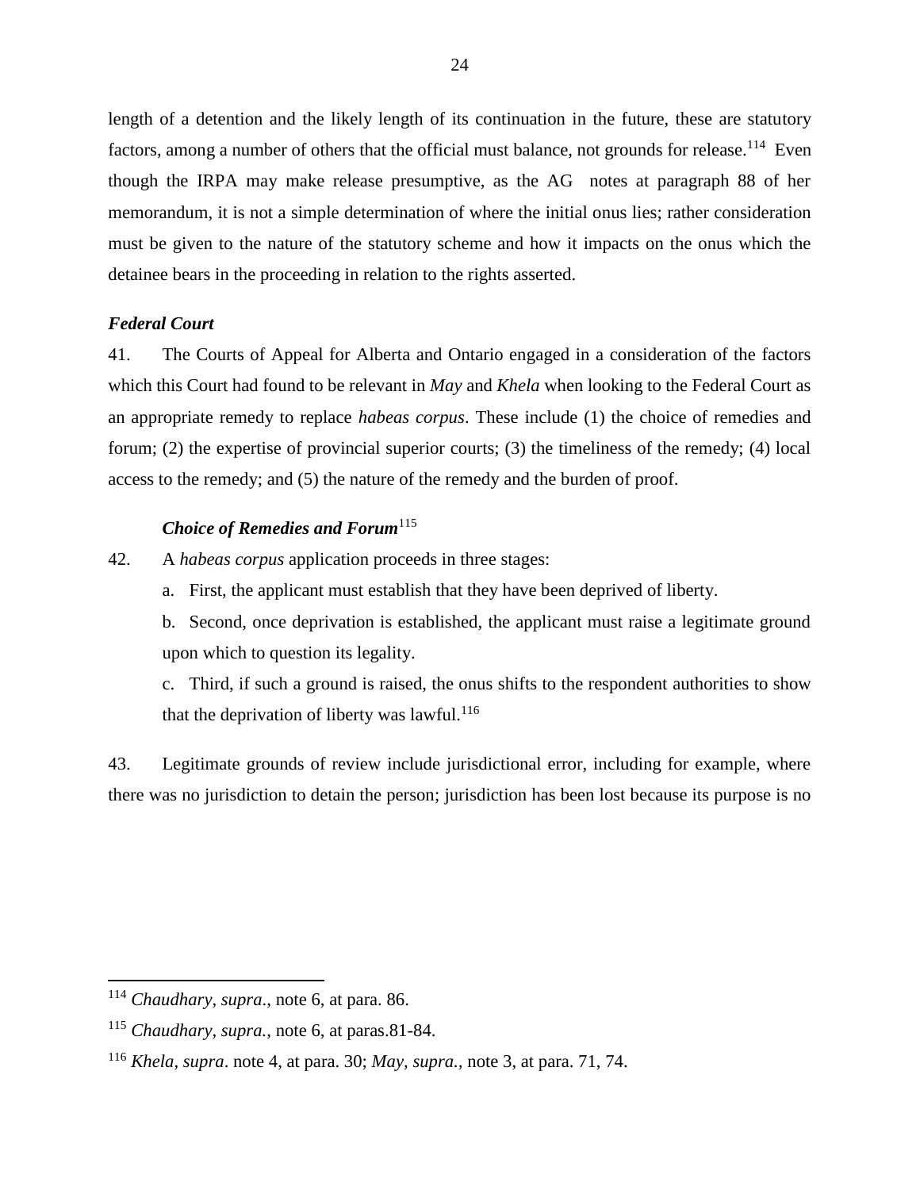length of a detention and the likely length of its continuation in the future, these are statutory factors, among a number of others that the official must balance, not grounds for release.[114] Even though the IRPA may make release presumptive, as the AG notes at paragraph 88 of her memorandum, it is not a simple determination of where the initial onus lies; rather consideration must be given to the nature of the statutory scheme and how it impacts on the onus which the detainee bears in the proceeding in relation to the rights asserted.

***Federal Court***

41. The Courts of Appeal for Alberta and Ontario engaged in a consideration of the factors which this Court had found to be relevant in *May* and *Khela* when looking to the Federal Court as an appropriate remedy to replace *habeas corpus*. These include (1) the choice of remedies and forum; (2) the expertise of provincial superior courts; (3) the timeliness of the remedy; (4) local access to the remedy; and (5) the nature of the remedy and the burden of proof.

***Choice of Remedies and Forum***[115]

42. A *habeas corpus* application proceeds in three stages:

a. First, the applicant must establish that they have been deprived of liberty.

b. Second, once deprivation is established, the applicant must raise a legitimate ground upon which to question its legality.

c. Third, if such a ground is raised, the onus shifts to the respondent authorities to show that the deprivation of liberty was lawful.[116]

43. Legitimate grounds of review include jurisdictional error, including for example, where there was no jurisdiction to detain the person; jurisdiction has been lost because its purpose is no

---

[114] *Chaudhary, supra*., note 6, at para. 86.

[115] *Chaudhary, supra.*, note 6, at paras.81-84.

[116] *Khela, supra*. note 4, at para. 30; *May, supra.*, note 3, at para. 71, 74.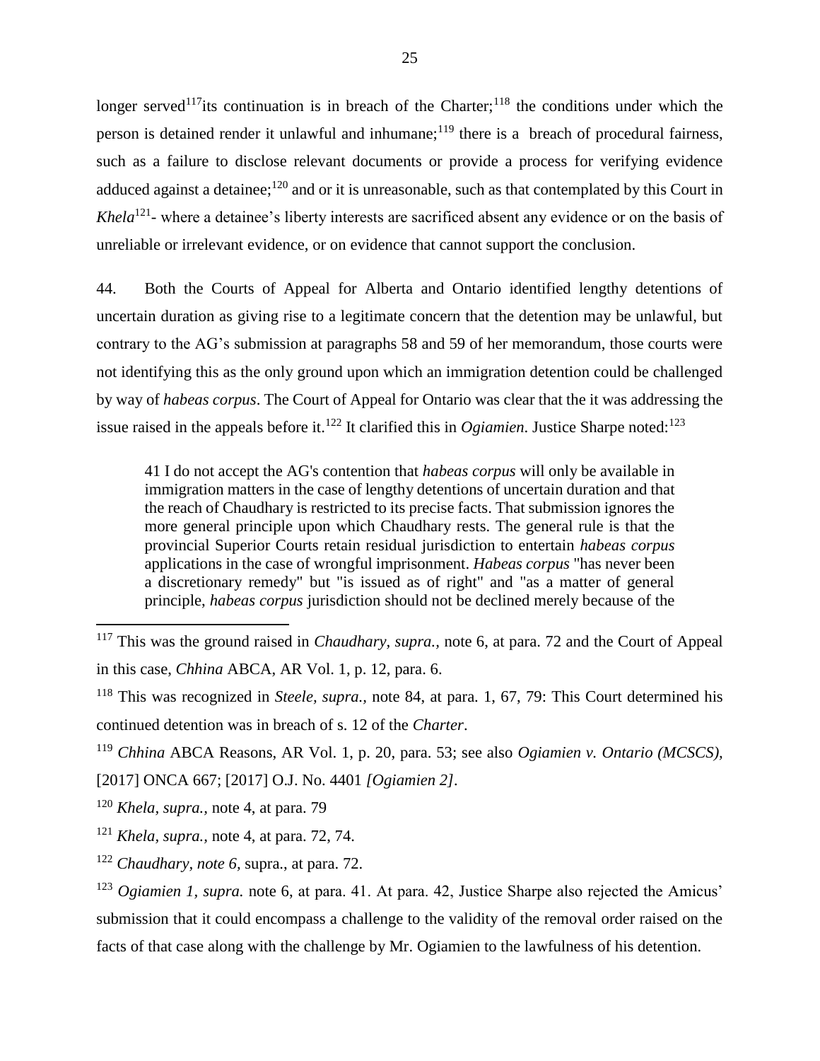longer served[117] its continuation is in breach of the Charter;[118] the conditions under which the person is detained render it unlawful and inhumane;[119] there is a breach of procedural fairness, such as a failure to disclose relevant documents or provide a process for verifying evidence adduced against a detainee;[120] and or it is unreasonable, such as that contemplated by this Court in *Khela*[121]- where a detainee's liberty interests are sacrificed absent any evidence or on the basis of unreliable or irrelevant evidence, or on evidence that cannot support the conclusion.

44. Both the Courts of Appeal for Alberta and Ontario identified lengthy detentions of uncertain duration as giving rise to a legitimate concern that the detention may be unlawful, but contrary to the AG's submission at paragraphs 58 and 59 of her memorandum, those courts were not identifying this as the only ground upon which an immigration detention could be challenged by way of *habeas corpus*. The Court of Appeal for Ontario was clear that the it was addressing the issue raised in the appeals before it.[122] It clarified this in *Ogiamien*. Justice Sharpe noted:[123]

> 41 I do not accept the AG's contention that *habeas corpus* will only be available in immigration matters in the case of lengthy detentions of uncertain duration and that the reach of Chaudhary is restricted to its precise facts. That submission ignores the more general principle upon which Chaudhary rests. The general rule is that the provincial Superior Courts retain residual jurisdiction to entertain *habeas corpus* applications in the case of wrongful imprisonment. *Habeas corpus* "has never been a discretionary remedy" but "is issued as of right" and "as a matter of general principle, *habeas corpus* jurisdiction should not be declined merely because of the

---

[117] This was the ground raised in *Chaudhary, supra.,* note 6, at para. 72 and the Court of Appeal in this case, *Chhina* ABCA, AR Vol. 1, p. 12, para. 6.

[118] This was recognized in *Steele, supra.,* note 84, at para. 1, 67, 79: This Court determined his continued detention was in breach of s. 12 of the *Charter*.

[119] *Chhina* ABCA Reasons, AR Vol. 1, p. 20, para. 53; see also *Ogiamien v. Ontario (MCSCS),* [2017] ONCA 667; [2017] O.J. No. 4401 *[Ogiamien 2]*.

[120] *Khela, supra.,* note 4, at para. 79

[121] *Khela, supra.,* note 4, at para. 72, 74.

[122] *Chaudhary, note 6,* supra., at para. 72.

[123] *Ogiamien 1, supra.* note 6, at para. 41. At para. 42, Justice Sharpe also rejected the Amicus' submission that it could encompass a challenge to the validity of the removal order raised on the facts of that case along with the challenge by Mr. Ogiamien to the lawfulness of his detention.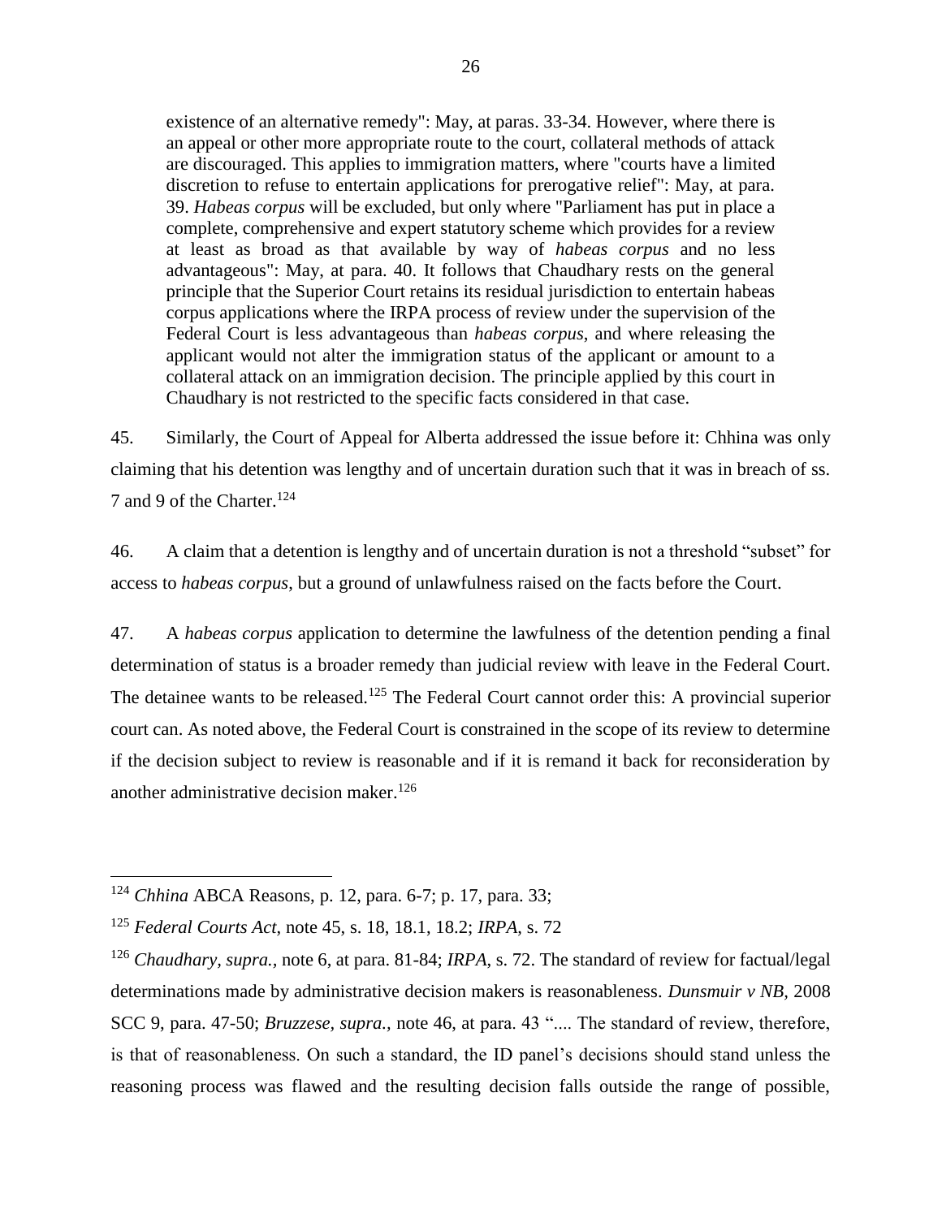> existence of an alternative remedy": May, at paras. 33-34. However, where there is an appeal or other more appropriate route to the court, collateral methods of attack are discouraged. This applies to immigration matters, where "courts have a limited discretion to refuse to entertain applications for prerogative relief": May, at para. 39. *Habeas corpus* will be excluded, but only where "Parliament has put in place a complete, comprehensive and expert statutory scheme which provides for a review at least as broad as that available by way of *habeas corpus* and no less advantageous": May, at para. 40. It follows that Chaudhary rests on the general principle that the Superior Court retains its residual jurisdiction to entertain habeas corpus applications where the IRPA process of review under the supervision of the Federal Court is less advantageous than *habeas corpus*, and where releasing the applicant would not alter the immigration status of the applicant or amount to a collateral attack on an immigration decision. The principle applied by this court in Chaudhary is not restricted to the specific facts considered in that case.

45. Similarly, the Court of Appeal for Alberta addressed the issue before it: Chhina was only claiming that his detention was lengthy and of uncertain duration such that it was in breach of ss. 7 and 9 of the Charter.[124]

46. A claim that a detention is lengthy and of uncertain duration is not a threshold "subset" for access to *habeas corpus*, but a ground of unlawfulness raised on the facts before the Court.

47. A *habeas corpus* application to determine the lawfulness of the detention pending a final determination of status is a broader remedy than judicial review with leave in the Federal Court. The detainee wants to be released.[125] The Federal Court cannot order this: A provincial superior court can. As noted above, the Federal Court is constrained in the scope of its review to determine if the decision subject to review is reasonable and if it is remand it back for reconsideration by another administrative decision maker.[126]

---

[124] *Chhina* ABCA Reasons, p. 12, para. 6-7; p. 17, para. 33;

[125] *Federal Courts Act*, note 45, s. 18, 18.1, 18.2; *IRPA*, s. 72

[126] *Chaudhary, supra.,* note 6, at para. 81-84; *IRPA*, s. 72. The standard of review for factual/legal determinations made by administrative decision makers is reasonableness. *Dunsmuir v NB*, 2008 SCC 9, para. 47-50; *Bruzzese, supra.,* note 46, at para. 43 ".... The standard of review, therefore, is that of reasonableness. On such a standard, the ID panel's decisions should stand unless the reasoning process was flawed and the resulting decision falls outside the range of possible,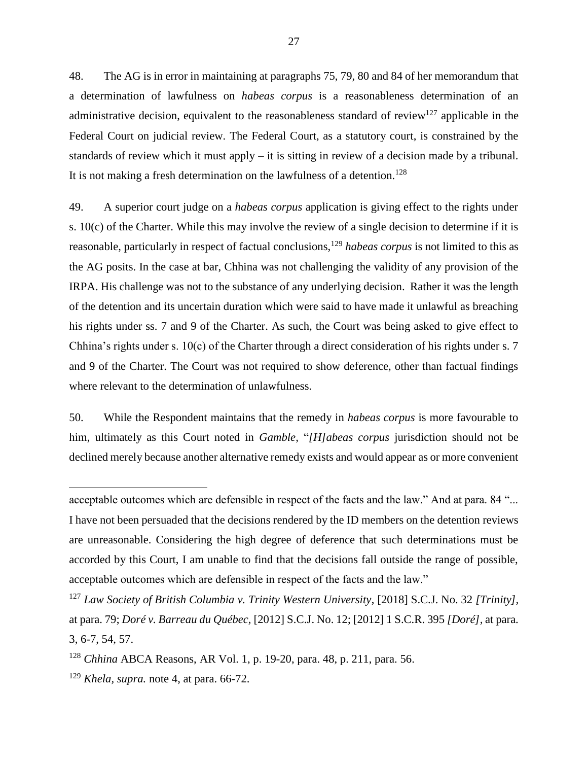48. The AG is in error in maintaining at paragraphs 75, 79, 80 and 84 of her memorandum that a determination of lawfulness on *habeas corpus* is a reasonableness determination of an administrative decision, equivalent to the reasonableness standard of review[127] applicable in the Federal Court on judicial review. The Federal Court, as a statutory court, is constrained by the standards of review which it must apply – it is sitting in review of a decision made by a tribunal. It is not making a fresh determination on the lawfulness of a detention.[128]

49. A superior court judge on a *habeas corpus* application is giving effect to the rights under s. 10(c) of the Charter. While this may involve the review of a single decision to determine if it is reasonable, particularly in respect of factual conclusions,[129] *habeas corpus* is not limited to this as the AG posits. In the case at bar, Chhina was not challenging the validity of any provision of the IRPA. His challenge was not to the substance of any underlying decision. Rather it was the length of the detention and its uncertain duration which were said to have made it unlawful as breaching his rights under ss. 7 and 9 of the Charter. As such, the Court was being asked to give effect to Chhina's rights under s. 10(c) of the Charter through a direct consideration of his rights under s. 7 and 9 of the Charter. The Court was not required to show deference, other than factual findings where relevant to the determination of unlawfulness.

50. While the Respondent maintains that the remedy in *habeas corpus* is more favourable to him, ultimately as this Court noted in *Gamble*, "*[H]abeas corpus* jurisdiction should not be declined merely because another alternative remedy exists and would appear as or more convenient

---

acceptable outcomes which are defensible in respect of the facts and the law." And at para. 84 "... I have not been persuaded that the decisions rendered by the ID members on the detention reviews are unreasonable. Considering the high degree of deference that such determinations must be accorded by this Court, I am unable to find that the decisions fall outside the range of possible, acceptable outcomes which are defensible in respect of the facts and the law."

[127] *Law Society of British Columbia v. Trinity Western University*, [2018] S.C.J. No. 32 *[Trinity]*, at para. 79; *Doré v. Barreau du Québec*, [2012] S.C.J. No. 12; [2012] 1 S.C.R. 395 *[Doré]*, at para. 3, 6-7, 54, 57.

[128] *Chhina* ABCA Reasons, AR Vol. 1, p. 19-20, para. 48, p. 211, para. 56.

[129] *Khela*, *supra.* note 4, at para. 66-72.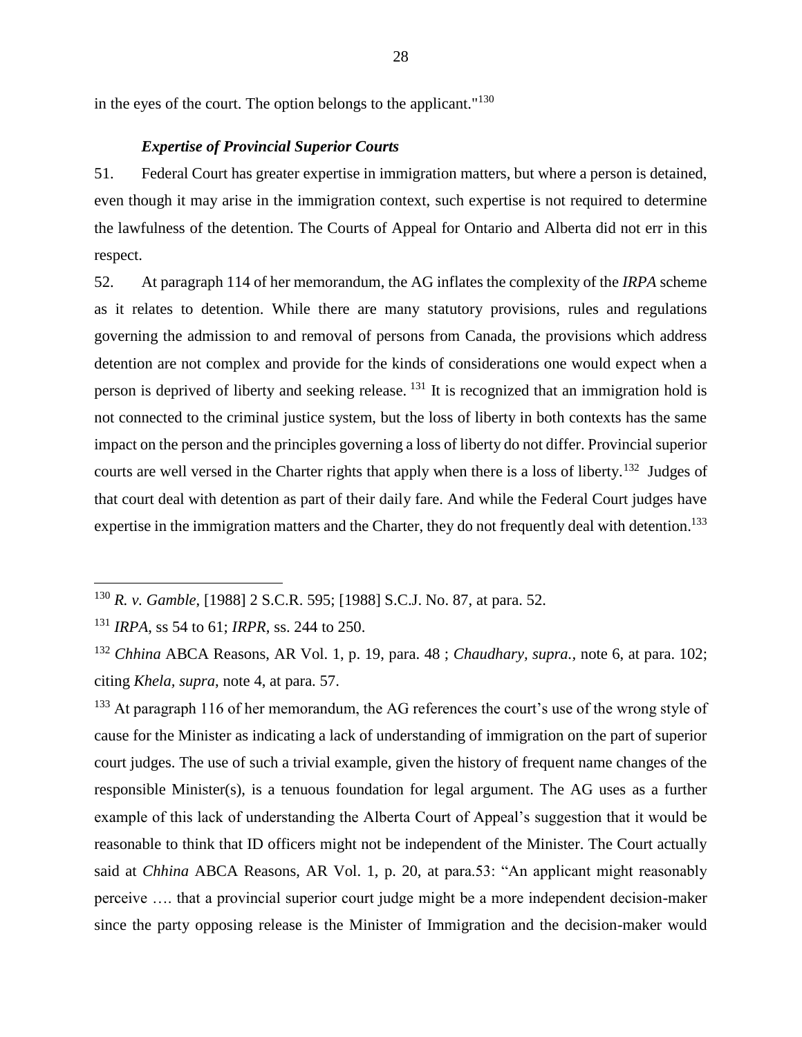in the eyes of the court. The option belongs to the applicant."[130]

### *Expertise of Provincial Superior Courts*

51. Federal Court has greater expertise in immigration matters, but where a person is detained, even though it may arise in the immigration context, such expertise is not required to determine the lawfulness of the detention. The Courts of Appeal for Ontario and Alberta did not err in this respect.

52. At paragraph 114 of her memorandum, the AG inflates the complexity of the *IRPA* scheme as it relates to detention. While there are many statutory provisions, rules and regulations governing the admission to and removal of persons from Canada, the provisions which address detention are not complex and provide for the kinds of considerations one would expect when a person is deprived of liberty and seeking release. [131] It is recognized that an immigration hold is not connected to the criminal justice system, but the loss of liberty in both contexts has the same impact on the person and the principles governing a loss of liberty do not differ. Provincial superior courts are well versed in the Charter rights that apply when there is a loss of liberty.[132] Judges of that court deal with detention as part of their daily fare. And while the Federal Court judges have expertise in the immigration matters and the Charter, they do not frequently deal with detention.[133]

---

[130] *R. v. Gamble*, [1988] 2 S.C.R. 595; [1988] S.C.J. No. 87, at para. 52.

[131] *IRPA*, ss 54 to 61; *IRPR*, ss. 244 to 250.

[132] *Chhina* ABCA Reasons, AR Vol. 1, p. 19, para. 48 ; *Chaudhary, supra.*, note 6, at para. 102; citing *Khela, supra*, note 4, at para. 57.

[133] At paragraph 116 of her memorandum, the AG references the court's use of the wrong style of cause for the Minister as indicating a lack of understanding of immigration on the part of superior court judges. The use of such a trivial example, given the history of frequent name changes of the responsible Minister(s), is a tenuous foundation for legal argument. The AG uses as a further example of this lack of understanding the Alberta Court of Appeal's suggestion that it would be reasonable to think that ID officers might not be independent of the Minister. The Court actually said at *Chhina* ABCA Reasons, AR Vol. 1, p. 20, at para.53: "An applicant might reasonably perceive …. that a provincial superior court judge might be a more independent decision-maker since the party opposing release is the Minister of Immigration and the decision-maker would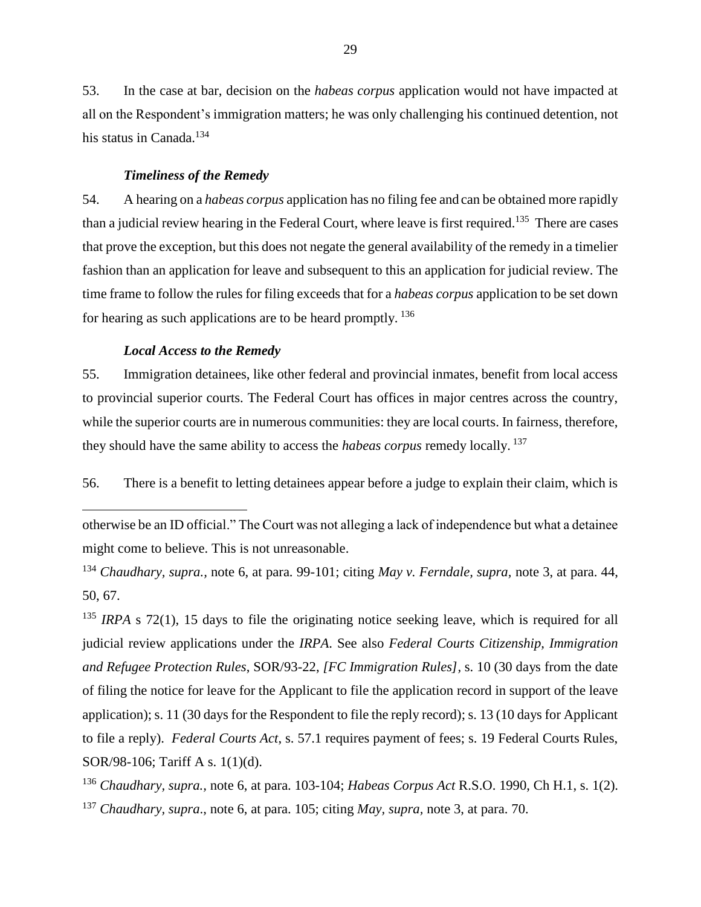53. In the case at bar, decision on the *habeas corpus* application would not have impacted at all on the Respondent's immigration matters; he was only challenging his continued detention, not his status in Canada.[134]

### *Timeliness of the Remedy*

54. A hearing on a *habeas corpus* application has no filing fee and can be obtained more rapidly than a judicial review hearing in the Federal Court, where leave is first required.[135] There are cases that prove the exception, but this does not negate the general availability of the remedy in a timelier fashion than an application for leave and subsequent to this an application for judicial review. The time frame to follow the rules for filing exceeds that for a *habeas corpus* application to be set down for hearing as such applications are to be heard promptly.[136]

### *Local Access to the Remedy*

55. Immigration detainees, like other federal and provincial inmates, benefit from local access to provincial superior courts. The Federal Court has offices in major centres across the country, while the superior courts are in numerous communities: they are local courts. In fairness, therefore, they should have the same ability to access the *habeas corpus* remedy locally.[137]

56. There is a benefit to letting detainees appear before a judge to explain their claim, which is

---

otherwise be an ID official." The Court was not alleging a lack of independence but what a detainee might come to believe. This is not unreasonable.

[134] *Chaudhary*, *supra.*, note 6, at para. 99-101; citing *May v. Ferndale, supra*, note 3, at para. 44, 50, 67.

[135] *IRPA* s 72(1), 15 days to file the originating notice seeking leave, which is required for all judicial review applications under the *IRPA.* See also *Federal Courts Citizenship, Immigration and Refugee Protection Rules*, SOR/93-22, *[FC Immigration Rules]*, s. 10 (30 days from the date of filing the notice for leave for the Applicant to file the application record in support of the leave application); s. 11 (30 days for the Respondent to file the reply record); s. 13 (10 days for Applicant to file a reply). *Federal Courts Act*, s. 57.1 requires payment of fees; s. 19 Federal Courts Rules, SOR/98-106; Tariff A s. 1(1)(d).

[136] *Chaudhary*, *supra.*, note 6, at para. 103-104; *Habeas Corpus Act* R.S.O. 1990, Ch H.1, s. 1(2).

[137] *Chaudhary, supra*., note 6, at para. 105; citing *May*, *supra*, note 3, at para. 70.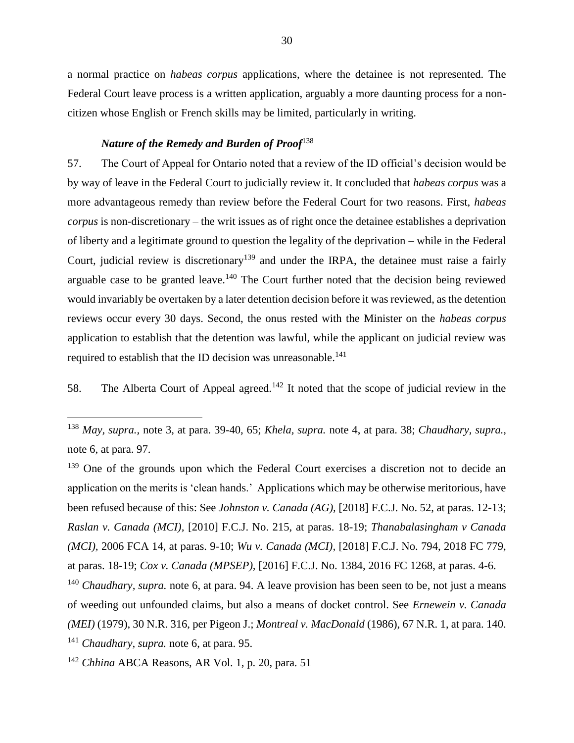a normal practice on *habeas corpus* applications, where the detainee is not represented. The Federal Court leave process is a written application, arguably a more daunting process for a non-citizen whose English or French skills may be limited, particularly in writing.

### *Nature of the Remedy and Burden of Proof*[138]

57. The Court of Appeal for Ontario noted that a review of the ID official's decision would be by way of leave in the Federal Court to judicially review it. It concluded that *habeas corpus* was a more advantageous remedy than review before the Federal Court for two reasons. First, *habeas corpus* is non-discretionary – the writ issues as of right once the detainee establishes a deprivation of liberty and a legitimate ground to question the legality of the deprivation – while in the Federal Court, judicial review is discretionary[139] and under the IRPA, the detainee must raise a fairly arguable case to be granted leave.[140] The Court further noted that the decision being reviewed would invariably be overtaken by a later detention decision before it was reviewed, as the detention reviews occur every 30 days. Second, the onus rested with the Minister on the *habeas corpus* application to establish that the detention was lawful, while the applicant on judicial review was required to establish that the ID decision was unreasonable.[141]

58. The Alberta Court of Appeal agreed.[142] It noted that the scope of judicial review in the

---

[138] *May, supra.,* note 3, at para. 39-40, 65; *Khela, supra.* note 4, at para. 38; *Chaudhary, supra.,* note 6, at para. 97.

[139] One of the grounds upon which the Federal Court exercises a discretion not to decide an application on the merits is 'clean hands.' Applications which may be otherwise meritorious, have been refused because of this: See *Johnston v. Canada (AG),* [2018] F.C.J. No. 52, at paras. 12-13; *Raslan v. Canada (MCI),* [2010] F.C.J. No. 215, at paras. 18-19; *Thanabalasingham v Canada (MCI),* 2006 FCA 14, at paras. 9-10; *Wu v. Canada (MCI),* [2018] F.C.J. No. 794, 2018 FC 779, at paras. 18-19; *Cox v. Canada (MPSEP),* [2016] F.C.J. No. 1384, 2016 FC 1268, at paras. 4-6.

[140] *Chaudhary, supra.* note 6, at para. 94. A leave provision has been seen to be, not just a means of weeding out unfounded claims, but also a means of docket control. See *Ernewein v. Canada (MEI)* (1979), 30 N.R. 316, per Pigeon J.; *Montreal v. MacDonald* (1986), 67 N.R. 1, at para. 140.

[141] *Chaudhary, supra.* note 6, at para. 95.

[142] *Chhina* ABCA Reasons, AR Vol. 1, p. 20, para. 51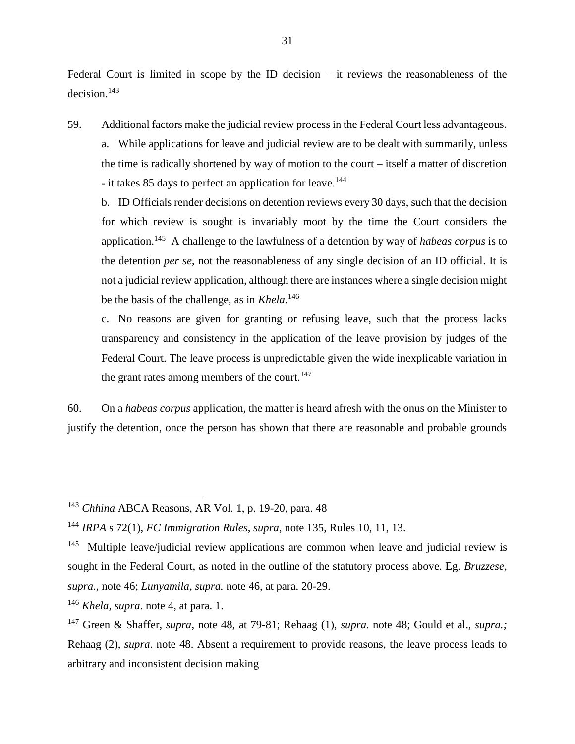Federal Court is limited in scope by the ID decision – it reviews the reasonableness of the decision.[143]

59. Additional factors make the judicial review process in the Federal Court less advantageous.

a. While applications for leave and judicial review are to be dealt with summarily, unless the time is radically shortened by way of motion to the court – itself a matter of discretion - it takes 85 days to perfect an application for leave.[144]

b. ID Officials render decisions on detention reviews every 30 days, such that the decision for which review is sought is invariably moot by the time the Court considers the application.[145] A challenge to the lawfulness of a detention by way of *habeas corpus* is to the detention *per se*, not the reasonableness of any single decision of an ID official. It is not a judicial review application, although there are instances where a single decision might be the basis of the challenge, as in *Khela*.[146]

c. No reasons are given for granting or refusing leave, such that the process lacks transparency and consistency in the application of the leave provision by judges of the Federal Court. The leave process is unpredictable given the wide inexplicable variation in the grant rates among members of the court.[147]

60. On a *habeas corpus* application, the matter is heard afresh with the onus on the Minister to justify the detention, once the person has shown that there are reasonable and probable grounds

---

[143] *Chhina* ABCA Reasons, AR Vol. 1, p. 19-20, para. 48

[144] *IRPA* s 72(1), *FC Immigration Rules*, *supra*, note 135, Rules 10, 11, 13.

[145] Multiple leave/judicial review applications are common when leave and judicial review is sought in the Federal Court, as noted in the outline of the statutory process above. Eg. *Bruzzese, supra.*, note 46; *Lunyamila, supra.* note 46, at para. 20-29.

[146] *Khela, supra*. note 4, at para. 1.

[147] Green & Shaffer, *supra*, note 48, at 79-81; Rehaag (1), *supra.* note 48; Gould et al., *supra.;* Rehaag (2), *supra*. note 48. Absent a requirement to provide reasons, the leave process leads to arbitrary and inconsistent decision making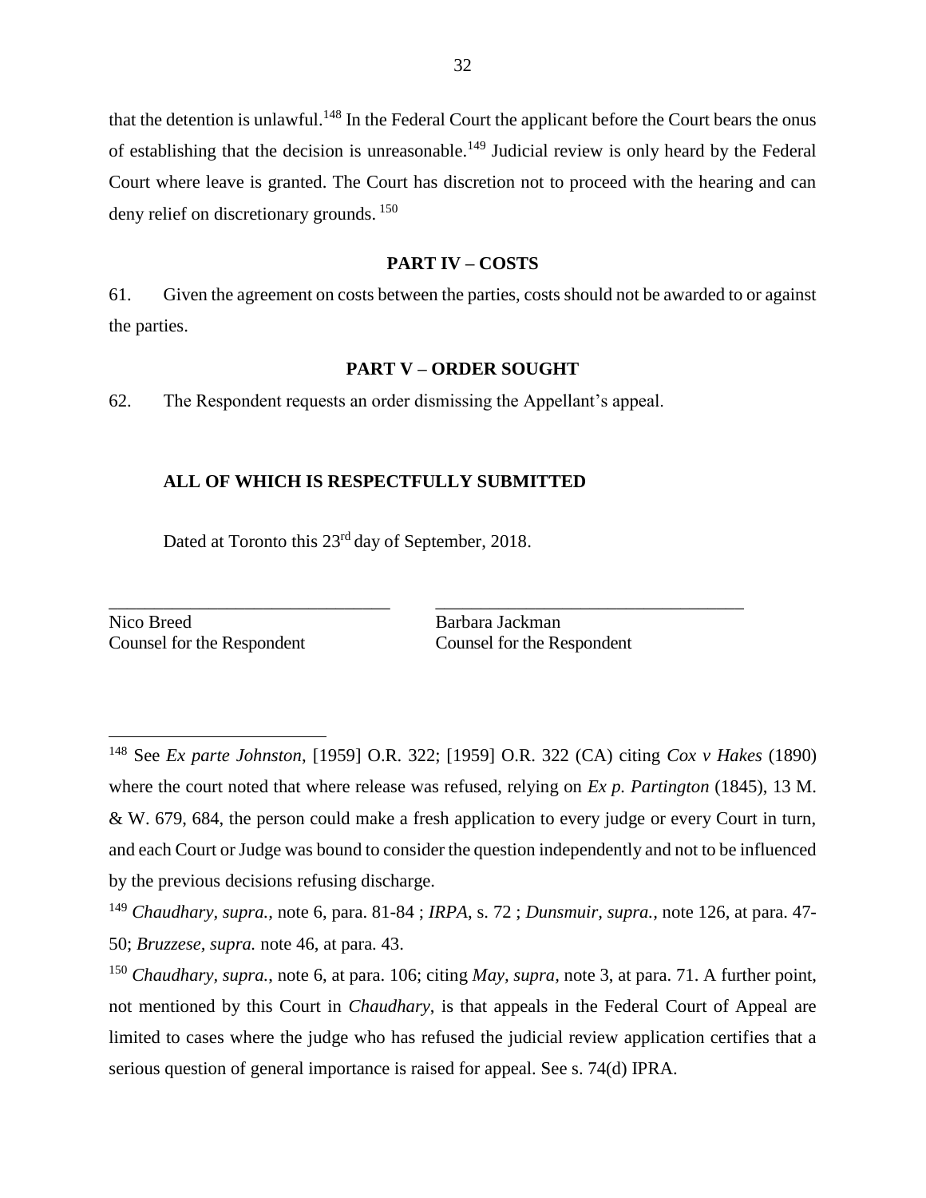that the detention is unlawful.[148] In the Federal Court the applicant before the Court bears the onus of establishing that the decision is unreasonable.[149] Judicial review is only heard by the Federal Court where leave is granted. The Court has discretion not to proceed with the hearing and can deny relief on discretionary grounds.[150]

## PART IV – COSTS

61. Given the agreement on costs between the parties, costs should not be awarded to or against the parties.

## PART V – ORDER SOUGHT

62. The Respondent requests an order dismissing the Appellant's appeal.

**ALL OF WHICH IS RESPECTFULLY SUBMITTED**

Dated at Toronto this 23rd day of September, 2018.

| ______________________________ | ______________________________ |
|---|---|
| Nico Breed | Barbara Jackman |
| Counsel for the Respondent | Counsel for the Respondent |

---

[148] See *Ex parte Johnston*, [1959] O.R. 322; [1959] O.R. 322 (CA) citing *Cox v Hakes* (1890) where the court noted that where release was refused, relying on *Ex p. Partington* (1845), 13 M. & W. 679, 684, the person could make a fresh application to every judge or every Court in turn, and each Court or Judge was bound to consider the question independently and not to be influenced by the previous decisions refusing discharge.

[149] *Chaudhary, supra.*, note 6, para. 81-84 ; *IRPA*, s. 72 ; *Dunsmuir, supra.*, note 126, at para. 47-50; *Bruzzese*, *supra.* note 46, at para. 43.

[150] *Chaudhary, supra.*, note 6, at para. 106; citing *May*, *supra*, note 3, at para. 71. A further point, not mentioned by this Court in *Chaudhary*, is that appeals in the Federal Court of Appeal are limited to cases where the judge who has refused the judicial review application certifies that a serious question of general importance is raised for appeal. See s. 74(d) IPRA.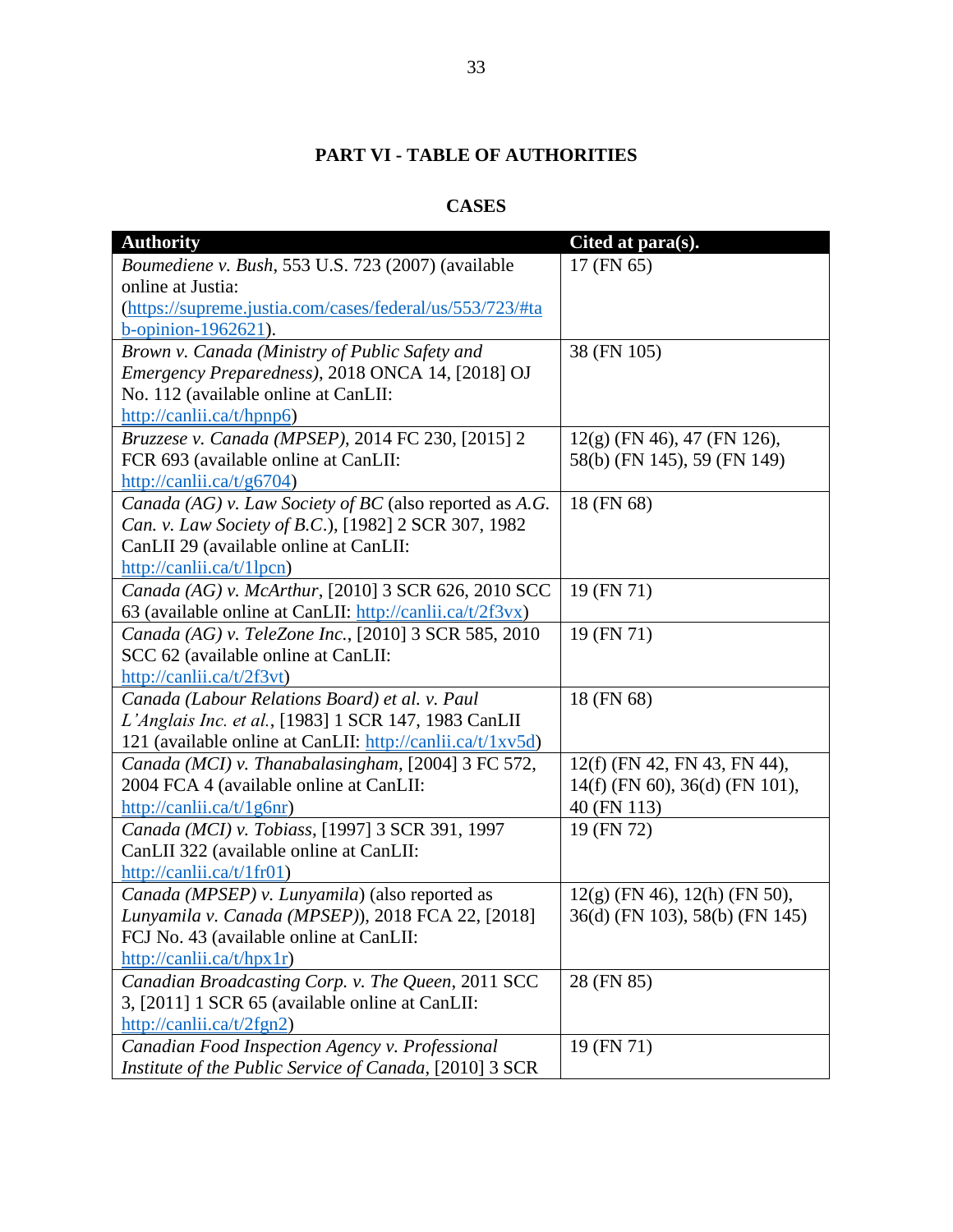# PART VI - TABLE OF AUTHORITIES

## CASES

| Authority | Cited at para(s). |
|---|---|
| *Boumediene v. Bush*, 553 U.S. 723 (2007) (available online at Justia: (https://supreme.justia.com/cases/federal/us/553/723/#tab-opinion-1962621). | 17 (FN 65) |
| *Brown v. Canada (Ministry of Public Safety and Emergency Preparedness)*, 2018 ONCA 14, [2018] OJ No. 112 (available online at CanLII: http://canlii.ca/t/hpnp6) | 38 (FN 105) |
| *Bruzzese v. Canada (MPSEP)*, 2014 FC 230, [2015] 2 FCR 693 (available online at CanLII: http://canlii.ca/t/g6704) | 12(g) (FN 46), 47 (FN 126), 58(b) (FN 145), 59 (FN 149) |
| *Canada (AG) v. Law Society of BC* (also reported as *A.G. Can. v. Law Society of B.C.*), [1982] 2 SCR 307, 1982 CanLII 29 (available online at CanLII: http://canlii.ca/t/1lpcn) | 18 (FN 68) |
| *Canada (AG) v. McArthur*, [2010] 3 SCR 626, 2010 SCC 63 (available online at CanLII: http://canlii.ca/t/2f3vx) | 19 (FN 71) |
| *Canada (AG) v. TeleZone Inc.*, [2010] 3 SCR 585, 2010 SCC 62 (available online at CanLII: http://canlii.ca/t/2f3vt) | 19 (FN 71) |
| *Canada (Labour Relations Board) et al. v. Paul L'Anglais Inc. et al.*, [1983] 1 SCR 147, 1983 CanLII 121 (available online at CanLII: http://canlii.ca/t/1xv5d) | 18 (FN 68) |
| *Canada (MCI) v. Thanabalasingham*, [2004] 3 FC 572, 2004 FCA 4 (available online at CanLII: http://canlii.ca/t/1g6nr) | 12(f) (FN 42, FN 43, FN 44), 14(f) (FN 60), 36(d) (FN 101), 40 (FN 113) |
| *Canada (MCI) v. Tobiass*, [1997] 3 SCR 391, 1997 CanLII 322 (available online at CanLII: http://canlii.ca/t/1fr01) | 19 (FN 72) |
| *Canada (MPSEP) v. Lunyamila)* (also reported as *Lunyamila v. Canada (MPSEP)*), 2018 FCA 22, [2018] FCJ No. 43 (available online at CanLII: http://canlii.ca/t/hpx1r) | 12(g) (FN 46), 12(h) (FN 50), 36(d) (FN 103), 58(b) (FN 145) |
| *Canadian Broadcasting Corp. v. The Queen*, 2011 SCC 3, [2011] 1 SCR 65 (available online at CanLII: http://canlii.ca/t/2fgn2) | 28 (FN 85) |
| *Canadian Food Inspection Agency v. Professional Institute of the Public Service of Canada*, [2010] 3 SCR | 19 (FN 71) |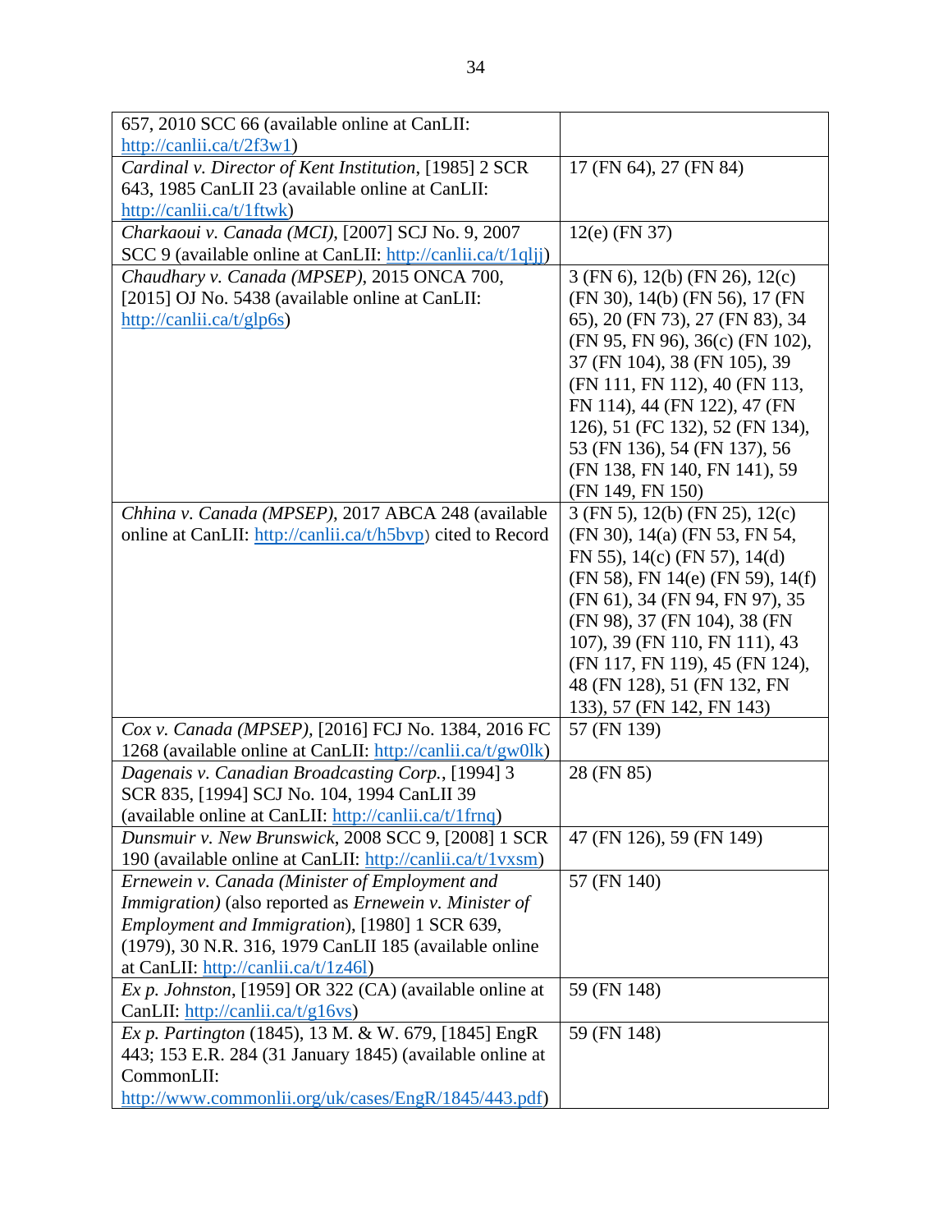| | |
|---|---|
| 657, 2010 SCC 66 (available online at CanLII: http://canlii.ca/t/2f3w1) | |
| *Cardinal v. Director of Kent Institution*, [1985] 2 SCR 643, 1985 CanLII 23 (available online at CanLII: http://canlii.ca/t/1ftwk) | 17 (FN 64), 27 (FN 84) |
| *Charkaoui v. Canada (MCI)*, [2007] SCJ No. 9, 2007 SCC 9 (available online at CanLII: http://canlii.ca/t/1qljj) | 12(e) (FN 37) |
| *Chaudhary v. Canada (MPSEP)*, 2015 ONCA 700, [2015] OJ No. 5438 (available online at CanLII: http://canlii.ca/t/glp6s) | 3 (FN 6), 12(b) (FN 26), 12(c) (FN 30), 14(b) (FN 56), 17 (FN 65), 20 (FN 73), 27 (FN 83), 34 (FN 95, FN 96), 36(c) (FN 102), 37 (FN 104), 38 (FN 105), 39 (FN 111, FN 112), 40 (FN 113, FN 114), 44 (FN 122), 47 (FN 126), 51 (FC 132), 52 (FN 134), 53 (FN 136), 54 (FN 137), 56 (FN 138, FN 140, FN 141), 59 (FN 149, FN 150) |
| *Chhina v. Canada (MPSEP)*, 2017 ABCA 248 (available online at CanLII: http://canlii.ca/t/h5bvp) cited to Record | 3 (FN 5), 12(b) (FN 25), 12(c) (FN 30), 14(a) (FN 53, FN 54, FN 55), 14(c) (FN 57), 14(d) (FN 58), FN 14(e) (FN 59), 14(f) (FN 61), 34 (FN 94, FN 97), 35 (FN 98), 37 (FN 104), 38 (FN 107), 39 (FN 110, FN 111), 43 (FN 117, FN 119), 45 (FN 124), 48 (FN 128), 51 (FN 132, FN 133), 57 (FN 142, FN 143) |
| *Cox v. Canada (MPSEP)*, [2016] FCJ No. 1384, 2016 FC 1268 (available online at CanLII: http://canlii.ca/t/gw0lk) | 57 (FN 139) |
| *Dagenais v. Canadian Broadcasting Corp.*, [1994] 3 SCR 835, [1994] SCJ No. 104, 1994 CanLII 39 (available online at CanLII: http://canlii.ca/t/1frnq) | 28 (FN 85) |
| *Dunsmuir v. New Brunswick*, 2008 SCC 9, [2008] 1 SCR 190 (available online at CanLII: http://canlii.ca/t/1vxsm) | 47 (FN 126), 59 (FN 149) |
| *Ernewein v. Canada (Minister of Employment and Immigration)* (also reported as *Ernewein v. Minister of Employment and Immigration*), [1980] 1 SCR 639, (1979), 30 N.R. 316, 1979 CanLII 185 (available online at CanLII: http://canlii.ca/t/1z46l) | 57 (FN 140) |
| *Ex p. Johnston*, [1959] OR 322 (CA) (available online at CanLII: http://canlii.ca/t/g16vs) | 59 (FN 148) |
| *Ex p. Partington* (1845), 13 M. & W. 679, [1845] EngR 443; 153 E.R. 284 (31 January 1845) (available online at CommonLII: http://www.commonlii.org/uk/cases/EngR/1845/443.pdf) | 59 (FN 148) |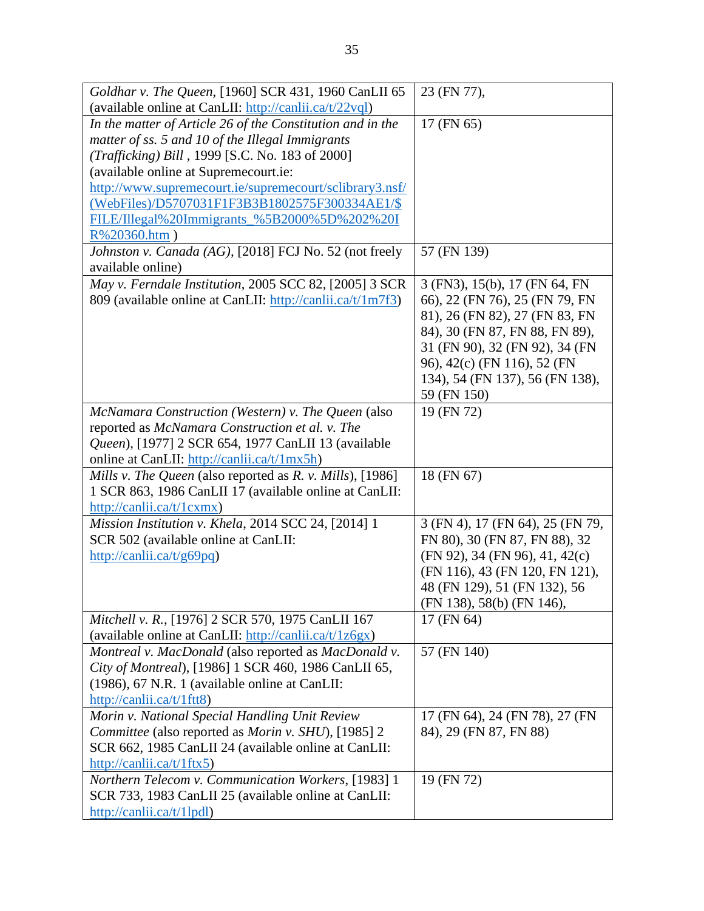| | |
|---|---|
| *Goldhar v. The Queen*, [1960] SCR 431, 1960 CanLII 65 (available online at CanLII: http://canlii.ca/t/22vql) | 23 (FN 77), |
| *In the matter of Article 26 of the Constitution and in the matter of ss. 5 and 10 of the Illegal Immigrants (Trafficking) Bill* , 1999 [S.C. No. 183 of 2000] (available online at Supremecourt.ie: http://www.supremecourt.ie/supremecourt/sclibrary3.nsf/(WebFiles)/D5707031F1F3B3B1802575F300334AE1/$FILE/Illegal%20Immigrants_%5B2000%5D%202%20IR%20360.htm ) | 17 (FN 65) |
| *Johnston v. Canada (AG)*, [2018] FCJ No. 52 (not freely available online) | 57 (FN 139) |
| *May v. Ferndale Institution*, 2005 SCC 82, [2005] 3 SCR 809 (available online at CanLII: http://canlii.ca/t/1m7f3) | 3 (FN3), 15(b), 17 (FN 64, FN 66), 22 (FN 76), 25 (FN 79, FN 81), 26 (FN 82), 27 (FN 83, FN 84), 30 (FN 87, FN 88, FN 89), 31 (FN 90), 32 (FN 92), 34 (FN 96), 42(c) (FN 116), 52 (FN 134), 54 (FN 137), 56 (FN 138), 59 (FN 150) |
| *McNamara Construction (Western) v. The Queen* (also reported as *McNamara Construction et al. v. The Queen*), [1977] 2 SCR 654, 1977 CanLII 13 (available online at CanLII: http://canlii.ca/t/1mx5h) | 19 (FN 72) |
| *Mills v. The Queen* (also reported as *R. v. Mills*), [1986] 1 SCR 863, 1986 CanLII 17 (available online at CanLII: http://canlii.ca/t/1cxmx) | 18 (FN 67) |
| *Mission Institution v. Khela*, 2014 SCC 24, [2014] 1 SCR 502 (available online at CanLII: http://canlii.ca/t/g69pq) | 3 (FN 4), 17 (FN 64), 25 (FN 79, FN 80), 30 (FN 87, FN 88), 32 (FN 92), 34 (FN 96), 41, 42(c) (FN 116), 43 (FN 120, FN 121), 48 (FN 129), 51 (FN 132), 56 (FN 138), 58(b) (FN 146), |
| *Mitchell v. R.*, [1976] 2 SCR 570, 1975 CanLII 167 (available online at CanLII: http://canlii.ca/t/1z6gx) | 17 (FN 64) |
| *Montreal v. MacDonald* (also reported as *MacDonald v. City of Montreal*), [1986] 1 SCR 460, 1986 CanLII 65, (1986), 67 N.R. 1 (available online at CanLII: http://canlii.ca/t/1ftt8) | 57 (FN 140) |
| *Morin v. National Special Handling Unit Review Committee* (also reported as *Morin v. SHU*), [1985] 2 SCR 662, 1985 CanLII 24 (available online at CanLII: http://canlii.ca/t/1ftx5) | 17 (FN 64), 24 (FN 78), 27 (FN 84), 29 (FN 87, FN 88) |
| *Northern Telecom v. Communication Workers*, [1983] 1 SCR 733, 1983 CanLII 25 (available online at CanLII: http://canlii.ca/t/1lpdl) | 19 (FN 72) |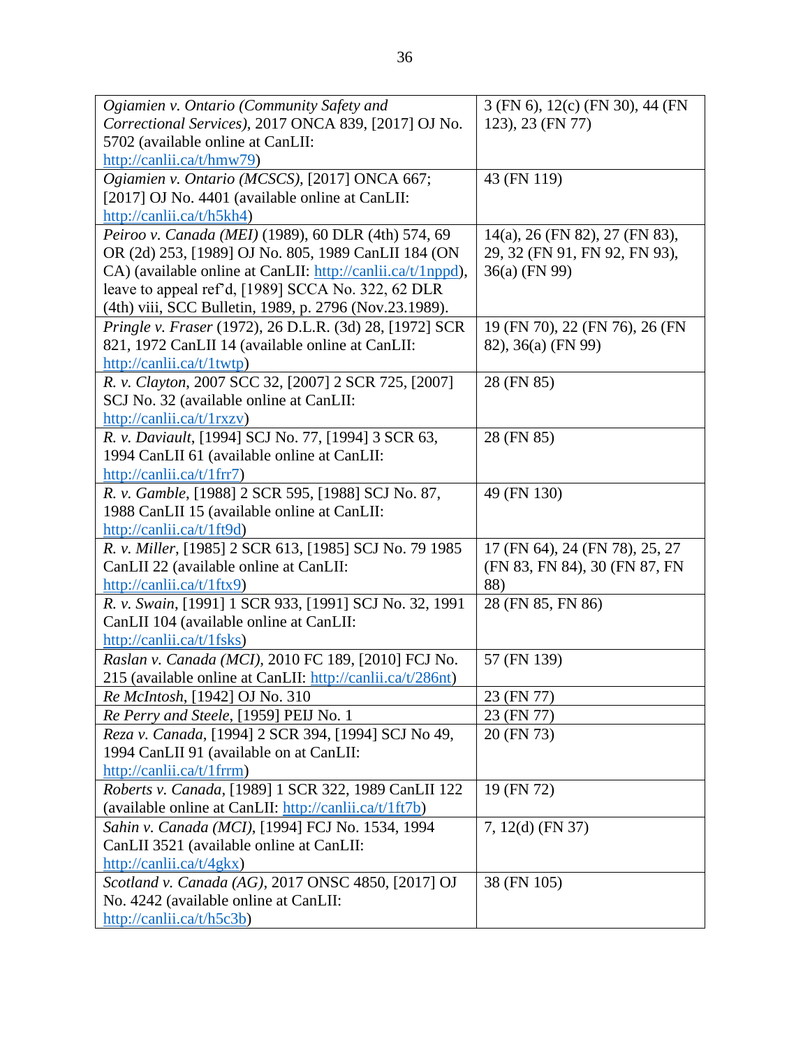| | |
|---|---|
| *Ogiamien v. Ontario (Community Safety and Correctional Services)*, 2017 ONCA 839, [2017] OJ No. 5702 (available online at CanLII: http://canlii.ca/t/hmw79) | 3 (FN 6), 12(c) (FN 30), 44 (FN 123), 23 (FN 77) |
| *Ogiamien v. Ontario (MCSCS)*, [2017] ONCA 667; [2017] OJ No. 4401 (available online at CanLII: http://canlii.ca/t/h5kh4) | 43 (FN 119) |
| *Peiroo v. Canada (MEI)* (1989), 60 DLR (4th) 574, 69 OR (2d) 253, [1989] OJ No. 805, 1989 CanLII 184 (ON CA) (available online at CanLII: http://canlii.ca/t/1nppd), leave to appeal ref'd, [1989] SCCA No. 322, 62 DLR (4th) viii, SCC Bulletin, 1989, p. 2796 (Nov.23.1989). | 14(a), 26 (FN 82), 27 (FN 83), 29, 32 (FN 91, FN 92, FN 93), 36(a) (FN 99) |
| *Pringle v. Fraser* (1972), 26 D.L.R. (3d) 28, [1972] SCR 821, 1972 CanLII 14 (available online at CanLII: http://canlii.ca/t/1twtp) | 19 (FN 70), 22 (FN 76), 26 (FN 82), 36(a) (FN 99) |
| *R. v. Clayton*, 2007 SCC 32, [2007] 2 SCR 725, [2007] SCJ No. 32 (available online at CanLII: http://canlii.ca/t/1rxzv) | 28 (FN 85) |
| *R. v. Daviault*, [1994] SCJ No. 77, [1994] 3 SCR 63, 1994 CanLII 61 (available online at CanLII: http://canlii.ca/t/1frr7) | 28 (FN 85) |
| *R. v. Gamble*, [1988] 2 SCR 595, [1988] SCJ No. 87, 1988 CanLII 15 (available online at CanLII: http://canlii.ca/t/1ft9d) | 49 (FN 130) |
| *R. v. Miller*, [1985] 2 SCR 613, [1985] SCJ No. 79 1985 CanLII 22 (available online at CanLII: http://canlii.ca/t/1ftx9) | 17 (FN 64), 24 (FN 78), 25, 27 (FN 83, FN 84), 30 (FN 87, FN 88) |
| *R. v. Swain*, [1991] 1 SCR 933, [1991] SCJ No. 32, 1991 CanLII 104 (available online at CanLII: http://canlii.ca/t/1fsks) | 28 (FN 85, FN 86) |
| *Raslan v. Canada (MCI)*, 2010 FC 189, [2010] FCJ No. 215 (available online at CanLII: http://canlii.ca/t/286nt) | 57 (FN 139) |
| *Re McIntosh*, [1942] OJ No. 310 | 23 (FN 77) |
| *Re Perry and Steele*, [1959] PEIJ No. 1 | 23 (FN 77) |
| *Reza v. Canada*, [1994] 2 SCR 394, [1994] SCJ No 49, 1994 CanLII 91 (available on at CanLII: http://canlii.ca/t/1frrm) | 20 (FN 73) |
| *Roberts v. Canada*, [1989] 1 SCR 322, 1989 CanLII 122 (available online at CanLII: http://canlii.ca/t/1ft7b) | 19 (FN 72) |
| *Sahin v. Canada (MCI)*, [1994] FCJ No. 1534, 1994 CanLII 3521 (available online at CanLII: http://canlii.ca/t/4gkx) | 7, 12(d) (FN 37) |
| *Scotland v. Canada (AG)*, 2017 ONSC 4850, [2017] OJ No. 4242 (available online at CanLII: http://canlii.ca/t/h5c3b) | 38 (FN 105) |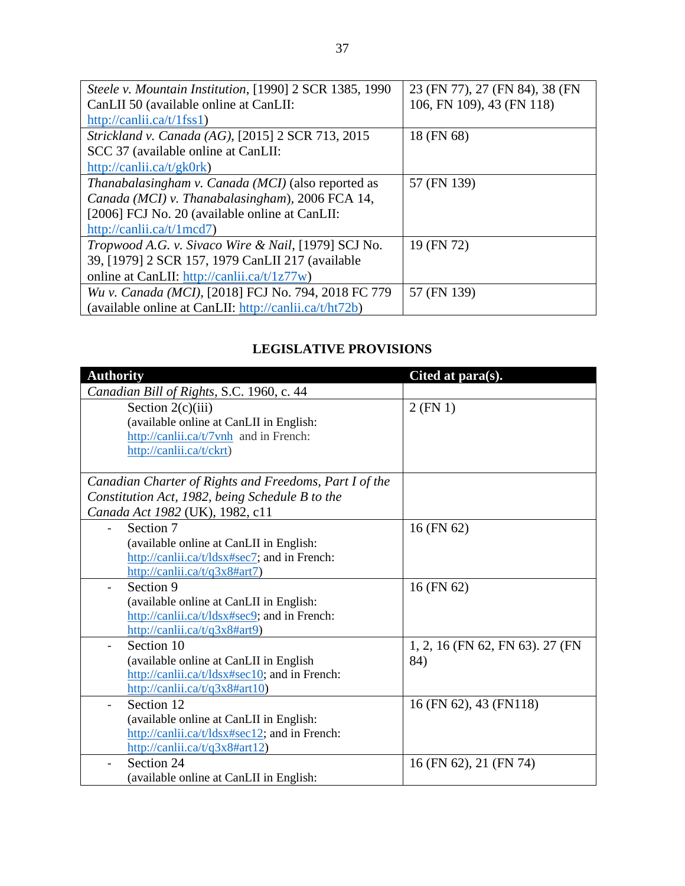| | |
|---|---|
| *Steele v. Mountain Institution*, [1990] 2 SCR 1385, 1990 CanLII 50 (available online at CanLII: http://canlii.ca/t/1fss1) | 23 (FN 77), 27 (FN 84), 38 (FN 106, FN 109), 43 (FN 118) |
| *Strickland v. Canada (AG)*, [2015] 2 SCR 713, 2015 SCC 37 (available online at CanLII: http://canlii.ca/t/gk0rk) | 18 (FN 68) |
| *Thanabalasingham v. Canada (MCI)* (also reported as *Canada (MCI) v. Thanabalasingham*), 2006 FCA 14, [2006] FCJ No. 20 (available online at CanLII: http://canlii.ca/t/1mcd7) | 57 (FN 139) |
| *Tropwood A.G. v. Sivaco Wire & Nail*, [1979] SCJ No. 39, [1979] 2 SCR 157, 1979 CanLII 217 (available online at CanLII: http://canlii.ca/t/1z77w) | 19 (FN 72) |
| *Wu v. Canada (MCI)*, [2018] FCJ No. 794, 2018 FC 779 (available online at CanLII: http://canlii.ca/t/ht72b) | 57 (FN 139) |

## LEGISLATIVE PROVISIONS

| Authority | Cited at para(s). |
|---|---|
| *Canadian Bill of Rights*, S.C. 1960, c. 44 | |
| Section 2(c)(iii) (available online at CanLII in English: http://canlii.ca/t/7vnh and in French: http://canlii.ca/t/ckrt) | 2 (FN 1) |
| *Canadian Charter of Rights and Freedoms, Part I of the Constitution Act, 1982, being Schedule B to the Canada Act 1982* (UK), 1982, c11 | |
| - Section 7 (available online at CanLII in English: http://canlii.ca/t/ldsx#sec7; and in French: http://canlii.ca/t/q3x8#art7) | 16 (FN 62) |
| - Section 9 (available online at CanLII in English: http://canlii.ca/t/ldsx#sec9; and in French: http://canlii.ca/t/q3x8#art9) | 16 (FN 62) |
| - Section 10 (available online at CanLII in English http://canlii.ca/t/ldsx#sec10; and in French: http://canlii.ca/t/q3x8#art10) | 1, 2, 16 (FN 62, FN 63). 27 (FN 84) |
| - Section 12 (available online at CanLII in English: http://canlii.ca/t/ldsx#sec12; and in French: http://canlii.ca/t/q3x8#art12) | 16 (FN 62), 43 (FN118) |
| - Section 24 (available online at CanLII in English: | 16 (FN 62), 21 (FN 74) |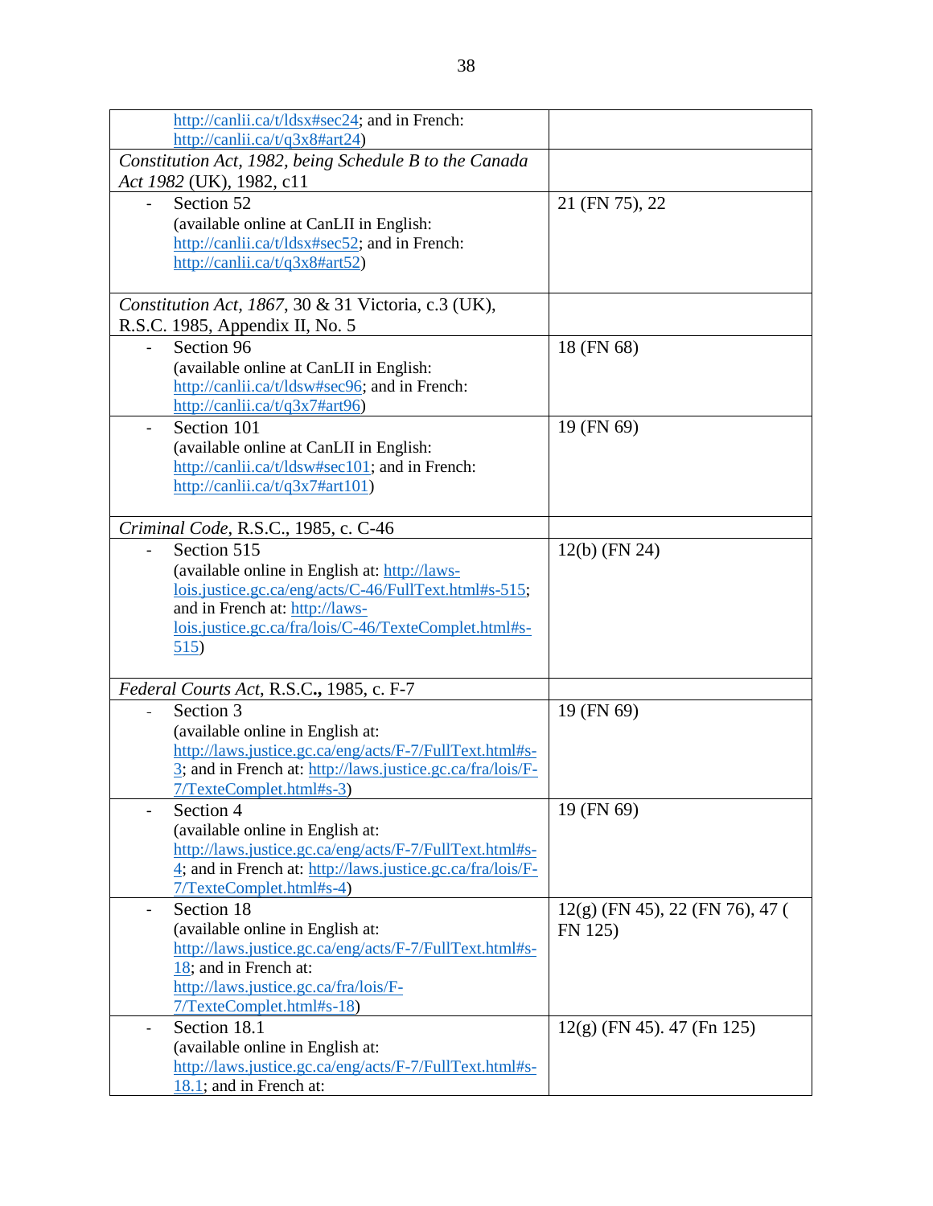| | |
|---|---|
| http://canlii.ca/t/ldsx#sec24; and in French: http://canlii.ca/t/q3x8#art24) | |
| *Constitution Act, 1982, being Schedule B to the Canada Act 1982* (UK), 1982, c11 | |
| - Section 52 (available online at CanLII in English: http://canlii.ca/t/ldsx#sec52; and in French: http://canlii.ca/t/q3x8#art52) | 21 (FN 75), 22 |
| *Constitution Act, 1867*, 30 & 31 Victoria, c.3 (UK), R.S.C. 1985, Appendix II, No. 5 | |
| - Section 96 (available online at CanLII in English: http://canlii.ca/t/ldsw#sec96; and in French: http://canlii.ca/t/q3x7#art96) | 18 (FN 68) |
| - Section 101 (available online at CanLII in English: http://canlii.ca/t/ldsw#sec101; and in French: http://canlii.ca/t/q3x7#art101) | 19 (FN 69) |
| *Criminal Code*, R.S.C., 1985, c. C-46 | |
| - Section 515 (available online in English at: http://laws-lois.justice.gc.ca/eng/acts/C-46/FullText.html#s-515; and in French at: http://laws-lois.justice.gc.ca/fra/lois/C-46/TexteComplet.html#s-515) | 12(b) (FN 24) |
| *Federal Courts Act*, R.S.C**.,** 1985, c. F-7 | |
| - Section 3 (available online in English at: http://laws.justice.gc.ca/eng/acts/F-7/FullText.html#s-3; and in French at: http://laws.justice.gc.ca/fra/lois/F-7/TexteComplet.html#s-3) | 19 (FN 69) |
| - Section 4 (available online in English at: http://laws.justice.gc.ca/eng/acts/F-7/FullText.html#s-4; and in French at: http://laws.justice.gc.ca/fra/lois/F-7/TexteComplet.html#s-4) | 19 (FN 69) |
| - Section 18 (available online in English at: http://laws.justice.gc.ca/eng/acts/F-7/FullText.html#s-18; and in French at: http://laws.justice.gc.ca/fra/lois/F-7/TexteComplet.html#s-18) | 12(g) (FN 45), 22 (FN 76), 47 ( FN 125) |
| - Section 18.1 (available online in English at: http://laws.justice.gc.ca/eng/acts/F-7/FullText.html#s-18.1; and in French at: | 12(g) (FN 45). 47 (Fn 125) |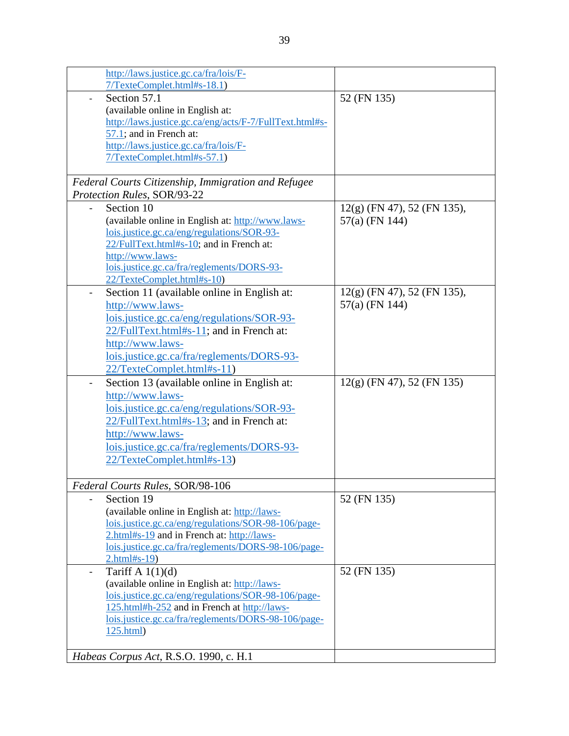| | |
|---|---|
| http://laws.justice.gc.ca/fra/lois/F-7/TexteComplet.html#s-18.1) | |
| - Section 57.1 (available online in English at: http://laws.justice.gc.ca/eng/acts/F-7/FullText.html#s-57.1; and in French at: http://laws.justice.gc.ca/fra/lois/F-7/TexteComplet.html#s-57.1) | 52 (FN 135) |
| *Federal Courts Citizenship, Immigration and Refugee Protection Rules*, SOR/93-22 | |
| - Section 10 (available online in English at: http://www.laws-lois.justice.gc.ca/eng/regulations/SOR-93-22/FullText.html#s-10; and in French at: http://www.laws-lois.justice.gc.ca/fra/reglements/DORS-93-22/TexteComplet.html#s-10) | 12(g) (FN 47), 52 (FN 135), 57(a) (FN 144) |
| - Section 11 (available online in English at: http://www.laws-lois.justice.gc.ca/eng/regulations/SOR-93-22/FullText.html#s-11; and in French at: http://www.laws-lois.justice.gc.ca/fra/reglements/DORS-93-22/TexteComplet.html#s-11) | 12(g) (FN 47), 52 (FN 135), 57(a) (FN 144) |
| - Section 13 (available online in English at: http://www.laws-lois.justice.gc.ca/eng/regulations/SOR-93-22/FullText.html#s-13; and in French at: http://www.laws-lois.justice.gc.ca/fra/reglements/DORS-93-22/TexteComplet.html#s-13) | 12(g) (FN 47), 52 (FN 135) |
| *Federal Courts Rules*, SOR/98-106 | |
| - Section 19 (available online in English at: http://laws-lois.justice.gc.ca/eng/regulations/SOR-98-106/page-2.html#s-19 and in French at: http://laws-lois.justice.gc.ca/fra/reglements/DORS-98-106/page-2.html#s-19) | 52 (FN 135) |
| - Tariff A 1(1)(d) (available online in English at: http://laws-lois.justice.gc.ca/eng/regulations/SOR-98-106/page-125.html#h-252 and in French at http://laws-lois.justice.gc.ca/fra/reglements/DORS-98-106/page-125.html) | 52 (FN 135) |
| *Habeas Corpus Act*, R.S.O. 1990, c. H.1 | |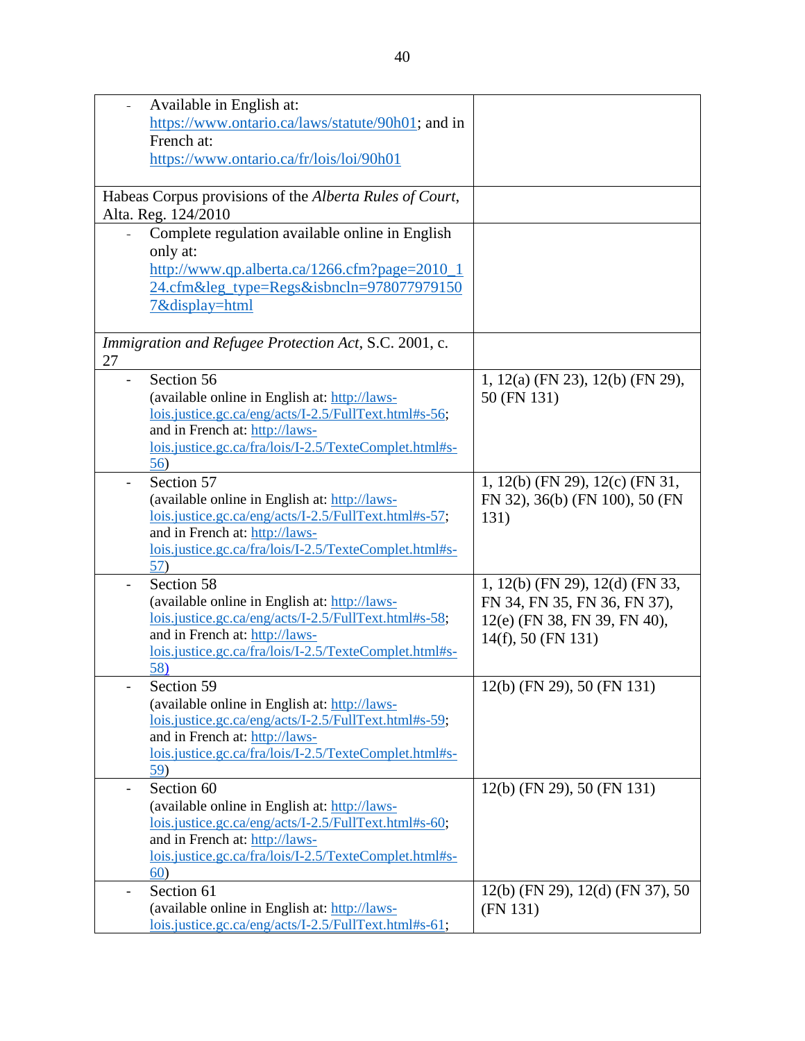| | |
|---|---|
| - Available in English at: https://www.ontario.ca/laws/statute/90h01; and in French at: https://www.ontario.ca/fr/lois/loi/90h01 | |
| Habeas Corpus provisions of the *Alberta Rules of Court*, Alta. Reg. 124/2010 | |
| - Complete regulation available online in English only at: http://www.qp.alberta.ca/1266.cfm?page=2010_124.cfm&leg_type=Regs&isbncln=9780779791507&display=html | |
| *Immigration and Refugee Protection Act*, S.C. 2001, c. 27 | |
| - Section 56 (available online in English at: http://laws-lois.justice.gc.ca/eng/acts/I-2.5/FullText.html#s-56; and in French at: http://laws-lois.justice.gc.ca/fra/lois/I-2.5/TexteComplet.html#s-56) | 1, 12(a) (FN 23), 12(b) (FN 29), 50 (FN 131) |
| - Section 57 (available online in English at: http://laws-lois.justice.gc.ca/eng/acts/I-2.5/FullText.html#s-57; and in French at: http://laws-lois.justice.gc.ca/fra/lois/I-2.5/TexteComplet.html#s-57) | 1, 12(b) (FN 29), 12(c) (FN 31, FN 32), 36(b) (FN 100), 50 (FN 131) |
| - Section 58 (available online in English at: http://laws-lois.justice.gc.ca/eng/acts/I-2.5/FullText.html#s-58; and in French at: http://laws-lois.justice.gc.ca/fra/lois/I-2.5/TexteComplet.html#s-58) | 1, 12(b) (FN 29), 12(d) (FN 33, FN 34, FN 35, FN 36, FN 37), 12(e) (FN 38, FN 39, FN 40), 14(f), 50 (FN 131) |
| - Section 59 (available online in English at: http://laws-lois.justice.gc.ca/eng/acts/I-2.5/FullText.html#s-59; and in French at: http://laws-lois.justice.gc.ca/fra/lois/I-2.5/TexteComplet.html#s-59) | 12(b) (FN 29), 50 (FN 131) |
| - Section 60 (available online in English at: http://laws-lois.justice.gc.ca/eng/acts/I-2.5/FullText.html#s-60; and in French at: http://laws-lois.justice.gc.ca/fra/lois/I-2.5/TexteComplet.html#s-60) | 12(b) (FN 29), 50 (FN 131) |
| - Section 61 (available online in English at: http://laws-lois.justice.gc.ca/eng/acts/I-2.5/FullText.html#s-61; | 12(b) (FN 29), 12(d) (FN 37), 50 (FN 131) |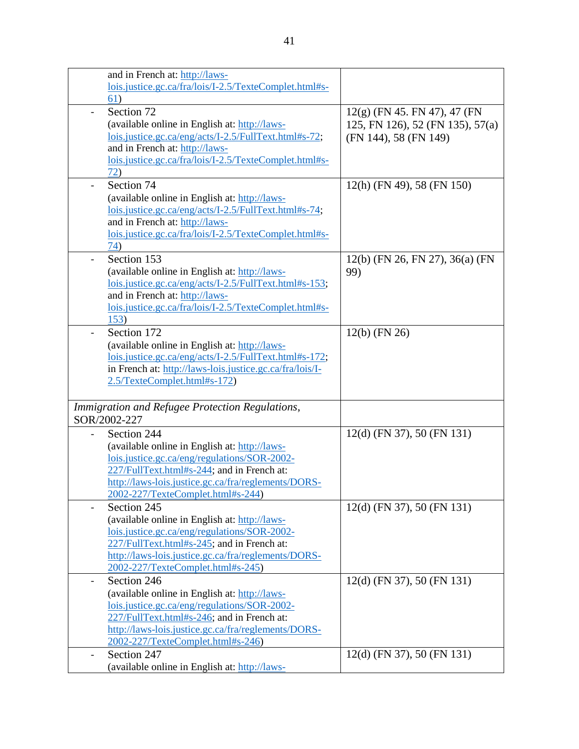| | |
|---|---|
| and in French at: http://laws-lois.justice.gc.ca/fra/lois/I-2.5/TexteComplet.html#s-61) | |
| - Section 72 (available online in English at: http://laws-lois.justice.gc.ca/eng/acts/I-2.5/FullText.html#s-72; and in French at: http://laws-lois.justice.gc.ca/fra/lois/I-2.5/TexteComplet.html#s-72) | 12(g) (FN 45. FN 47), 47 (FN 125, FN 126), 52 (FN 135), 57(a) (FN 144), 58 (FN 149) |
| - Section 74 (available online in English at: http://laws-lois.justice.gc.ca/eng/acts/I-2.5/FullText.html#s-74; and in French at: http://laws-lois.justice.gc.ca/fra/lois/I-2.5/TexteComplet.html#s-74) | 12(h) (FN 49), 58 (FN 150) |
| - Section 153 (available online in English at: http://laws-lois.justice.gc.ca/eng/acts/I-2.5/FullText.html#s-153; and in French at: http://laws-lois.justice.gc.ca/fra/lois/I-2.5/TexteComplet.html#s-153) | 12(b) (FN 26, FN 27), 36(a) (FN 99) |
| - Section 172 (available online in English at: http://laws-lois.justice.gc.ca/eng/acts/I-2.5/FullText.html#s-172; in French at: http://laws-lois.justice.gc.ca/fra/lois/I-2.5/TexteComplet.html#s-172) | 12(b) (FN 26) |
| *Immigration and Refugee Protection Regulations*, SOR/2002-227 | |
| - Section 244 (available online in English at: http://laws-lois.justice.gc.ca/eng/regulations/SOR-2002-227/FullText.html#s-244; and in French at: http://laws-lois.justice.gc.ca/fra/reglements/DORS-2002-227/TexteComplet.html#s-244) | 12(d) (FN 37), 50 (FN 131) |
| - Section 245 (available online in English at: http://laws-lois.justice.gc.ca/eng/regulations/SOR-2002-227/FullText.html#s-245; and in French at: http://laws-lois.justice.gc.ca/fra/reglements/DORS-2002-227/TexteComplet.html#s-245) | 12(d) (FN 37), 50 (FN 131) |
| - Section 246 (available online in English at: http://laws-lois.justice.gc.ca/eng/regulations/SOR-2002-227/FullText.html#s-246; and in French at: http://laws-lois.justice.gc.ca/fra/reglements/DORS-2002-227/TexteComplet.html#s-246) | 12(d) (FN 37), 50 (FN 131) |
| - Section 247 (available online in English at: http://laws- | 12(d) (FN 37), 50 (FN 131) |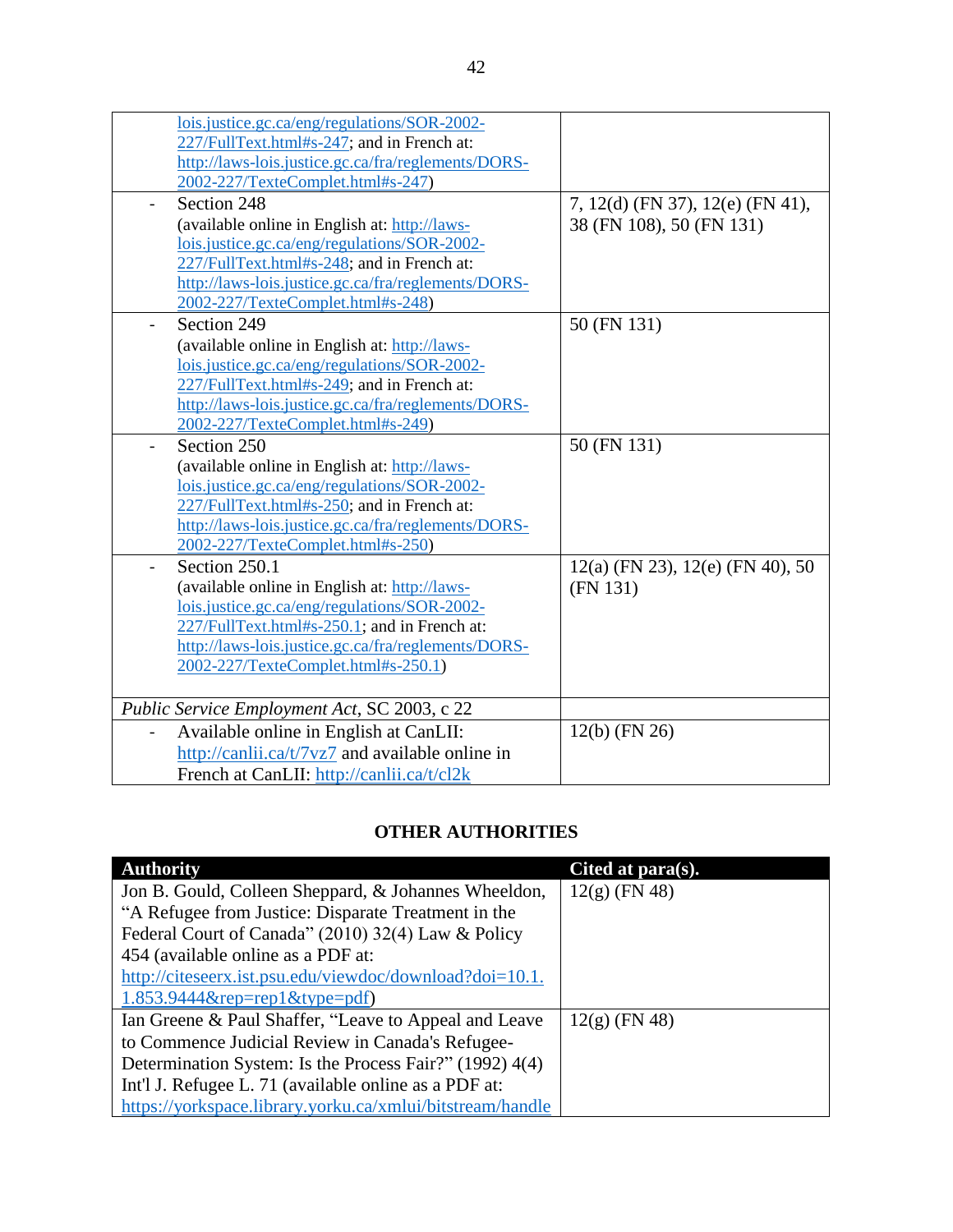| | |
|---|---|
| lois.justice.gc.ca/eng/regulations/SOR-2002-227/FullText.html#s-247; and in French at: http://laws-lois.justice.gc.ca/fra/reglements/DORS-2002-227/TexteComplet.html#s-247) | |
| - Section 248 (available online in English at: http://laws-lois.justice.gc.ca/eng/regulations/SOR-2002-227/FullText.html#s-248; and in French at: http://laws-lois.justice.gc.ca/fra/reglements/DORS-2002-227/TexteComplet.html#s-248) | 7, 12(d) (FN 37), 12(e) (FN 41), 38 (FN 108), 50 (FN 131) |
| - Section 249 (available online in English at: http://laws-lois.justice.gc.ca/eng/regulations/SOR-2002-227/FullText.html#s-249; and in French at: http://laws-lois.justice.gc.ca/fra/reglements/DORS-2002-227/TexteComplet.html#s-249) | 50 (FN 131) |
| - Section 250 (available online in English at: http://laws-lois.justice.gc.ca/eng/regulations/SOR-2002-227/FullText.html#s-250; and in French at: http://laws-lois.justice.gc.ca/fra/reglements/DORS-2002-227/TexteComplet.html#s-250) | 50 (FN 131) |
| - Section 250.1 (available online in English at: http://laws-lois.justice.gc.ca/eng/regulations/SOR-2002-227/FullText.html#s-250.1; and in French at: http://laws-lois.justice.gc.ca/fra/reglements/DORS-2002-227/TexteComplet.html#s-250.1) | 12(a) (FN 23), 12(e) (FN 40), 50 (FN 131) |
| *Public Service Employment Act*, SC 2003, c 22 | |
| - Available online in English at CanLII: http://canlii.ca/t/7vz7 and available online in French at CanLII: http://canlii.ca/t/cl2k | 12(b) (FN 26) |

## OTHER AUTHORITIES

| Authority | Cited at para(s). |
|---|---|
| Jon B. Gould, Colleen Sheppard, & Johannes Wheeldon, "A Refugee from Justice: Disparate Treatment in the Federal Court of Canada" (2010) 32(4) Law & Policy 454 (available online as a PDF at: http://citeseerx.ist.psu.edu/viewdoc/download?doi=10.1.1.853.9444&rep=rep1&type=pdf) | 12(g) (FN 48) |
| Ian Greene & Paul Shaffer, "Leave to Appeal and Leave to Commence Judicial Review in Canada's Refugee-Determination System: Is the Process Fair?" (1992) 4(4) Int'l J. Refugee L. 71 (available online as a PDF at: https://yorkspace.library.yorku.ca/xmlui/bitstream/handle | 12(g) (FN 48) |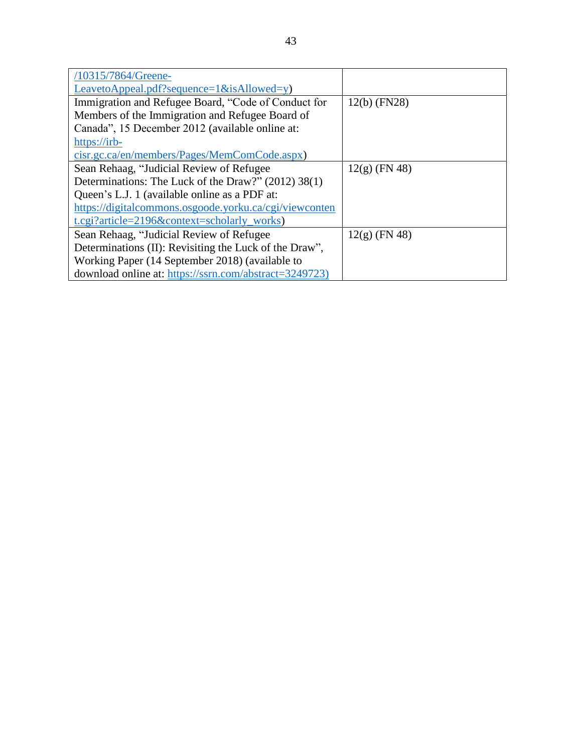| | |
|---|---|
| /10315/7864/Greene-LeavetoAppeal.pdf?sequence=1&isAllowed=y) | |
| Immigration and Refugee Board, "Code of Conduct for Members of the Immigration and Refugee Board of Canada", 15 December 2012 (available online at: https://irb-cisr.gc.ca/en/members/Pages/MemComCode.aspx) | 12(b) (FN28) |
| Sean Rehaag, "Judicial Review of Refugee Determinations: The Luck of the Draw?" (2012) 38(1) Queen's L.J. 1 (available online as a PDF at: https://digitalcommons.osgoode.yorku.ca/cgi/viewcontent.cgi?article=2196&context=scholarly_works) | 12(g) (FN 48) |
| Sean Rehaag, "Judicial Review of Refugee Determinations (II): Revisiting the Luck of the Draw", Working Paper (14 September 2018) (available to download online at: https://ssrn.com/abstract=3249723) | 12(g) (FN 48) |